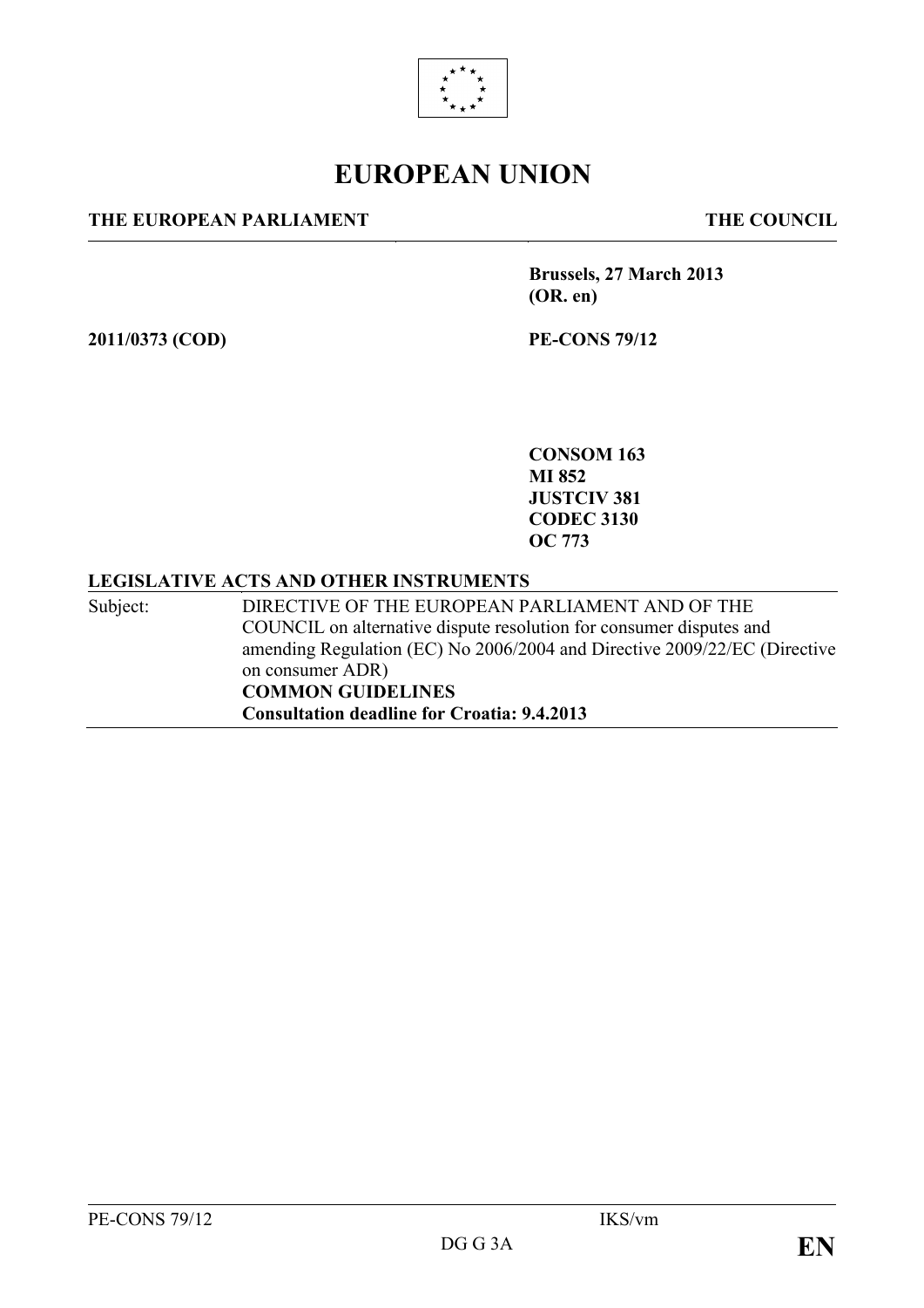# EUROPEAN UNION

**THE EUROPEAN PARLIAMENT** **THE COUNCIL**

**Brussels, 27 March 2013**
**(OR. en)**

**2011/0373 (COD)** **PE-CONS 79/12**

**CONSOM 163**
**MI 852**
**JUSTCIV 381**
**CODEC 3130**
**OC 773**

**LEGISLATIVE ACTS AND OTHER INSTRUMENTS**

Subject: DIRECTIVE OF THE EUROPEAN PARLIAMENT AND OF THE COUNCIL on alternative dispute resolution for consumer disputes and amending Regulation (EC) No 2006/2004 and Directive 2009/22/EC (Directive on consumer ADR)
**COMMON GUIDELINES**
**Consultation deadline for Croatia: 9.4.2013**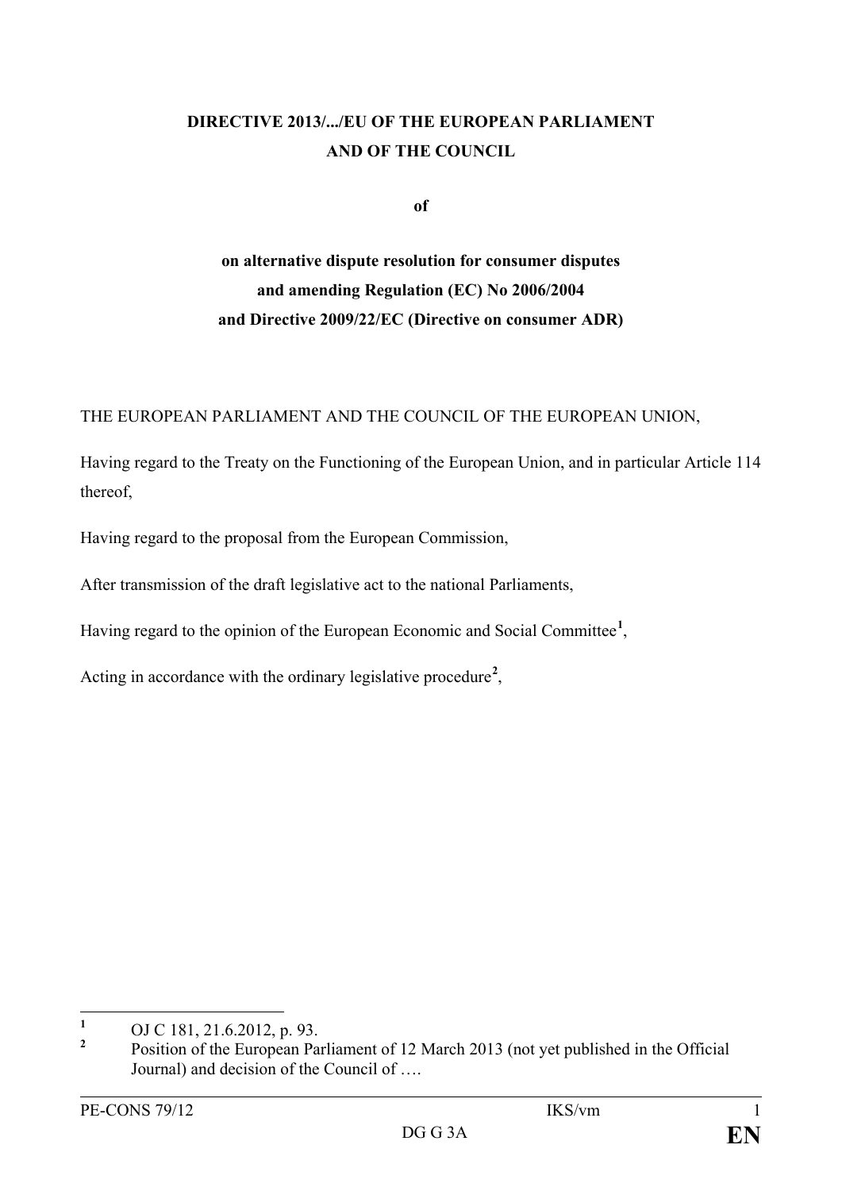**DIRECTIVE 2013/.../EU OF THE EUROPEAN PARLIAMENT AND OF THE COUNCIL**

**of**

**on alternative dispute resolution for consumer disputes and amending Regulation (EC) No 2006/2004 and Directive 2009/22/EC (Directive on consumer ADR)**

THE EUROPEAN PARLIAMENT AND THE COUNCIL OF THE EUROPEAN UNION,

Having regard to the Treaty on the Functioning of the European Union, and in particular Article 114 thereof,

Having regard to the proposal from the European Commission,

After transmission of the draft legislative act to the national Parliaments,

Having regard to the opinion of the European Economic and Social Committee[1],

Acting in accordance with the ordinary legislative procedure[2],

---

[1] OJ C 181, 21.6.2012, p. 93.

[2] Position of the European Parliament of 12 March 2013 (not yet published in the Official Journal) and decision of the Council of ….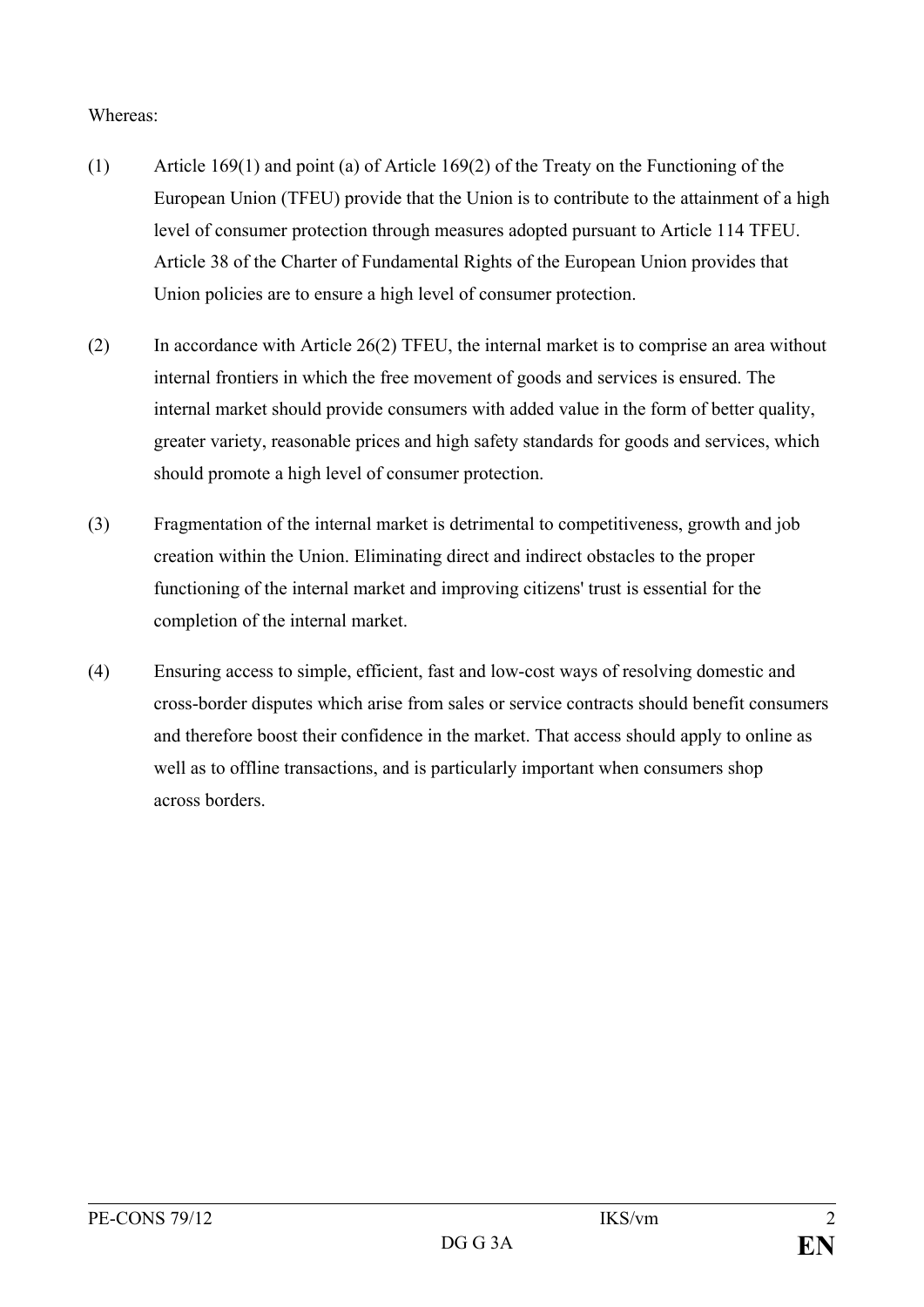Whereas:

(1) Article 169(1) and point (a) of Article 169(2) of the Treaty on the Functioning of the European Union (TFEU) provide that the Union is to contribute to the attainment of a high level of consumer protection through measures adopted pursuant to Article 114 TFEU. Article 38 of the Charter of Fundamental Rights of the European Union provides that Union policies are to ensure a high level of consumer protection.

(2) In accordance with Article 26(2) TFEU, the internal market is to comprise an area without internal frontiers in which the free movement of goods and services is ensured. The internal market should provide consumers with added value in the form of better quality, greater variety, reasonable prices and high safety standards for goods and services, which should promote a high level of consumer protection.

(3) Fragmentation of the internal market is detrimental to competitiveness, growth and job creation within the Union. Eliminating direct and indirect obstacles to the proper functioning of the internal market and improving citizens' trust is essential for the completion of the internal market.

(4) Ensuring access to simple, efficient, fast and low-cost ways of resolving domestic and cross-border disputes which arise from sales or service contracts should benefit consumers and therefore boost their confidence in the market. That access should apply to online as well as to offline transactions, and is particularly important when consumers shop across borders.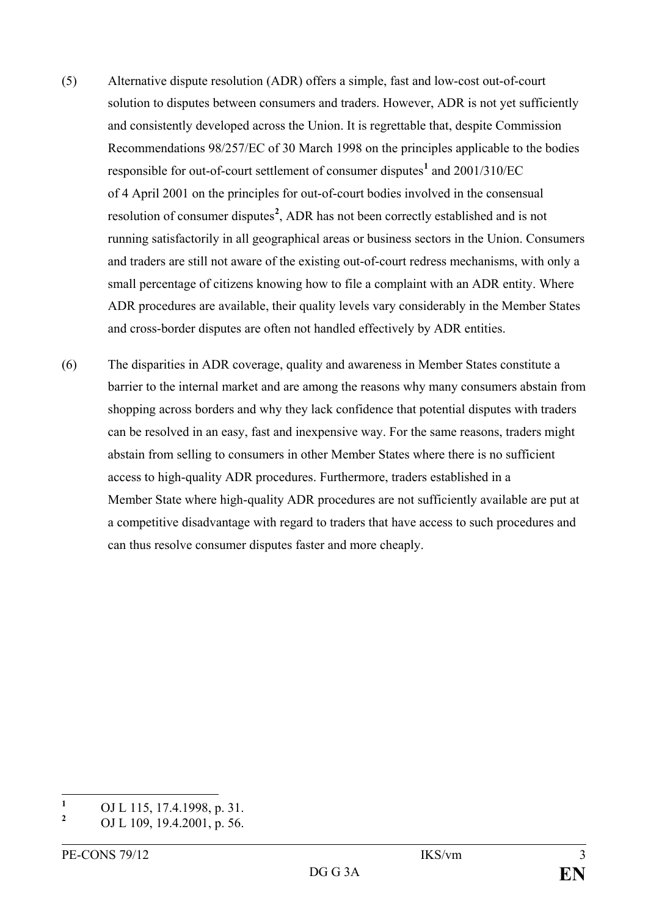(5) Alternative dispute resolution (ADR) offers a simple, fast and low-cost out-of-court solution to disputes between consumers and traders. However, ADR is not yet sufficiently and consistently developed across the Union. It is regrettable that, despite Commission Recommendations 98/257/EC of 30 March 1998 on the principles applicable to the bodies responsible for out-of-court settlement of consumer disputes[1] and 2001/310/EC of 4 April 2001 on the principles for out-of-court bodies involved in the consensual resolution of consumer disputes[2], ADR has not been correctly established and is not running satisfactorily in all geographical areas or business sectors in the Union. Consumers and traders are still not aware of the existing out-of-court redress mechanisms, with only a small percentage of citizens knowing how to file a complaint with an ADR entity. Where ADR procedures are available, their quality levels vary considerably in the Member States and cross-border disputes are often not handled effectively by ADR entities.

(6) The disparities in ADR coverage, quality and awareness in Member States constitute a barrier to the internal market and are among the reasons why many consumers abstain from shopping across borders and why they lack confidence that potential disputes with traders can be resolved in an easy, fast and inexpensive way. For the same reasons, traders might abstain from selling to consumers in other Member States where there is no sufficient access to high-quality ADR procedures. Furthermore, traders established in a Member State where high-quality ADR procedures are not sufficiently available are put at a competitive disadvantage with regard to traders that have access to such procedures and can thus resolve consumer disputes faster and more cheaply.

---

[1] OJ L 115, 17.4.1998, p. 31.

[2] OJ L 109, 19.4.2001, p. 56.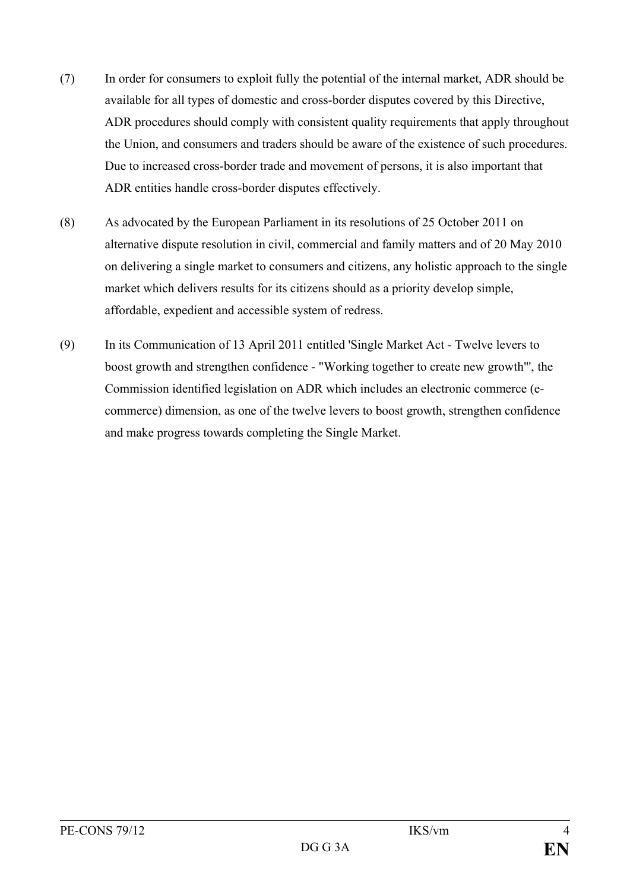(7) In order for consumers to exploit fully the potential of the internal market, ADR should be available for all types of domestic and cross-border disputes covered by this Directive, ADR procedures should comply with consistent quality requirements that apply throughout the Union, and consumers and traders should be aware of the existence of such procedures. Due to increased cross-border trade and movement of persons, it is also important that ADR entities handle cross-border disputes effectively.

(8) As advocated by the European Parliament in its resolutions of 25 October 2011 on alternative dispute resolution in civil, commercial and family matters and of 20 May 2010 on delivering a single market to consumers and citizens, any holistic approach to the single market which delivers results for its citizens should as a priority develop simple, affordable, expedient and accessible system of redress.

(9) In its Communication of 13 April 2011 entitled 'Single Market Act - Twelve levers to boost growth and strengthen confidence - "Working together to create new growth"', the Commission identified legislation on ADR which includes an electronic commerce (e-commerce) dimension, as one of the twelve levers to boost growth, strengthen confidence and make progress towards completing the Single Market.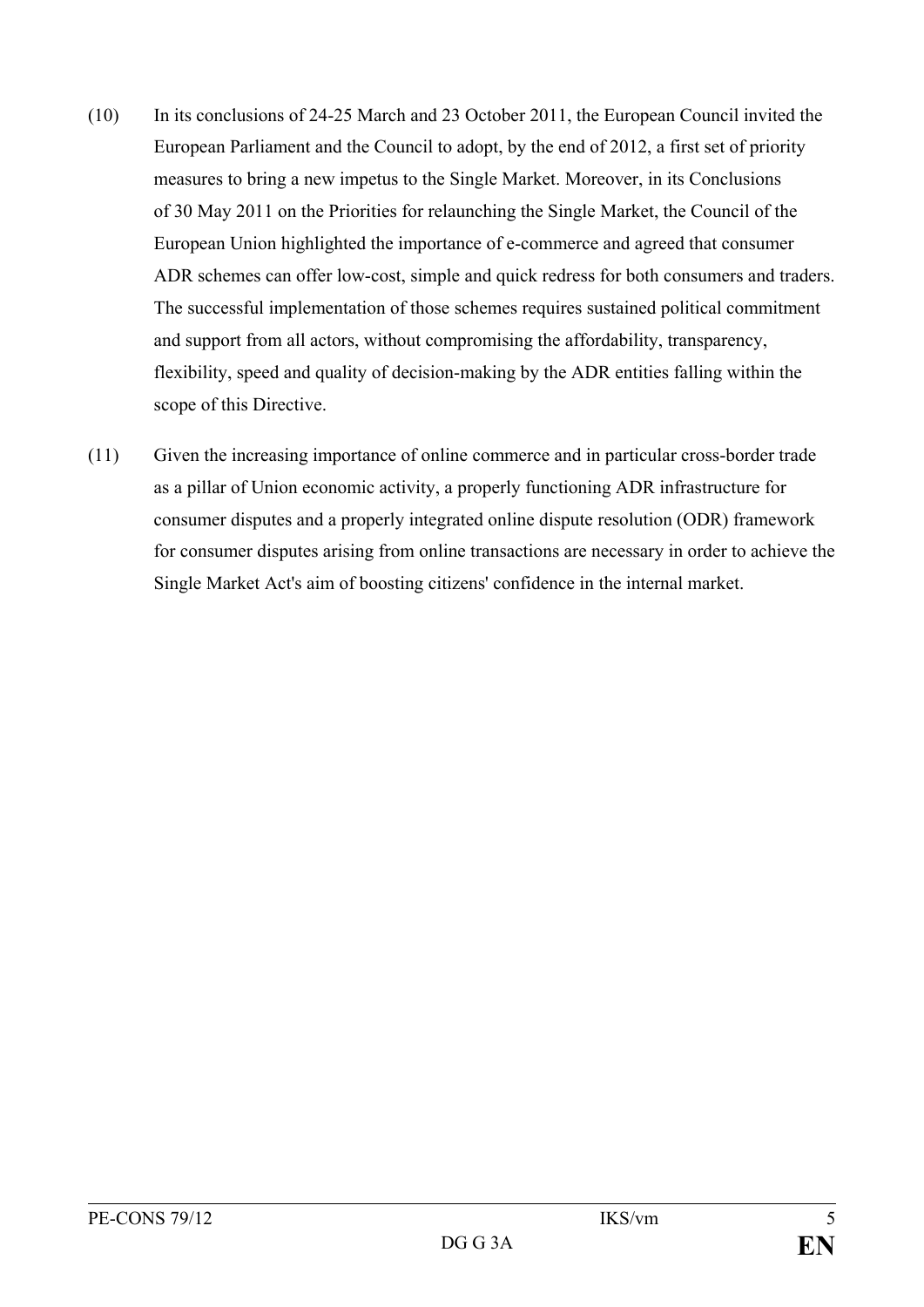(10) In its conclusions of 24-25 March and 23 October 2011, the European Council invited the European Parliament and the Council to adopt, by the end of 2012, a first set of priority measures to bring a new impetus to the Single Market. Moreover, in its Conclusions of 30 May 2011 on the Priorities for relaunching the Single Market, the Council of the European Union highlighted the importance of e-commerce and agreed that consumer ADR schemes can offer low-cost, simple and quick redress for both consumers and traders. The successful implementation of those schemes requires sustained political commitment and support from all actors, without compromising the affordability, transparency, flexibility, speed and quality of decision-making by the ADR entities falling within the scope of this Directive.

(11) Given the increasing importance of online commerce and in particular cross-border trade as a pillar of Union economic activity, a properly functioning ADR infrastructure for consumer disputes and a properly integrated online dispute resolution (ODR) framework for consumer disputes arising from online transactions are necessary in order to achieve the Single Market Act's aim of boosting citizens' confidence in the internal market.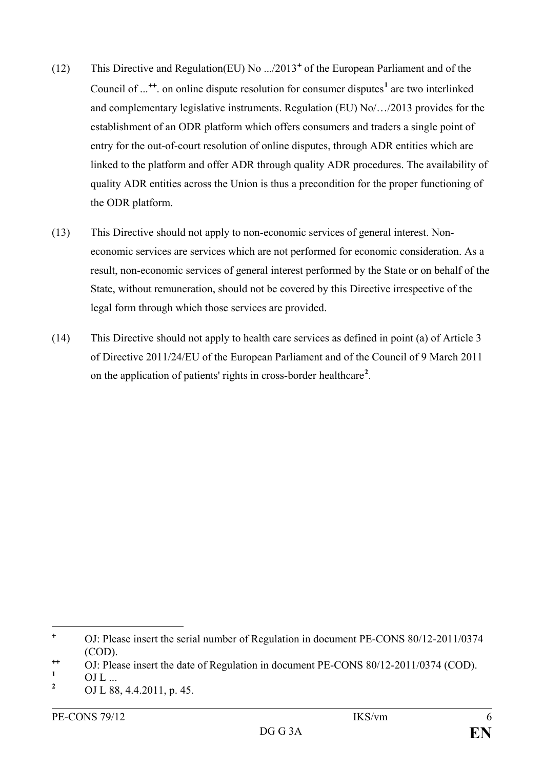(12) This Directive and Regulation(EU) No .../2013[+] of the European Parliament and of the Council of ...[++]. on online dispute resolution for consumer disputes[1] are two interlinked and complementary legislative instruments. Regulation (EU) No/…/2013 provides for the establishment of an ODR platform which offers consumers and traders a single point of entry for the out-of-court resolution of online disputes, through ADR entities which are linked to the platform and offer ADR through quality ADR procedures. The availability of quality ADR entities across the Union is thus a precondition for the proper functioning of the ODR platform.

(13) This Directive should not apply to non-economic services of general interest. Non-economic services are services which are not performed for economic consideration. As a result, non-economic services of general interest performed by the State or on behalf of the State, without remuneration, should not be covered by this Directive irrespective of the legal form through which those services are provided.

(14) This Directive should not apply to health care services as defined in point (a) of Article 3 of Directive 2011/24/EU of the European Parliament and of the Council of 9 March 2011 on the application of patients' rights in cross-border healthcare[2].

---

[+] OJ: Please insert the serial number of Regulation in document PE-CONS 80/12-2011/0374 (COD).

[++] OJ: Please insert the date of Regulation in document PE-CONS 80/12-2011/0374 (COD).

[1] OJ L ...

[2] OJ L 88, 4.4.2011, p. 45.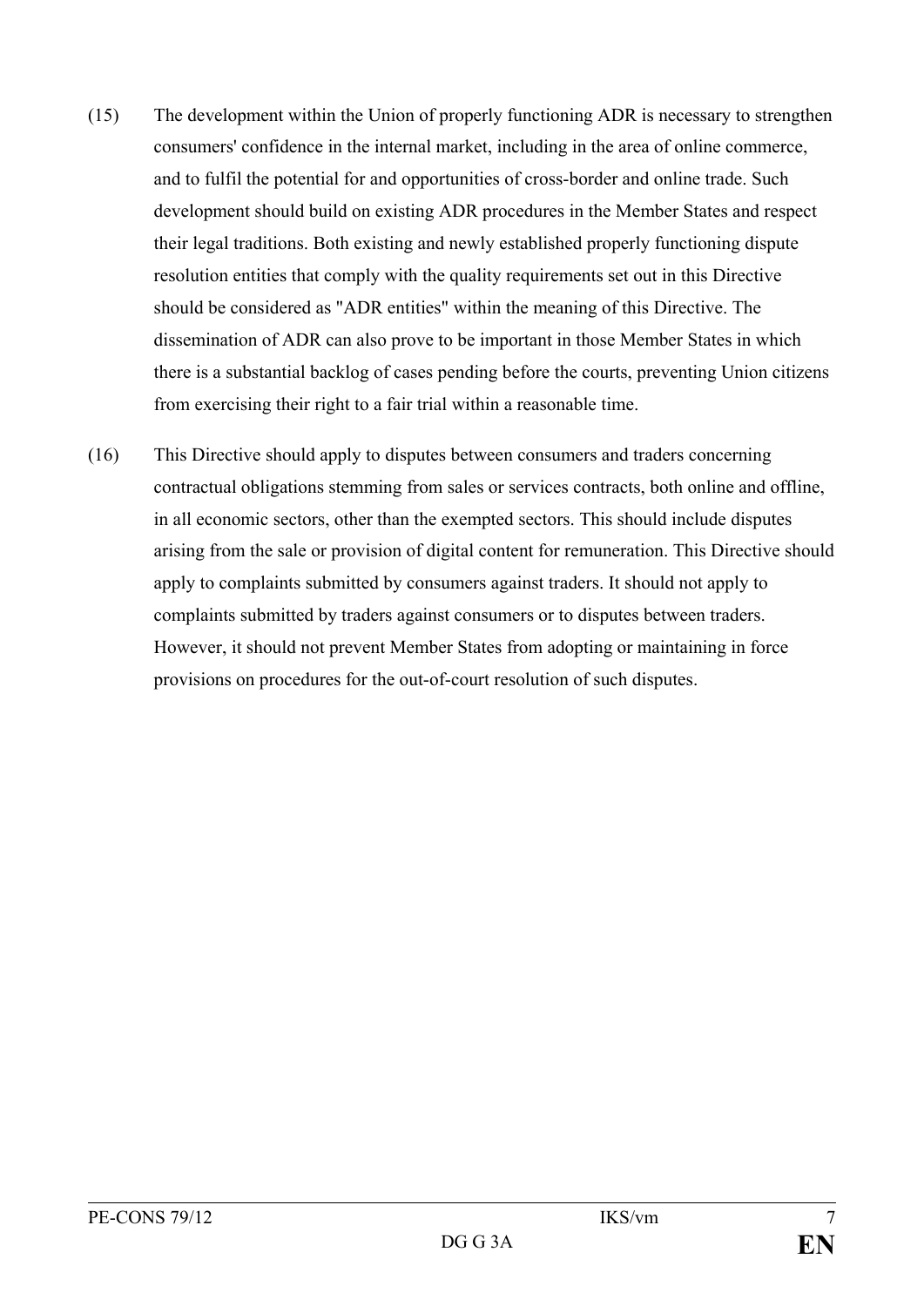(15) The development within the Union of properly functioning ADR is necessary to strengthen consumers' confidence in the internal market, including in the area of online commerce, and to fulfil the potential for and opportunities of cross-border and online trade. Such development should build on existing ADR procedures in the Member States and respect their legal traditions. Both existing and newly established properly functioning dispute resolution entities that comply with the quality requirements set out in this Directive should be considered as "ADR entities" within the meaning of this Directive. The dissemination of ADR can also prove to be important in those Member States in which there is a substantial backlog of cases pending before the courts, preventing Union citizens from exercising their right to a fair trial within a reasonable time.

(16) This Directive should apply to disputes between consumers and traders concerning contractual obligations stemming from sales or services contracts, both online and offline, in all economic sectors, other than the exempted sectors. This should include disputes arising from the sale or provision of digital content for remuneration. This Directive should apply to complaints submitted by consumers against traders. It should not apply to complaints submitted by traders against consumers or to disputes between traders. However, it should not prevent Member States from adopting or maintaining in force provisions on procedures for the out-of-court resolution of such disputes.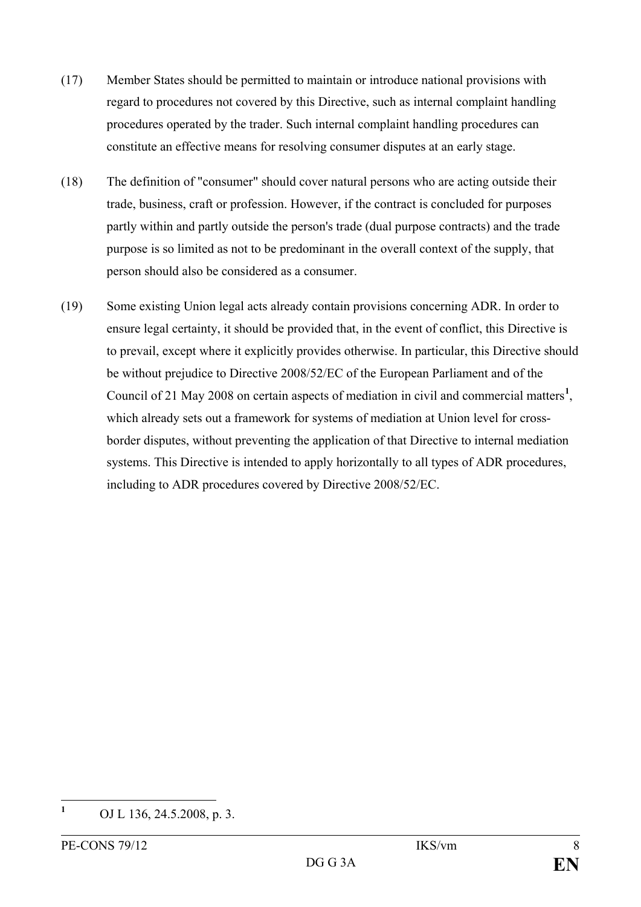(17) Member States should be permitted to maintain or introduce national provisions with regard to procedures not covered by this Directive, such as internal complaint handling procedures operated by the trader. Such internal complaint handling procedures can constitute an effective means for resolving consumer disputes at an early stage.

(18) The definition of "consumer" should cover natural persons who are acting outside their trade, business, craft or profession. However, if the contract is concluded for purposes partly within and partly outside the person's trade (dual purpose contracts) and the trade purpose is so limited as not to be predominant in the overall context of the supply, that person should also be considered as a consumer.

(19) Some existing Union legal acts already contain provisions concerning ADR. In order to ensure legal certainty, it should be provided that, in the event of conflict, this Directive is to prevail, except where it explicitly provides otherwise. In particular, this Directive should be without prejudice to Directive 2008/52/EC of the European Parliament and of the Council of 21 May 2008 on certain aspects of mediation in civil and commercial matters[1], which already sets out a framework for systems of mediation at Union level for cross-border disputes, without preventing the application of that Directive to internal mediation systems. This Directive is intended to apply horizontally to all types of ADR procedures, including to ADR procedures covered by Directive 2008/52/EC.

[1] OJ L 136, 24.5.2008, p. 3.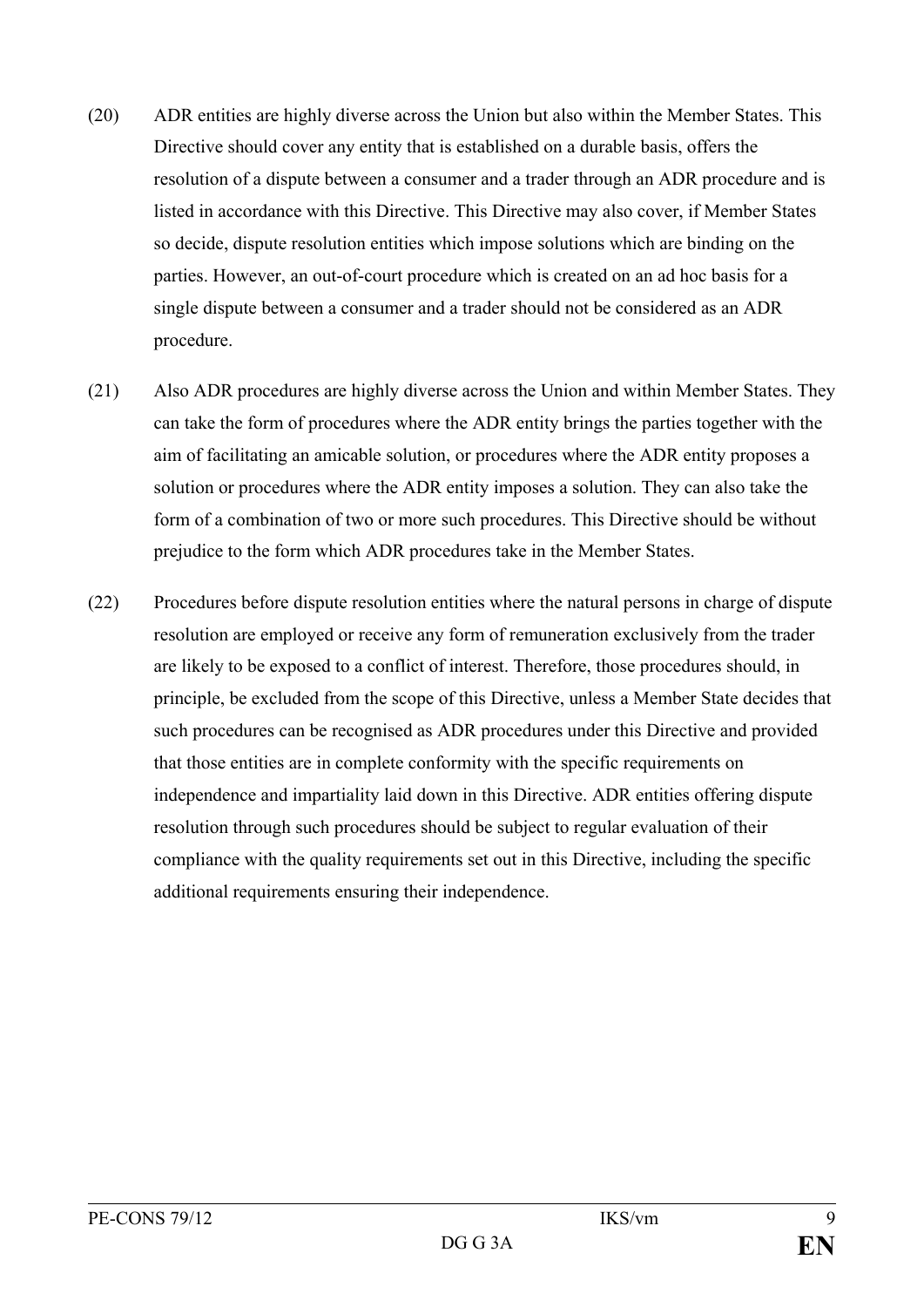(20) ADR entities are highly diverse across the Union but also within the Member States. This Directive should cover any entity that is established on a durable basis, offers the resolution of a dispute between a consumer and a trader through an ADR procedure and is listed in accordance with this Directive. This Directive may also cover, if Member States so decide, dispute resolution entities which impose solutions which are binding on the parties. However, an out-of-court procedure which is created on an ad hoc basis for a single dispute between a consumer and a trader should not be considered as an ADR procedure.

(21) Also ADR procedures are highly diverse across the Union and within Member States. They can take the form of procedures where the ADR entity brings the parties together with the aim of facilitating an amicable solution, or procedures where the ADR entity proposes a solution or procedures where the ADR entity imposes a solution. They can also take the form of a combination of two or more such procedures. This Directive should be without prejudice to the form which ADR procedures take in the Member States.

(22) Procedures before dispute resolution entities where the natural persons in charge of dispute resolution are employed or receive any form of remuneration exclusively from the trader are likely to be exposed to a conflict of interest. Therefore, those procedures should, in principle, be excluded from the scope of this Directive, unless a Member State decides that such procedures can be recognised as ADR procedures under this Directive and provided that those entities are in complete conformity with the specific requirements on independence and impartiality laid down in this Directive. ADR entities offering dispute resolution through such procedures should be subject to regular evaluation of their compliance with the quality requirements set out in this Directive, including the specific additional requirements ensuring their independence.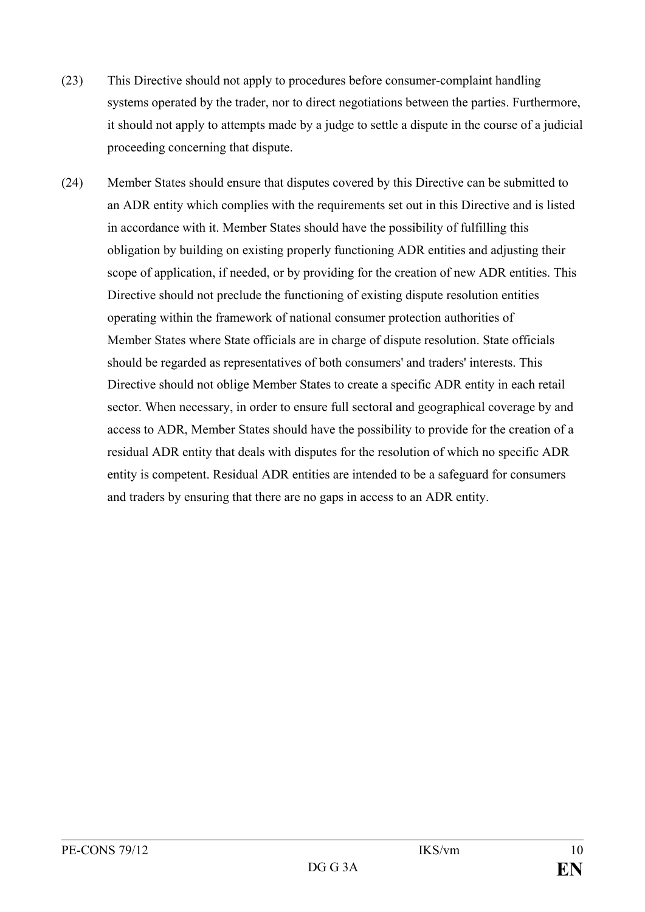(23) This Directive should not apply to procedures before consumer-complaint handling systems operated by the trader, nor to direct negotiations between the parties. Furthermore, it should not apply to attempts made by a judge to settle a dispute in the course of a judicial proceeding concerning that dispute.

(24) Member States should ensure that disputes covered by this Directive can be submitted to an ADR entity which complies with the requirements set out in this Directive and is listed in accordance with it. Member States should have the possibility of fulfilling this obligation by building on existing properly functioning ADR entities and adjusting their scope of application, if needed, or by providing for the creation of new ADR entities. This Directive should not preclude the functioning of existing dispute resolution entities operating within the framework of national consumer protection authorities of Member States where State officials are in charge of dispute resolution. State officials should be regarded as representatives of both consumers' and traders' interests. This Directive should not oblige Member States to create a specific ADR entity in each retail sector. When necessary, in order to ensure full sectoral and geographical coverage by and access to ADR, Member States should have the possibility to provide for the creation of a residual ADR entity that deals with disputes for the resolution of which no specific ADR entity is competent. Residual ADR entities are intended to be a safeguard for consumers and traders by ensuring that there are no gaps in access to an ADR entity.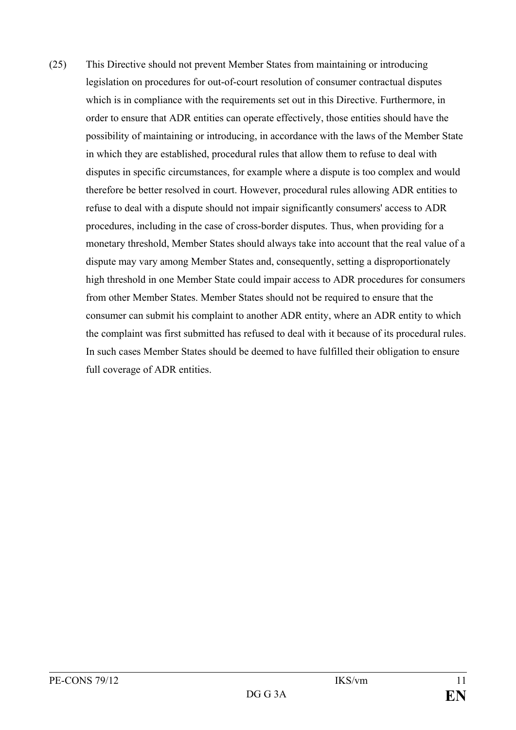(25) This Directive should not prevent Member States from maintaining or introducing legislation on procedures for out-of-court resolution of consumer contractual disputes which is in compliance with the requirements set out in this Directive. Furthermore, in order to ensure that ADR entities can operate effectively, those entities should have the possibility of maintaining or introducing, in accordance with the laws of the Member State in which they are established, procedural rules that allow them to refuse to deal with disputes in specific circumstances, for example where a dispute is too complex and would therefore be better resolved in court. However, procedural rules allowing ADR entities to refuse to deal with a dispute should not impair significantly consumers' access to ADR procedures, including in the case of cross-border disputes. Thus, when providing for a monetary threshold, Member States should always take into account that the real value of a dispute may vary among Member States and, consequently, setting a disproportionately high threshold in one Member State could impair access to ADR procedures for consumers from other Member States. Member States should not be required to ensure that the consumer can submit his complaint to another ADR entity, where an ADR entity to which the complaint was first submitted has refused to deal with it because of its procedural rules. In such cases Member States should be deemed to have fulfilled their obligation to ensure full coverage of ADR entities.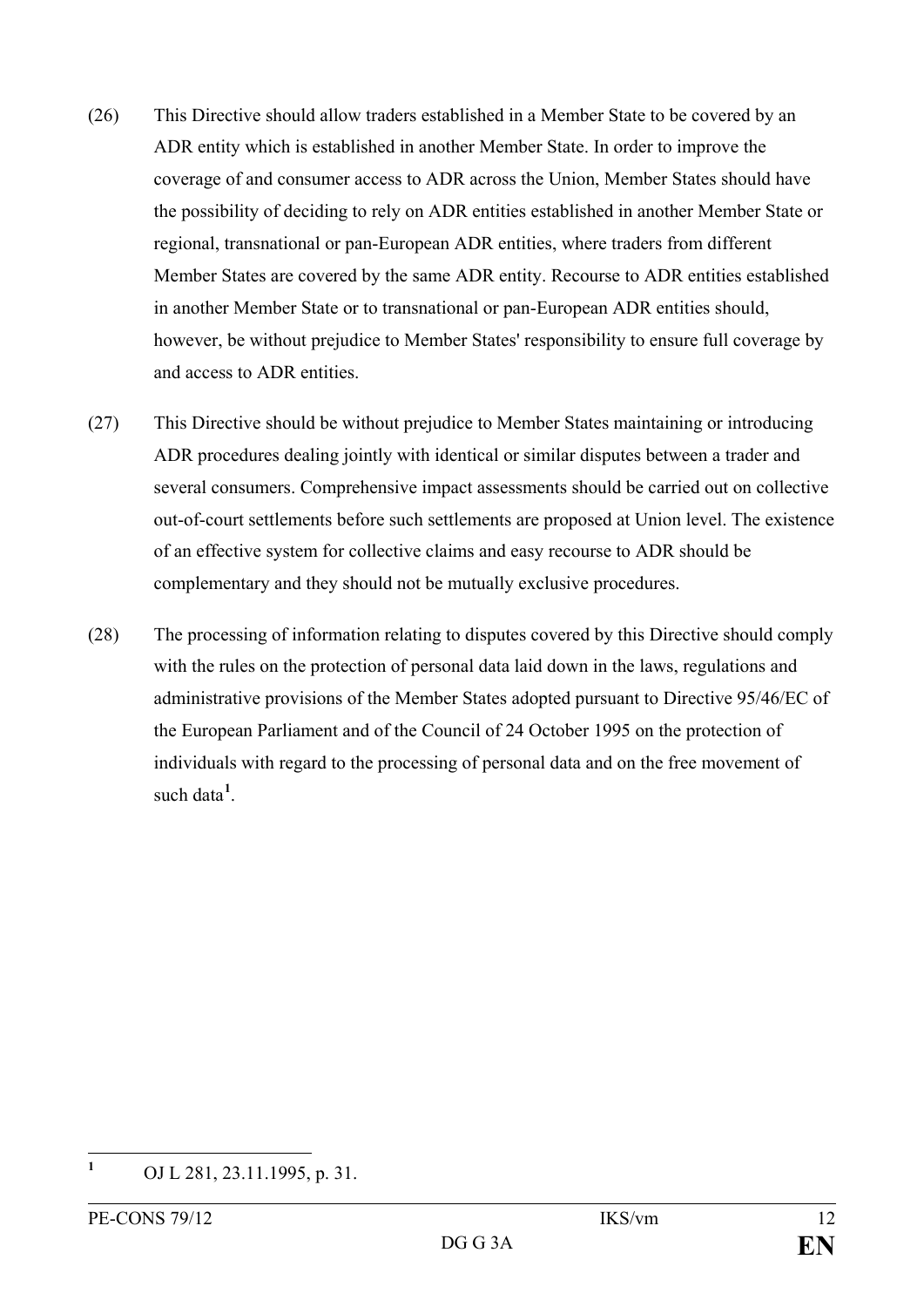(26) This Directive should allow traders established in a Member State to be covered by an ADR entity which is established in another Member State. In order to improve the coverage of and consumer access to ADR across the Union, Member States should have the possibility of deciding to rely on ADR entities established in another Member State or regional, transnational or pan-European ADR entities, where traders from different Member States are covered by the same ADR entity. Recourse to ADR entities established in another Member State or to transnational or pan-European ADR entities should, however, be without prejudice to Member States' responsibility to ensure full coverage by and access to ADR entities.

(27) This Directive should be without prejudice to Member States maintaining or introducing ADR procedures dealing jointly with identical or similar disputes between a trader and several consumers. Comprehensive impact assessments should be carried out on collective out-of-court settlements before such settlements are proposed at Union level. The existence of an effective system for collective claims and easy recourse to ADR should be complementary and they should not be mutually exclusive procedures.

(28) The processing of information relating to disputes covered by this Directive should comply with the rules on the protection of personal data laid down in the laws, regulations and administrative provisions of the Member States adopted pursuant to Directive 95/46/EC of the European Parliament and of the Council of 24 October 1995 on the protection of individuals with regard to the processing of personal data and on the free movement of such data[1].

---

[1] OJ L 281, 23.11.1995, p. 31.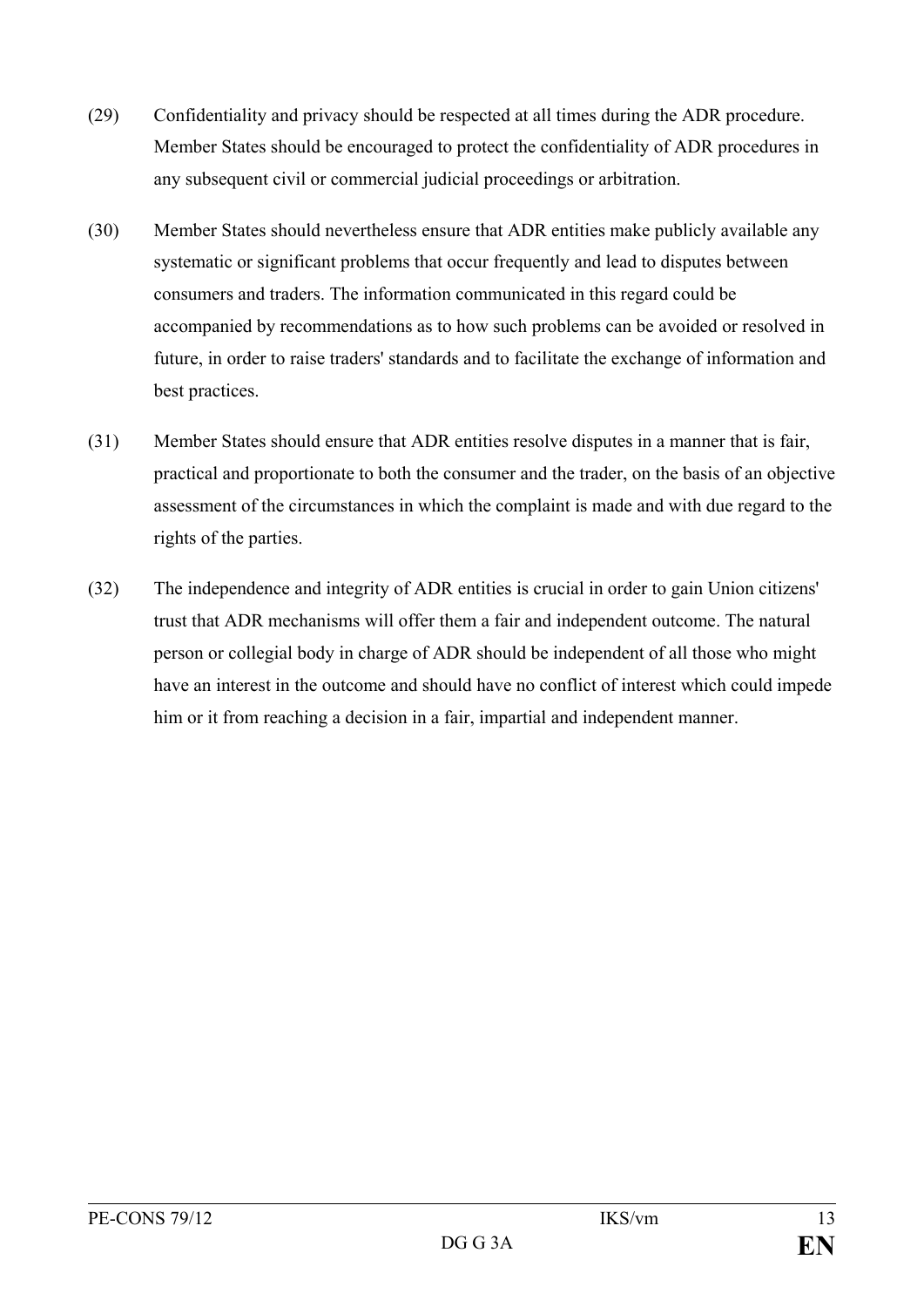(29) Confidentiality and privacy should be respected at all times during the ADR procedure. Member States should be encouraged to protect the confidentiality of ADR procedures in any subsequent civil or commercial judicial proceedings or arbitration.

(30) Member States should nevertheless ensure that ADR entities make publicly available any systematic or significant problems that occur frequently and lead to disputes between consumers and traders. The information communicated in this regard could be accompanied by recommendations as to how such problems can be avoided or resolved in future, in order to raise traders' standards and to facilitate the exchange of information and best practices.

(31) Member States should ensure that ADR entities resolve disputes in a manner that is fair, practical and proportionate to both the consumer and the trader, on the basis of an objective assessment of the circumstances in which the complaint is made and with due regard to the rights of the parties.

(32) The independence and integrity of ADR entities is crucial in order to gain Union citizens' trust that ADR mechanisms will offer them a fair and independent outcome. The natural person or collegial body in charge of ADR should be independent of all those who might have an interest in the outcome and should have no conflict of interest which could impede him or it from reaching a decision in a fair, impartial and independent manner.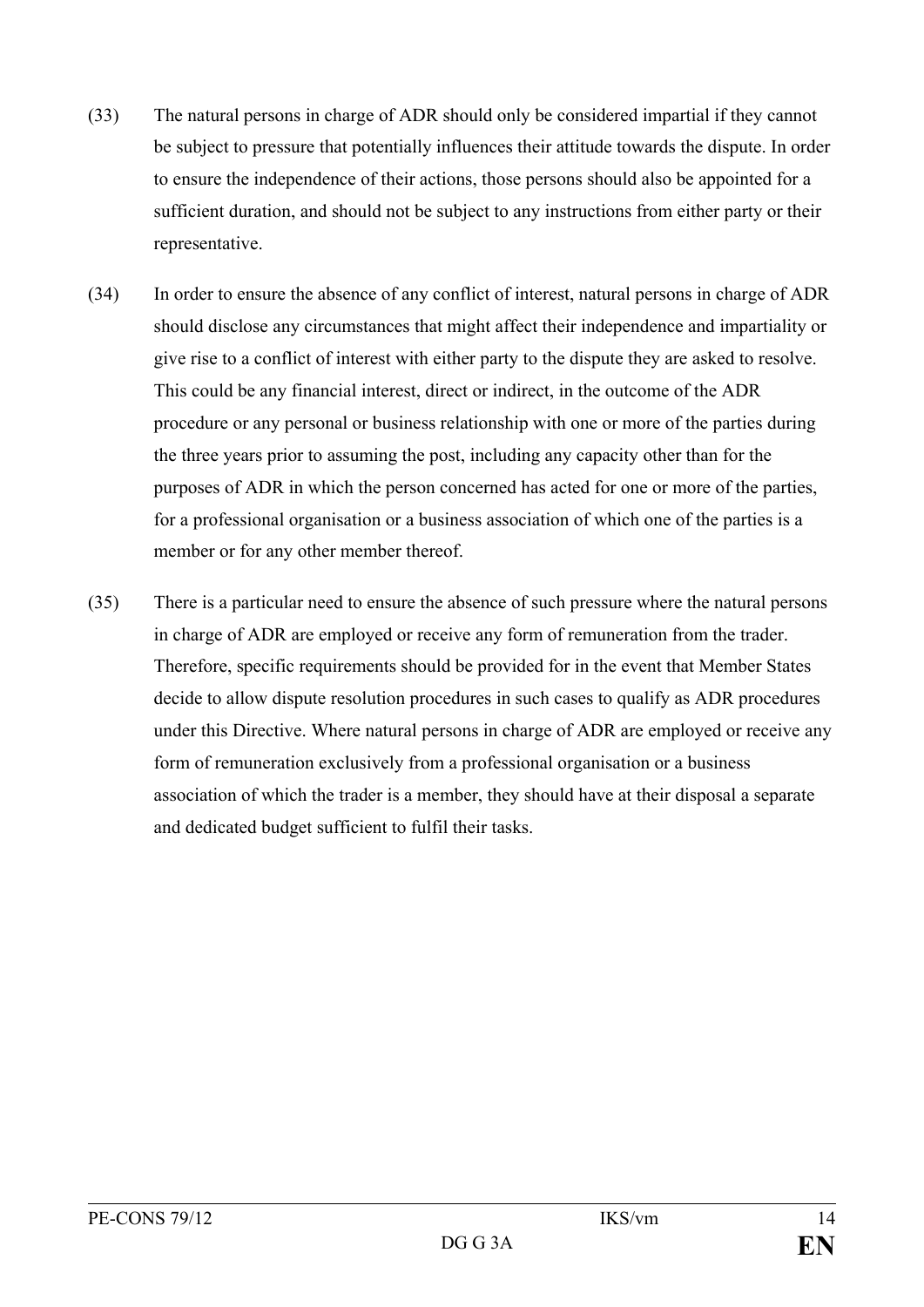(33) The natural persons in charge of ADR should only be considered impartial if they cannot be subject to pressure that potentially influences their attitude towards the dispute. In order to ensure the independence of their actions, those persons should also be appointed for a sufficient duration, and should not be subject to any instructions from either party or their representative.

(34) In order to ensure the absence of any conflict of interest, natural persons in charge of ADR should disclose any circumstances that might affect their independence and impartiality or give rise to a conflict of interest with either party to the dispute they are asked to resolve. This could be any financial interest, direct or indirect, in the outcome of the ADR procedure or any personal or business relationship with one or more of the parties during the three years prior to assuming the post, including any capacity other than for the purposes of ADR in which the person concerned has acted for one or more of the parties, for a professional organisation or a business association of which one of the parties is a member or for any other member thereof.

(35) There is a particular need to ensure the absence of such pressure where the natural persons in charge of ADR are employed or receive any form of remuneration from the trader. Therefore, specific requirements should be provided for in the event that Member States decide to allow dispute resolution procedures in such cases to qualify as ADR procedures under this Directive. Where natural persons in charge of ADR are employed or receive any form of remuneration exclusively from a professional organisation or a business association of which the trader is a member, they should have at their disposal a separate and dedicated budget sufficient to fulfil their tasks.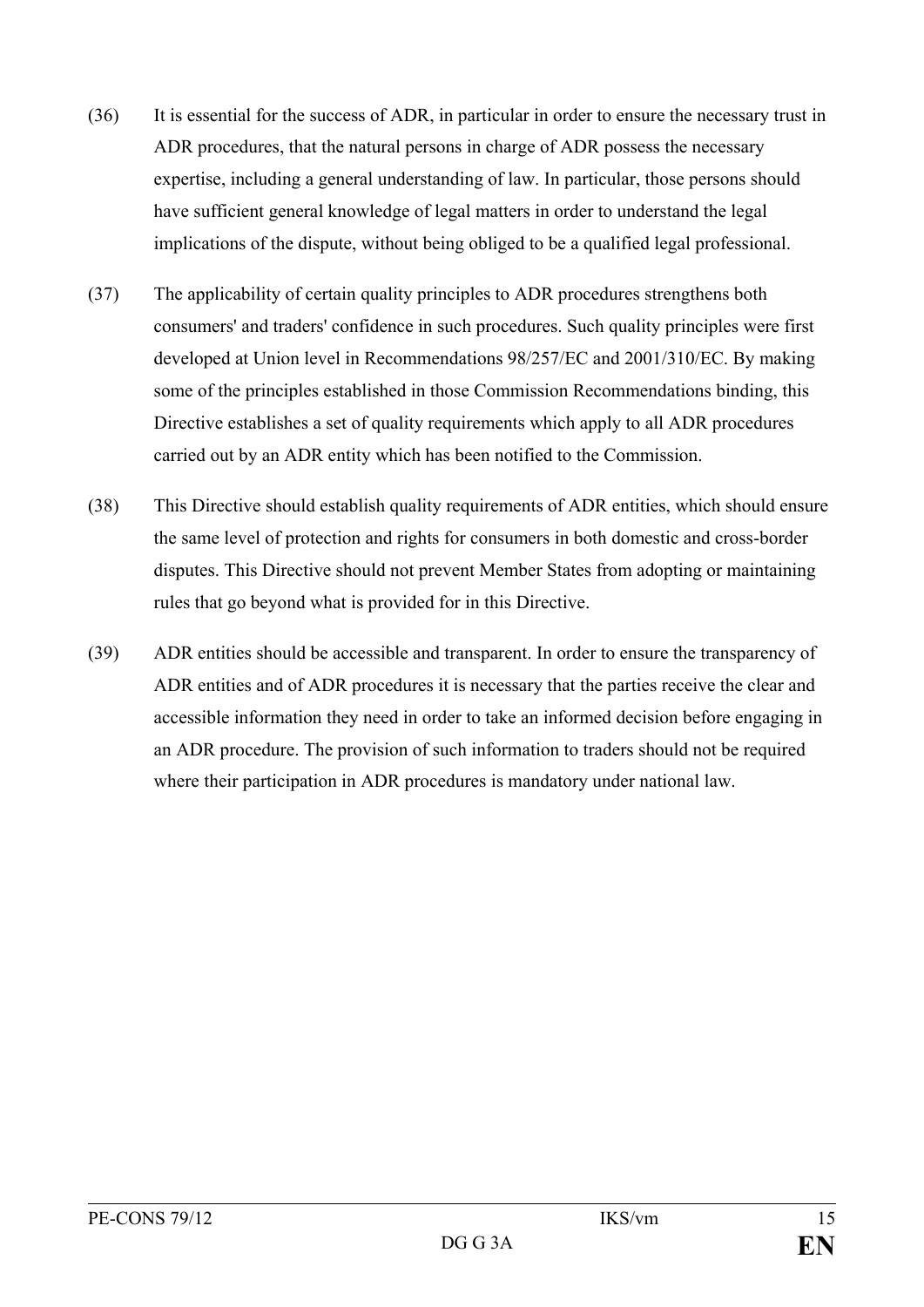(36) It is essential for the success of ADR, in particular in order to ensure the necessary trust in ADR procedures, that the natural persons in charge of ADR possess the necessary expertise, including a general understanding of law. In particular, those persons should have sufficient general knowledge of legal matters in order to understand the legal implications of the dispute, without being obliged to be a qualified legal professional.

(37) The applicability of certain quality principles to ADR procedures strengthens both consumers' and traders' confidence in such procedures. Such quality principles were first developed at Union level in Recommendations 98/257/EC and 2001/310/EC. By making some of the principles established in those Commission Recommendations binding, this Directive establishes a set of quality requirements which apply to all ADR procedures carried out by an ADR entity which has been notified to the Commission.

(38) This Directive should establish quality requirements of ADR entities, which should ensure the same level of protection and rights for consumers in both domestic and cross-border disputes. This Directive should not prevent Member States from adopting or maintaining rules that go beyond what is provided for in this Directive.

(39) ADR entities should be accessible and transparent. In order to ensure the transparency of ADR entities and of ADR procedures it is necessary that the parties receive the clear and accessible information they need in order to take an informed decision before engaging in an ADR procedure. The provision of such information to traders should not be required where their participation in ADR procedures is mandatory under national law.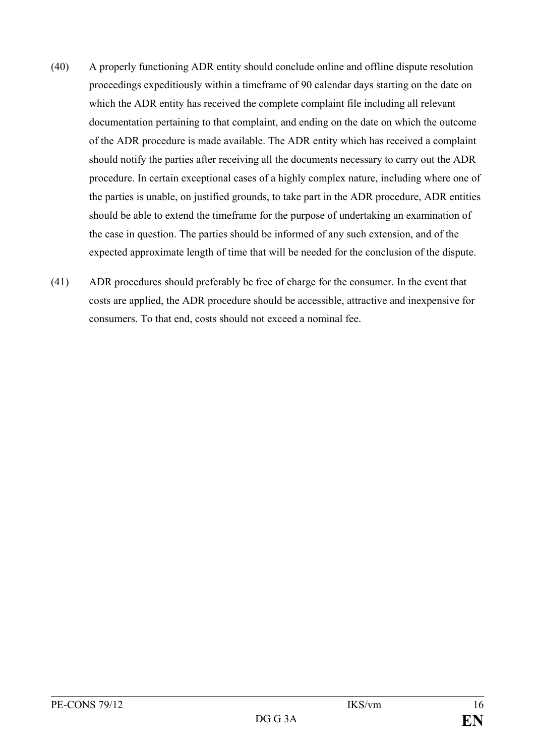(40) A properly functioning ADR entity should conclude online and offline dispute resolution proceedings expeditiously within a timeframe of 90 calendar days starting on the date on which the ADR entity has received the complete complaint file including all relevant documentation pertaining to that complaint, and ending on the date on which the outcome of the ADR procedure is made available. The ADR entity which has received a complaint should notify the parties after receiving all the documents necessary to carry out the ADR procedure. In certain exceptional cases of a highly complex nature, including where one of the parties is unable, on justified grounds, to take part in the ADR procedure, ADR entities should be able to extend the timeframe for the purpose of undertaking an examination of the case in question. The parties should be informed of any such extension, and of the expected approximate length of time that will be needed for the conclusion of the dispute.

(41) ADR procedures should preferably be free of charge for the consumer. In the event that costs are applied, the ADR procedure should be accessible, attractive and inexpensive for consumers. To that end, costs should not exceed a nominal fee.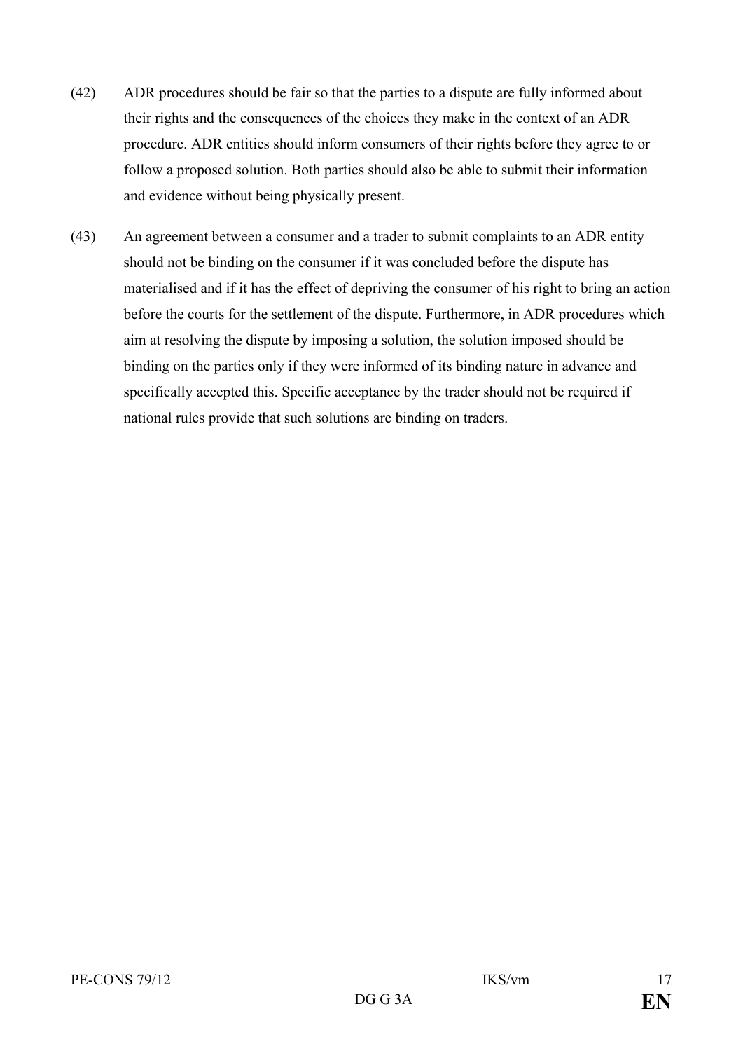(42) ADR procedures should be fair so that the parties to a dispute are fully informed about their rights and the consequences of the choices they make in the context of an ADR procedure. ADR entities should inform consumers of their rights before they agree to or follow a proposed solution. Both parties should also be able to submit their information and evidence without being physically present.

(43) An agreement between a consumer and a trader to submit complaints to an ADR entity should not be binding on the consumer if it was concluded before the dispute has materialised and if it has the effect of depriving the consumer of his right to bring an action before the courts for the settlement of the dispute. Furthermore, in ADR procedures which aim at resolving the dispute by imposing a solution, the solution imposed should be binding on the parties only if they were informed of its binding nature in advance and specifically accepted this. Specific acceptance by the trader should not be required if national rules provide that such solutions are binding on traders.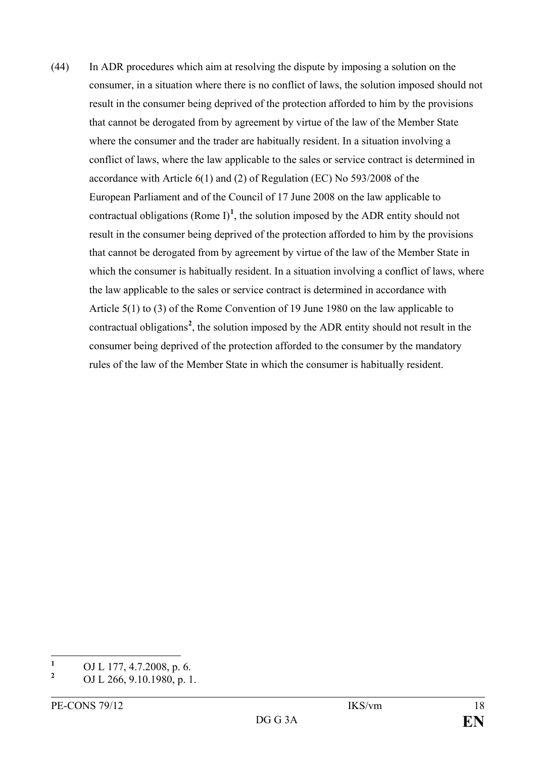(44) In ADR procedures which aim at resolving the dispute by imposing a solution on the consumer, in a situation where there is no conflict of laws, the solution imposed should not result in the consumer being deprived of the protection afforded to him by the provisions that cannot be derogated from by agreement by virtue of the law of the Member State where the consumer and the trader are habitually resident. In a situation involving a conflict of laws, where the law applicable to the sales or service contract is determined in accordance with Article 6(1) and (2) of Regulation (EC) No 593/2008 of the European Parliament and of the Council of 17 June 2008 on the law applicable to contractual obligations (Rome I)[1], the solution imposed by the ADR entity should not result in the consumer being deprived of the protection afforded to him by the provisions that cannot be derogated from by agreement by virtue of the law of the Member State in which the consumer is habitually resident. In a situation involving a conflict of laws, where the law applicable to the sales or service contract is determined in accordance with Article 5(1) to (3) of the Rome Convention of 19 June 1980 on the law applicable to contractual obligations[2], the solution imposed by the ADR entity should not result in the consumer being deprived of the protection afforded to the consumer by the mandatory rules of the law of the Member State in which the consumer is habitually resident.

[1] OJ L 177, 4.7.2008, p. 6.

[2] OJ L 266, 9.10.1980, p. 1.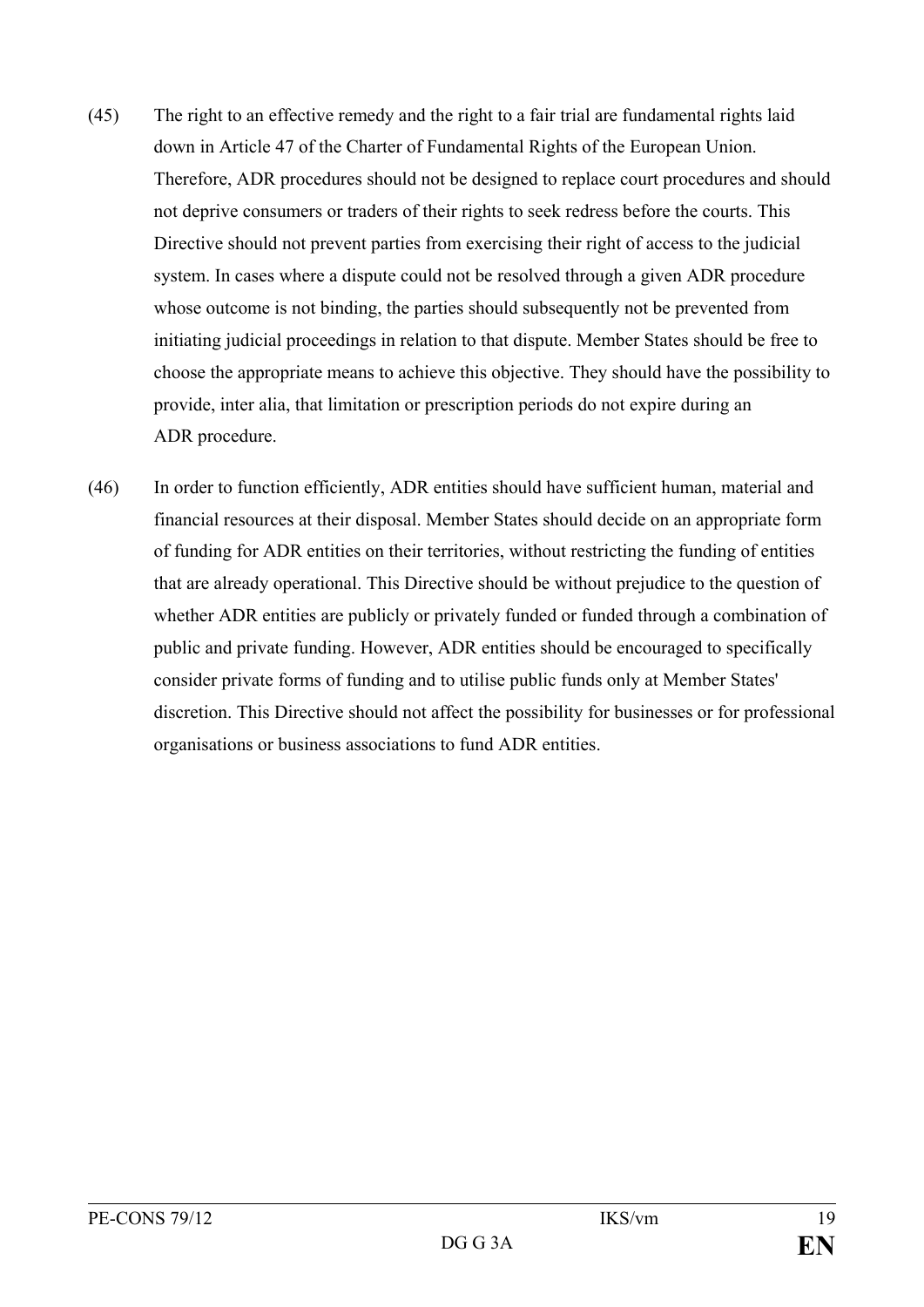(45) The right to an effective remedy and the right to a fair trial are fundamental rights laid down in Article 47 of the Charter of Fundamental Rights of the European Union. Therefore, ADR procedures should not be designed to replace court procedures and should not deprive consumers or traders of their rights to seek redress before the courts. This Directive should not prevent parties from exercising their right of access to the judicial system. In cases where a dispute could not be resolved through a given ADR procedure whose outcome is not binding, the parties should subsequently not be prevented from initiating judicial proceedings in relation to that dispute. Member States should be free to choose the appropriate means to achieve this objective. They should have the possibility to provide, inter alia, that limitation or prescription periods do not expire during an ADR procedure.

(46) In order to function efficiently, ADR entities should have sufficient human, material and financial resources at their disposal. Member States should decide on an appropriate form of funding for ADR entities on their territories, without restricting the funding of entities that are already operational. This Directive should be without prejudice to the question of whether ADR entities are publicly or privately funded or funded through a combination of public and private funding. However, ADR entities should be encouraged to specifically consider private forms of funding and to utilise public funds only at Member States' discretion. This Directive should not affect the possibility for businesses or for professional organisations or business associations to fund ADR entities.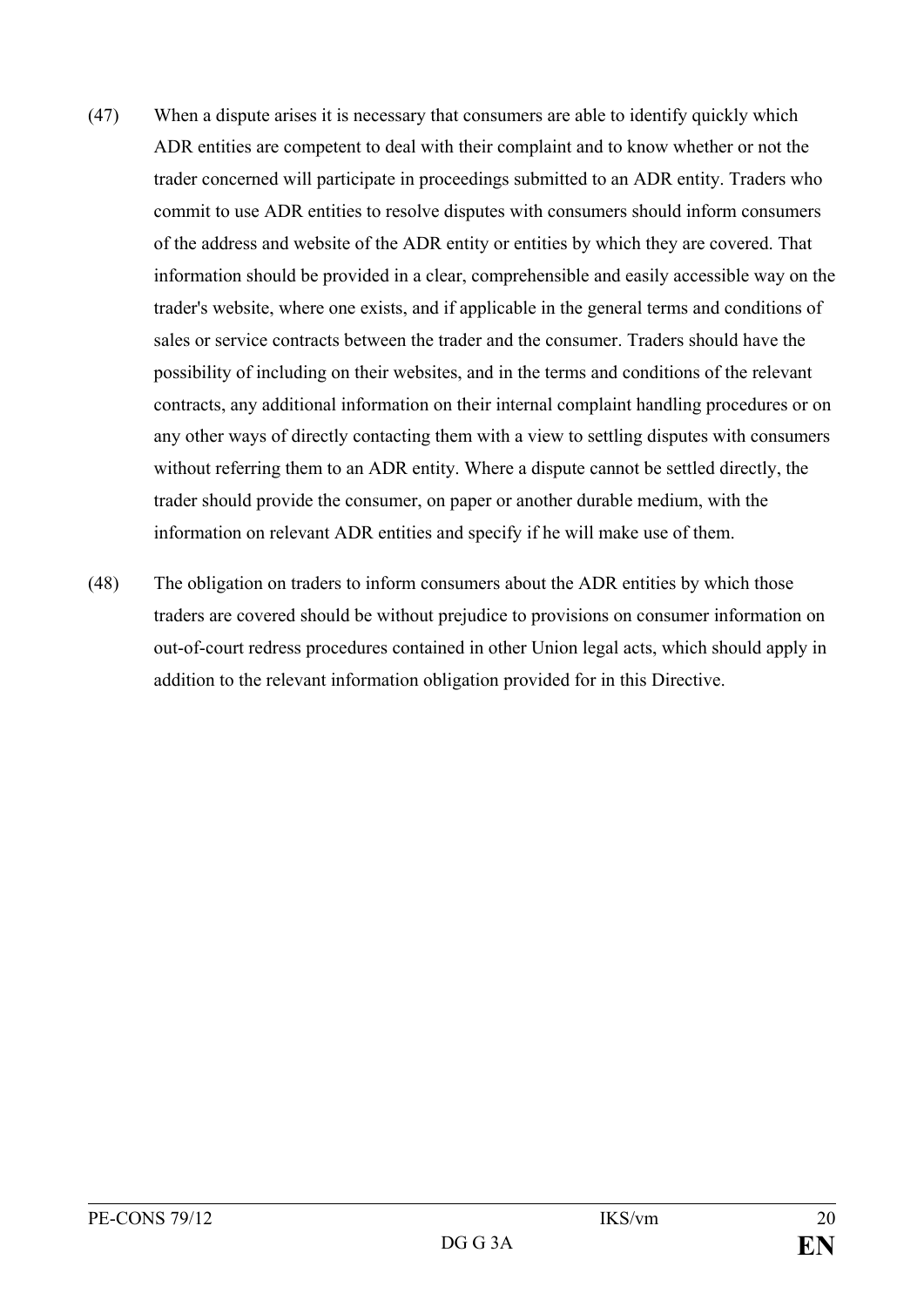(47) When a dispute arises it is necessary that consumers are able to identify quickly which ADR entities are competent to deal with their complaint and to know whether or not the trader concerned will participate in proceedings submitted to an ADR entity. Traders who commit to use ADR entities to resolve disputes with consumers should inform consumers of the address and website of the ADR entity or entities by which they are covered. That information should be provided in a clear, comprehensible and easily accessible way on the trader's website, where one exists, and if applicable in the general terms and conditions of sales or service contracts between the trader and the consumer. Traders should have the possibility of including on their websites, and in the terms and conditions of the relevant contracts, any additional information on their internal complaint handling procedures or on any other ways of directly contacting them with a view to settling disputes with consumers without referring them to an ADR entity. Where a dispute cannot be settled directly, the trader should provide the consumer, on paper or another durable medium, with the information on relevant ADR entities and specify if he will make use of them.

(48) The obligation on traders to inform consumers about the ADR entities by which those traders are covered should be without prejudice to provisions on consumer information on out-of-court redress procedures contained in other Union legal acts, which should apply in addition to the relevant information obligation provided for in this Directive.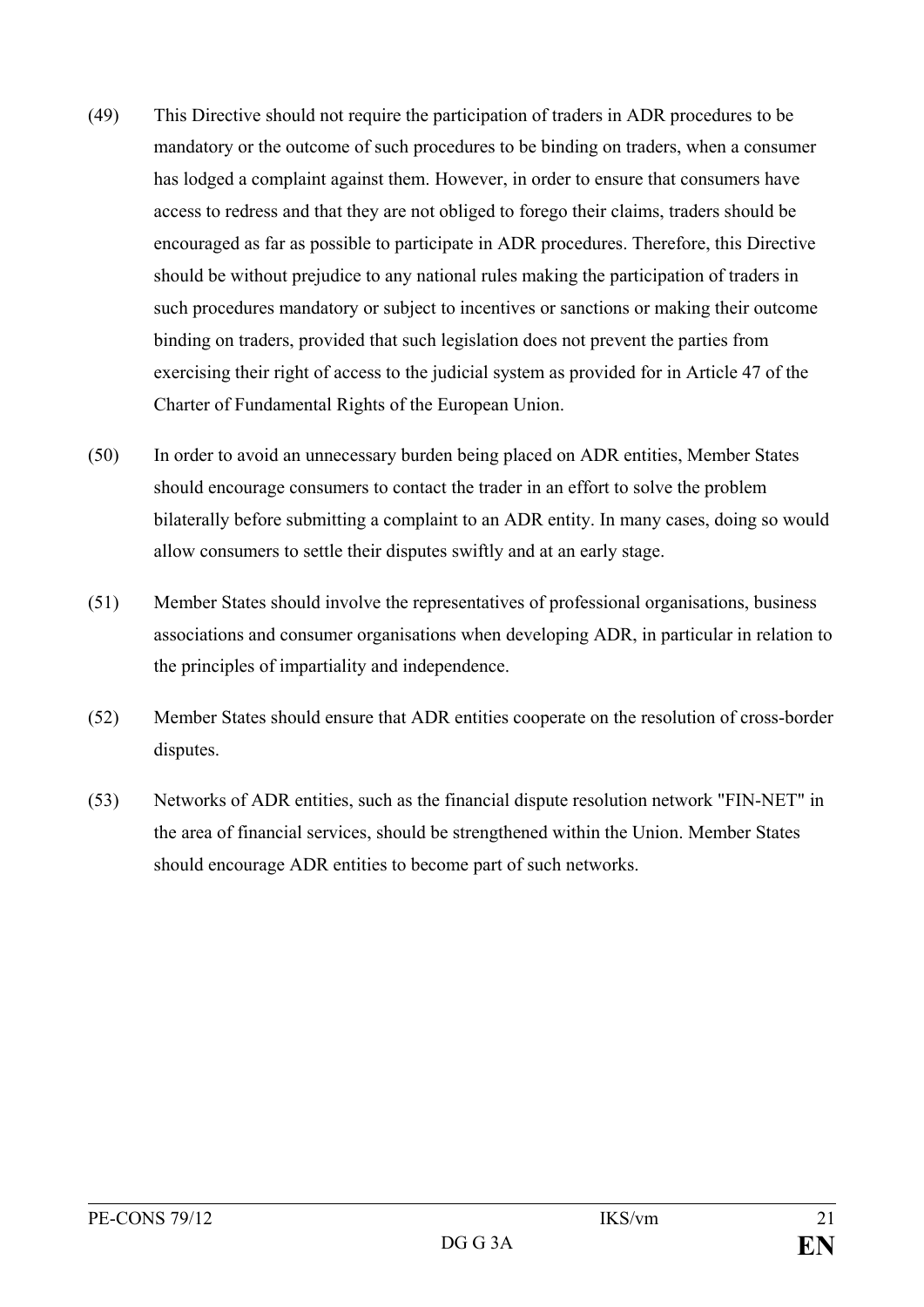(49) This Directive should not require the participation of traders in ADR procedures to be mandatory or the outcome of such procedures to be binding on traders, when a consumer has lodged a complaint against them. However, in order to ensure that consumers have access to redress and that they are not obliged to forego their claims, traders should be encouraged as far as possible to participate in ADR procedures. Therefore, this Directive should be without prejudice to any national rules making the participation of traders in such procedures mandatory or subject to incentives or sanctions or making their outcome binding on traders, provided that such legislation does not prevent the parties from exercising their right of access to the judicial system as provided for in Article 47 of the Charter of Fundamental Rights of the European Union.

(50) In order to avoid an unnecessary burden being placed on ADR entities, Member States should encourage consumers to contact the trader in an effort to solve the problem bilaterally before submitting a complaint to an ADR entity. In many cases, doing so would allow consumers to settle their disputes swiftly and at an early stage.

(51) Member States should involve the representatives of professional organisations, business associations and consumer organisations when developing ADR, in particular in relation to the principles of impartiality and independence.

(52) Member States should ensure that ADR entities cooperate on the resolution of cross-border disputes.

(53) Networks of ADR entities, such as the financial dispute resolution network "FIN-NET" in the area of financial services, should be strengthened within the Union. Member States should encourage ADR entities to become part of such networks.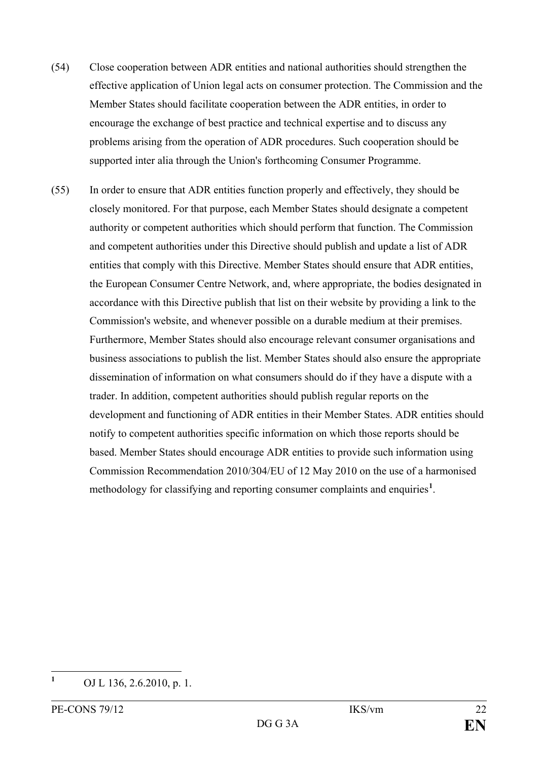(54) Close cooperation between ADR entities and national authorities should strengthen the effective application of Union legal acts on consumer protection. The Commission and the Member States should facilitate cooperation between the ADR entities, in order to encourage the exchange of best practice and technical expertise and to discuss any problems arising from the operation of ADR procedures. Such cooperation should be supported inter alia through the Union's forthcoming Consumer Programme.

(55) In order to ensure that ADR entities function properly and effectively, they should be closely monitored. For that purpose, each Member States should designate a competent authority or competent authorities which should perform that function. The Commission and competent authorities under this Directive should publish and update a list of ADR entities that comply with this Directive. Member States should ensure that ADR entities, the European Consumer Centre Network, and, where appropriate, the bodies designated in accordance with this Directive publish that list on their website by providing a link to the Commission's website, and whenever possible on a durable medium at their premises. Furthermore, Member States should also encourage relevant consumer organisations and business associations to publish the list. Member States should also ensure the appropriate dissemination of information on what consumers should do if they have a dispute with a trader. In addition, competent authorities should publish regular reports on the development and functioning of ADR entities in their Member States. ADR entities should notify to competent authorities specific information on which those reports should be based. Member States should encourage ADR entities to provide such information using Commission Recommendation 2010/304/EU of 12 May 2010 on the use of a harmonised methodology for classifying and reporting consumer complaints and enquiries[1].

[1] OJ L 136, 2.6.2010, p. 1.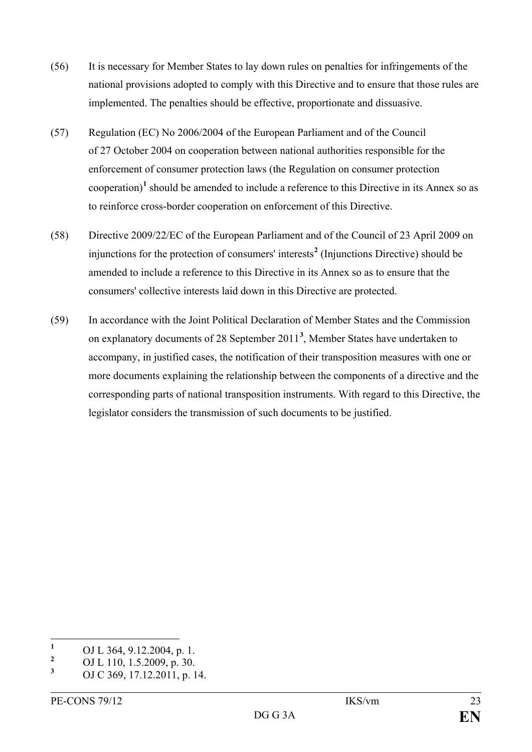(56) It is necessary for Member States to lay down rules on penalties for infringements of the national provisions adopted to comply with this Directive and to ensure that those rules are implemented. The penalties should be effective, proportionate and dissuasive.

(57) Regulation (EC) No 2006/2004 of the European Parliament and of the Council of 27 October 2004 on cooperation between national authorities responsible for the enforcement of consumer protection laws (the Regulation on consumer protection cooperation)[1] should be amended to include a reference to this Directive in its Annex so as to reinforce cross-border cooperation on enforcement of this Directive.

(58) Directive 2009/22/EC of the European Parliament and of the Council of 23 April 2009 on injunctions for the protection of consumers' interests[2] (Injunctions Directive) should be amended to include a reference to this Directive in its Annex so as to ensure that the consumers' collective interests laid down in this Directive are protected.

(59) In accordance with the Joint Political Declaration of Member States and the Commission on explanatory documents of 28 September 2011[3], Member States have undertaken to accompany, in justified cases, the notification of their transposition measures with one or more documents explaining the relationship between the components of a directive and the corresponding parts of national transposition instruments. With regard to this Directive, the legislator considers the transmission of such documents to be justified.

---

[1] OJ L 364, 9.12.2004, p. 1.

[2] OJ L 110, 1.5.2009, p. 30.

[3] OJ C 369, 17.12.2011, p. 14.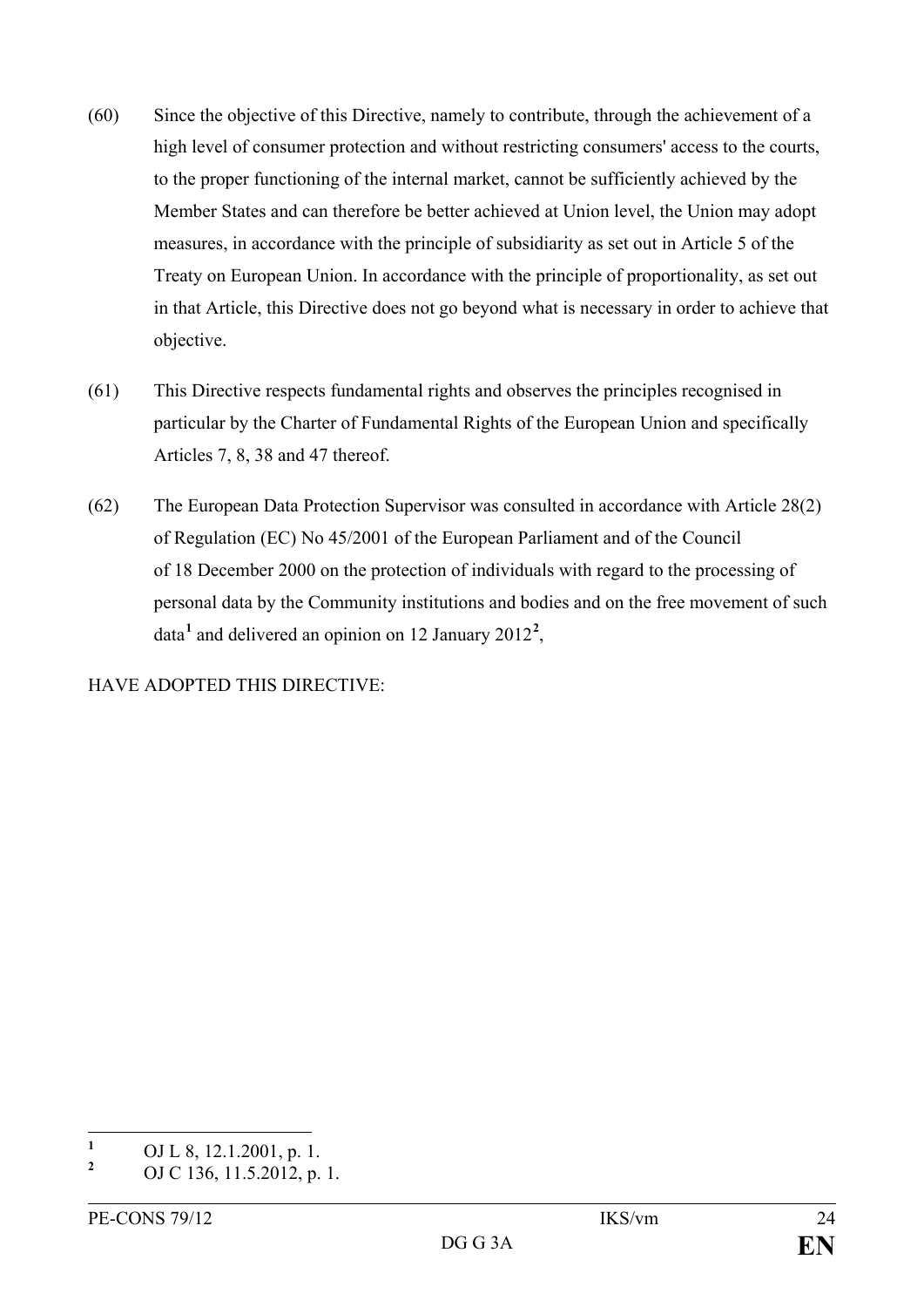(60) Since the objective of this Directive, namely to contribute, through the achievement of a high level of consumer protection and without restricting consumers' access to the courts, to the proper functioning of the internal market, cannot be sufficiently achieved by the Member States and can therefore be better achieved at Union level, the Union may adopt measures, in accordance with the principle of subsidiarity as set out in Article 5 of the Treaty on European Union. In accordance with the principle of proportionality, as set out in that Article, this Directive does not go beyond what is necessary in order to achieve that objective.

(61) This Directive respects fundamental rights and observes the principles recognised in particular by the Charter of Fundamental Rights of the European Union and specifically Articles 7, 8, 38 and 47 thereof.

(62) The European Data Protection Supervisor was consulted in accordance with Article 28(2) of Regulation (EC) No 45/2001 of the European Parliament and of the Council of 18 December 2000 on the protection of individuals with regard to the processing of personal data by the Community institutions and bodies and on the free movement of such data[1] and delivered an opinion on 12 January 2012[2],

HAVE ADOPTED THIS DIRECTIVE:

---

[1] OJ L 8, 12.1.2001, p. 1.

[2] OJ C 136, 11.5.2012, p. 1.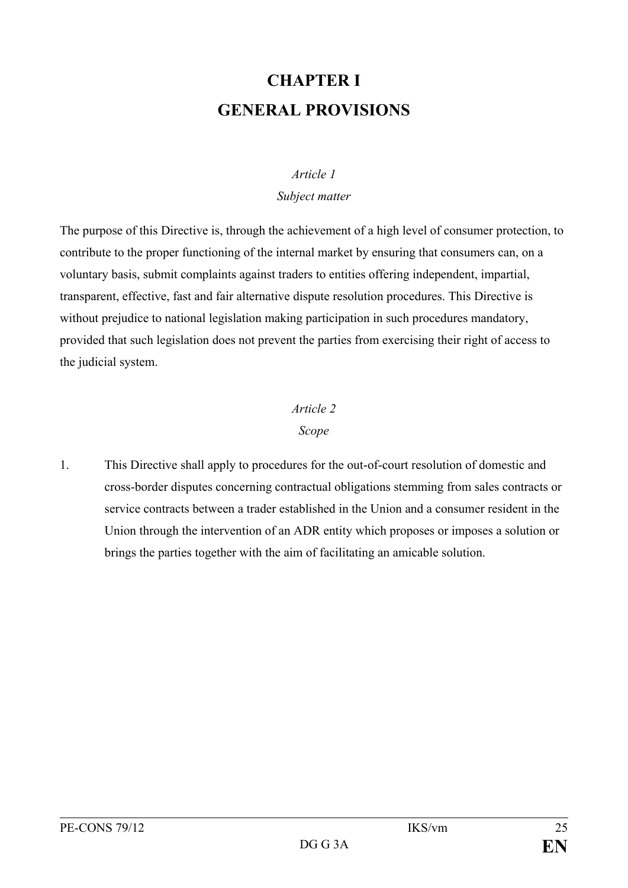# CHAPTER I
# GENERAL PROVISIONS

*Article 1*

*Subject matter*

The purpose of this Directive is, through the achievement of a high level of consumer protection, to contribute to the proper functioning of the internal market by ensuring that consumers can, on a voluntary basis, submit complaints against traders to entities offering independent, impartial, transparent, effective, fast and fair alternative dispute resolution procedures. This Directive is without prejudice to national legislation making participation in such procedures mandatory, provided that such legislation does not prevent the parties from exercising their right of access to the judicial system.

*Article 2*

*Scope*

1. This Directive shall apply to procedures for the out-of-court resolution of domestic and cross-border disputes concerning contractual obligations stemming from sales contracts or service contracts between a trader established in the Union and a consumer resident in the Union through the intervention of an ADR entity which proposes or imposes a solution or brings the parties together with the aim of facilitating an amicable solution.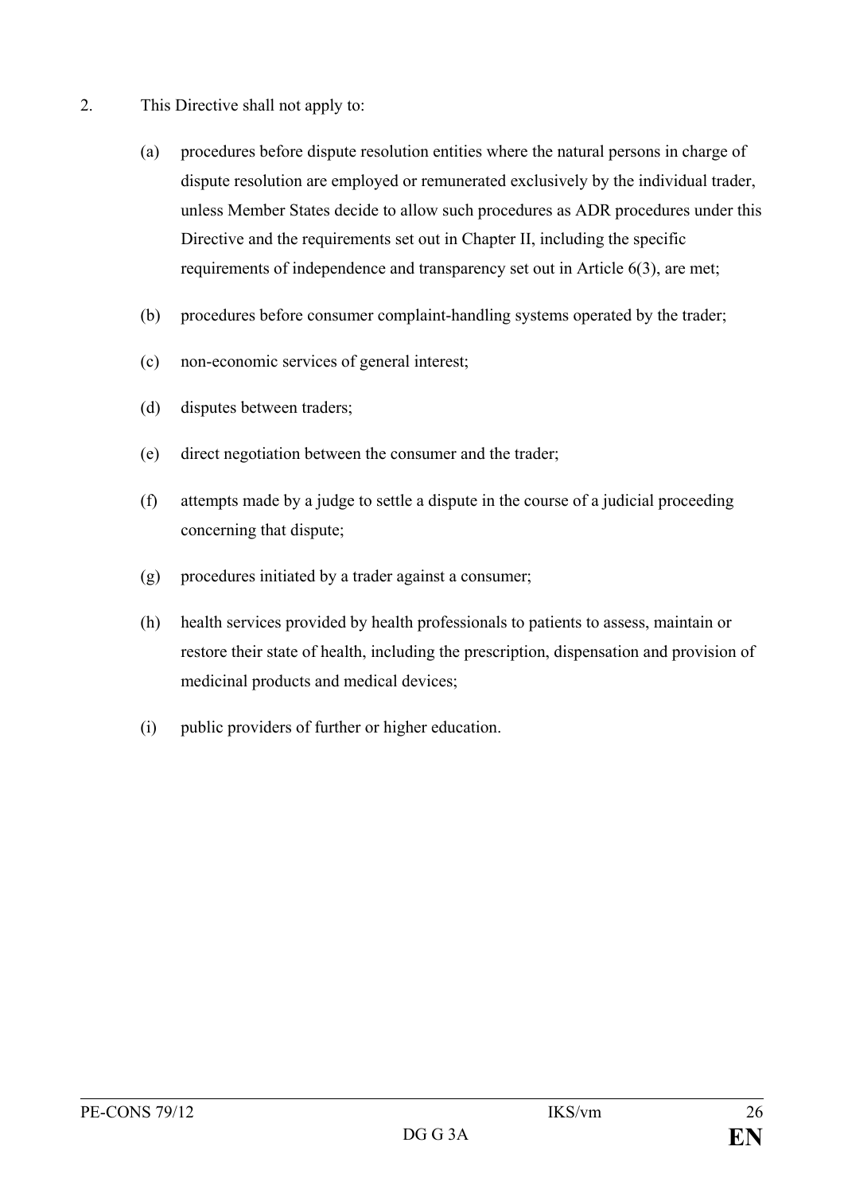2. This Directive shall not apply to:

   (a) procedures before dispute resolution entities where the natural persons in charge of dispute resolution are employed or remunerated exclusively by the individual trader, unless Member States decide to allow such procedures as ADR procedures under this Directive and the requirements set out in Chapter II, including the specific requirements of independence and transparency set out in Article 6(3), are met;

   (b) procedures before consumer complaint-handling systems operated by the trader;

   (c) non-economic services of general interest;

   (d) disputes between traders;

   (e) direct negotiation between the consumer and the trader;

   (f) attempts made by a judge to settle a dispute in the course of a judicial proceeding concerning that dispute;

   (g) procedures initiated by a trader against a consumer;

   (h) health services provided by health professionals to patients to assess, maintain or restore their state of health, including the prescription, dispensation and provision of medicinal products and medical devices;

   (i) public providers of further or higher education.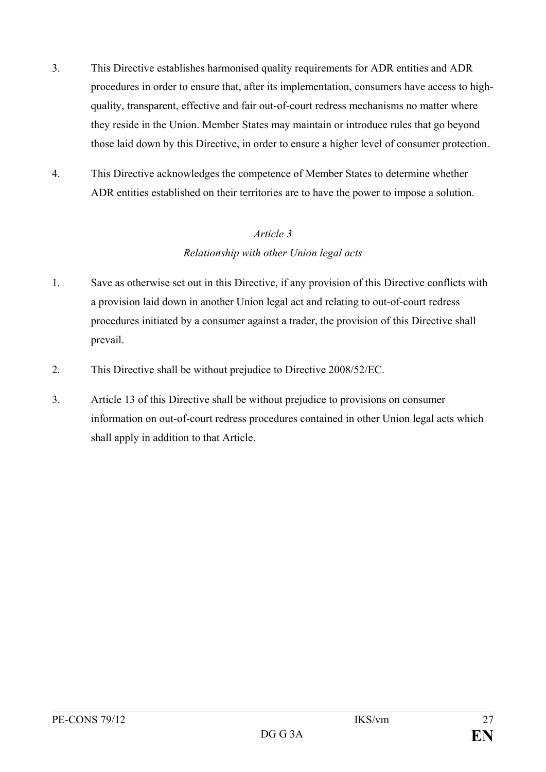3. This Directive establishes harmonised quality requirements for ADR entities and ADR procedures in order to ensure that, after its implementation, consumers have access to high-quality, transparent, effective and fair out-of-court redress mechanisms no matter where they reside in the Union. Member States may maintain or introduce rules that go beyond those laid down by this Directive, in order to ensure a higher level of consumer protection.

4. This Directive acknowledges the competence of Member States to determine whether ADR entities established on their territories are to have the power to impose a solution.

*Article 3*

*Relationship with other Union legal acts*

1. Save as otherwise set out in this Directive, if any provision of this Directive conflicts with a provision laid down in another Union legal act and relating to out-of-court redress procedures initiated by a consumer against a trader, the provision of this Directive shall prevail.

2. This Directive shall be without prejudice to Directive 2008/52/EC.

3. Article 13 of this Directive shall be without prejudice to provisions on consumer information on out-of-court redress procedures contained in other Union legal acts which shall apply in addition to that Article.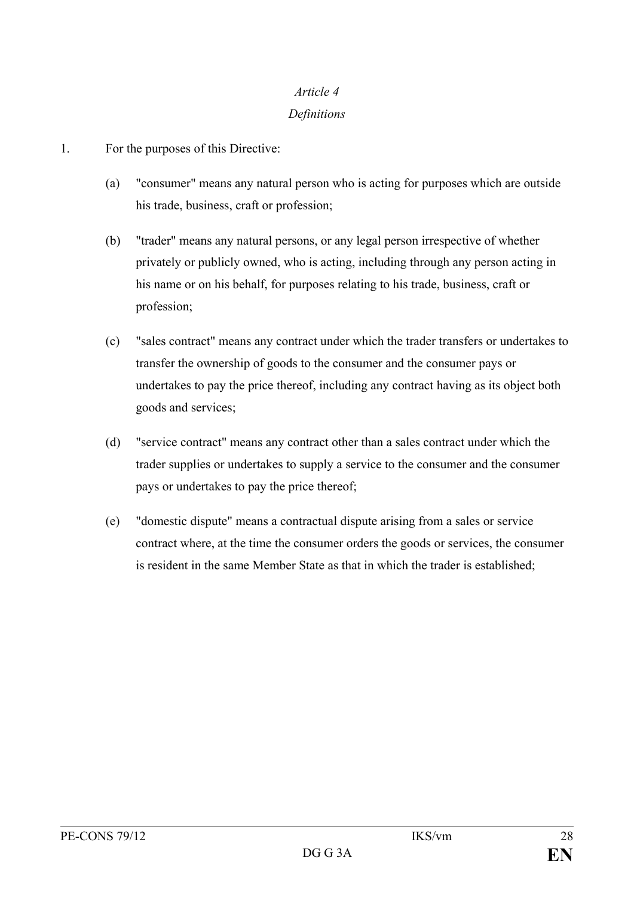*Article 4*

*Definitions*

1. For the purposes of this Directive:

   (a) "consumer" means any natural person who is acting for purposes which are outside his trade, business, craft or profession;

   (b) "trader" means any natural persons, or any legal person irrespective of whether privately or publicly owned, who is acting, including through any person acting in his name or on his behalf, for purposes relating to his trade, business, craft or profession;

   (c) "sales contract" means any contract under which the trader transfers or undertakes to transfer the ownership of goods to the consumer and the consumer pays or undertakes to pay the price thereof, including any contract having as its object both goods and services;

   (d) "service contract" means any contract other than a sales contract under which the trader supplies or undertakes to supply a service to the consumer and the consumer pays or undertakes to pay the price thereof;

   (e) "domestic dispute" means a contractual dispute arising from a sales or service contract where, at the time the consumer orders the goods or services, the consumer is resident in the same Member State as that in which the trader is established;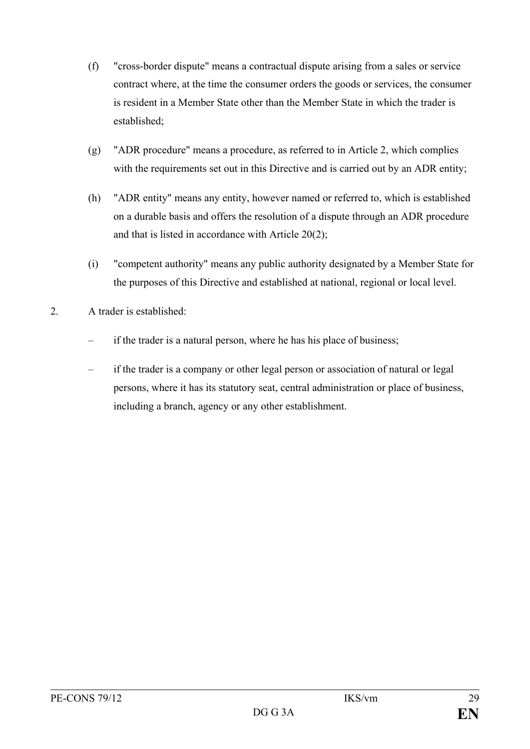(f) "cross-border dispute" means a contractual dispute arising from a sales or service contract where, at the time the consumer orders the goods or services, the consumer is resident in a Member State other than the Member State in which the trader is established;

(g) "ADR procedure" means a procedure, as referred to in Article 2, which complies with the requirements set out in this Directive and is carried out by an ADR entity;

(h) "ADR entity" means any entity, however named or referred to, which is established on a durable basis and offers the resolution of a dispute through an ADR procedure and that is listed in accordance with Article 20(2);

(i) "competent authority" means any public authority designated by a Member State for the purposes of this Directive and established at national, regional or local level.

2. A trader is established:

– if the trader is a natural person, where he has his place of business;

– if the trader is a company or other legal person or association of natural or legal persons, where it has its statutory seat, central administration or place of business, including a branch, agency or any other establishment.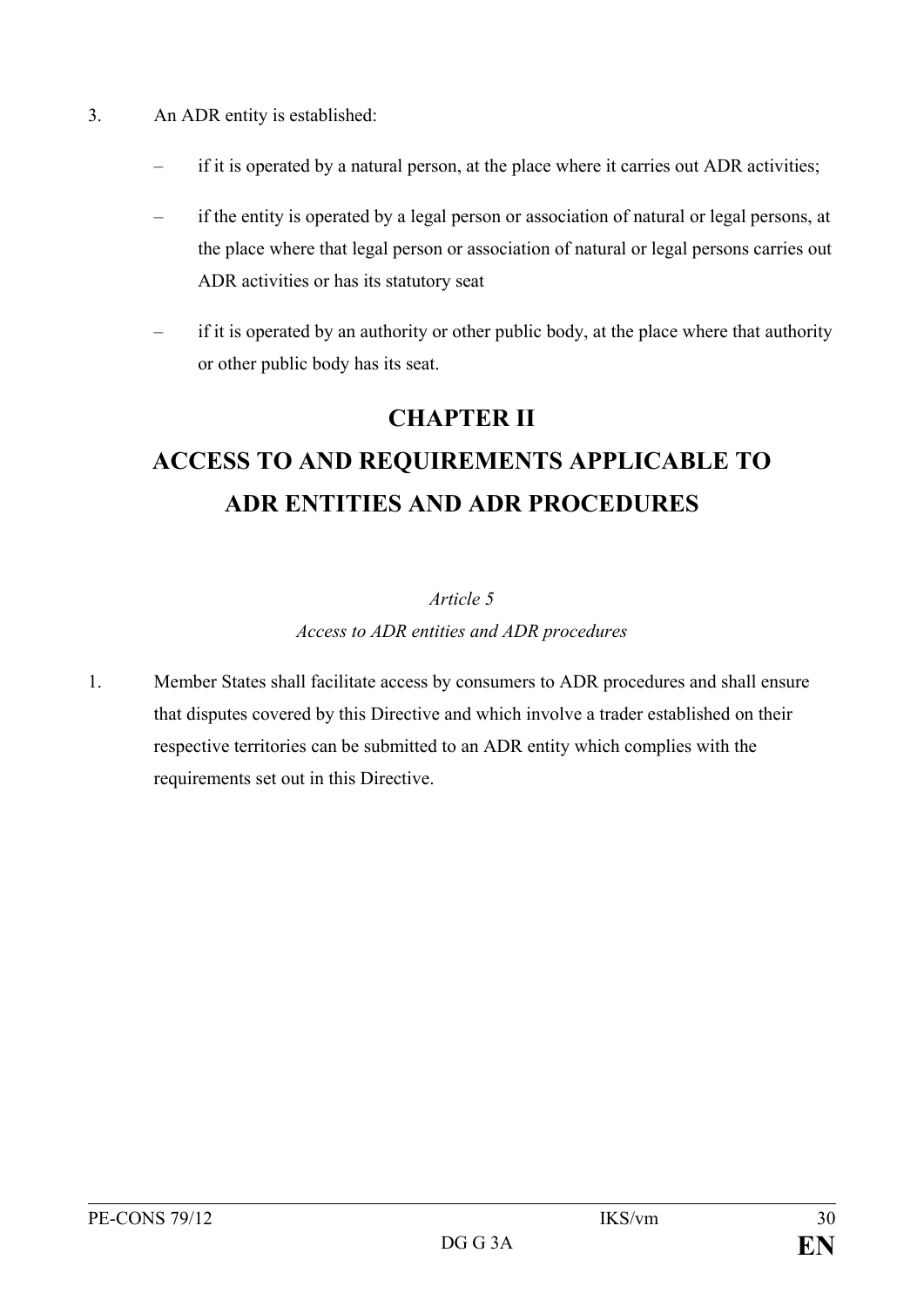3. An ADR entity is established:

   – if it is operated by a natural person, at the place where it carries out ADR activities;

   – if the entity is operated by a legal person or association of natural or legal persons, at the place where that legal person or association of natural or legal persons carries out ADR activities or has its statutory seat

   – if it is operated by an authority or other public body, at the place where that authority or other public body has its seat.

# CHAPTER II

# ACCESS TO AND REQUIREMENTS APPLICABLE TO ADR ENTITIES AND ADR PROCEDURES

*Article 5*

*Access to ADR entities and ADR procedures*

1. Member States shall facilitate access by consumers to ADR procedures and shall ensure that disputes covered by this Directive and which involve a trader established on their respective territories can be submitted to an ADR entity which complies with the requirements set out in this Directive.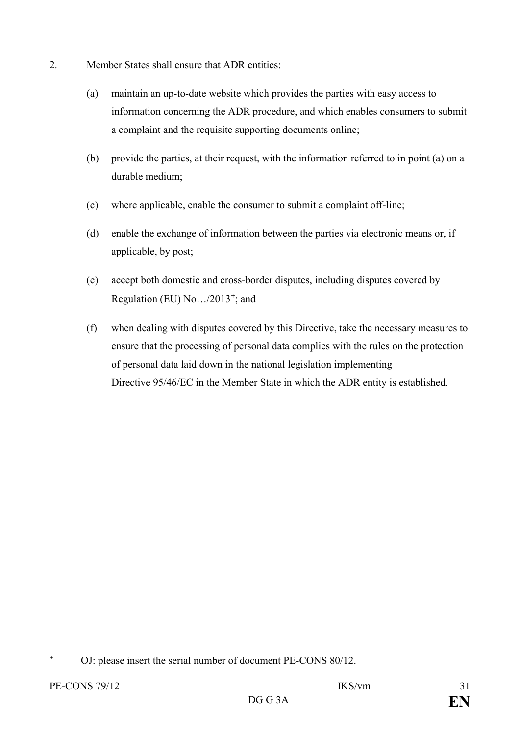2. Member States shall ensure that ADR entities:

   (a) maintain an up-to-date website which provides the parties with easy access to information concerning the ADR procedure, and which enables consumers to submit a complaint and the requisite supporting documents online;

   (b) provide the parties, at their request, with the information referred to in point (a) on a durable medium;

   (c) where applicable, enable the consumer to submit a complaint off-line;

   (d) enable the exchange of information between the parties via electronic means or, if applicable, by post;

   (e) accept both domestic and cross-border disputes, including disputes covered by Regulation (EU) No…/2013[+]; and

   (f) when dealing with disputes covered by this Directive, take the necessary measures to ensure that the processing of personal data complies with the rules on the protection of personal data laid down in the national legislation implementing Directive 95/46/EC in the Member State in which the ADR entity is established.

---

[+] OJ: please insert the serial number of document PE-CONS 80/12.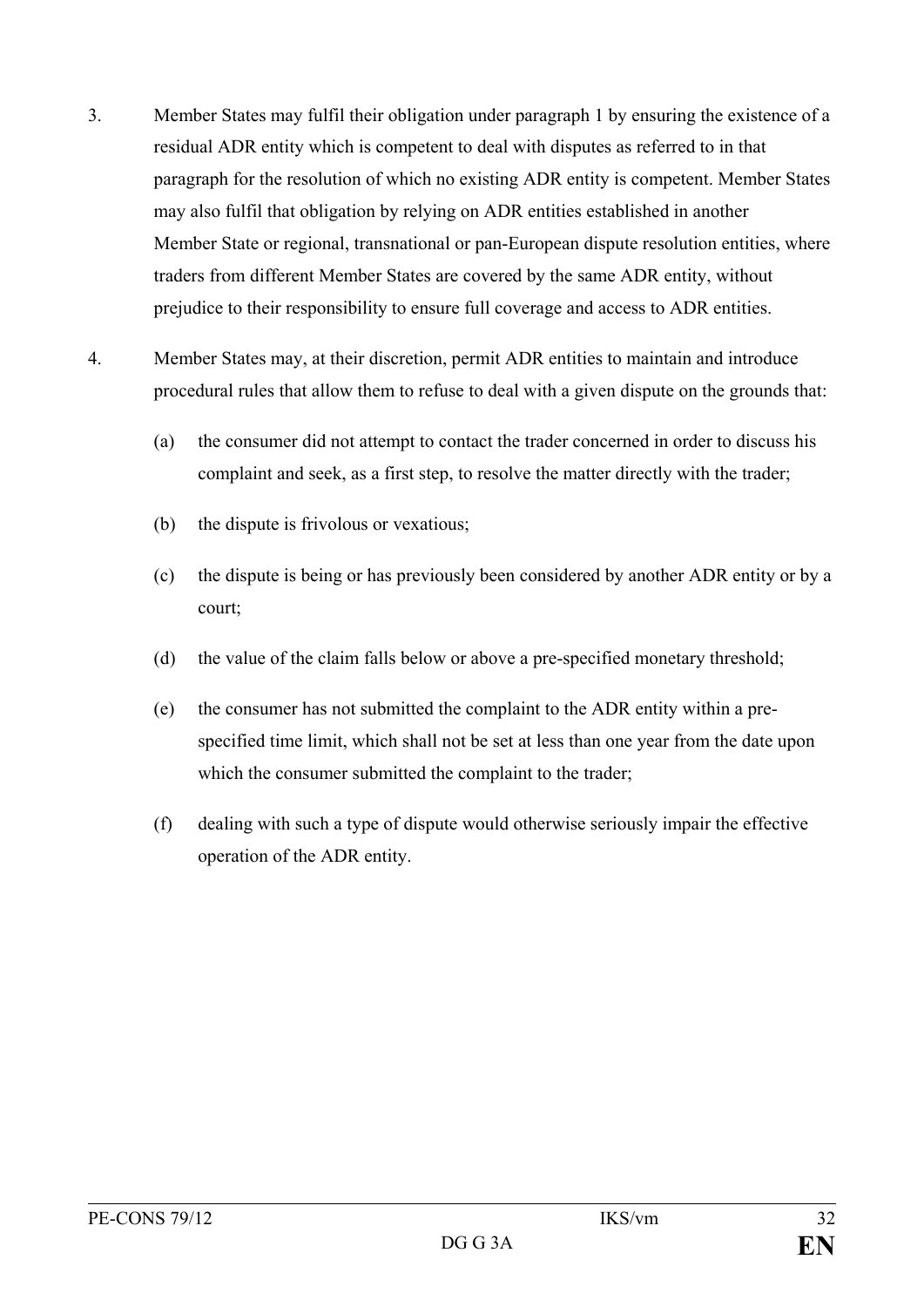3. Member States may fulfil their obligation under paragraph 1 by ensuring the existence of a residual ADR entity which is competent to deal with disputes as referred to in that paragraph for the resolution of which no existing ADR entity is competent. Member States may also fulfil that obligation by relying on ADR entities established in another Member State or regional, transnational or pan-European dispute resolution entities, where traders from different Member States are covered by the same ADR entity, without prejudice to their responsibility to ensure full coverage and access to ADR entities.

4. Member States may, at their discretion, permit ADR entities to maintain and introduce procedural rules that allow them to refuse to deal with a given dispute on the grounds that:

   (a) the consumer did not attempt to contact the trader concerned in order to discuss his complaint and seek, as a first step, to resolve the matter directly with the trader;

   (b) the dispute is frivolous or vexatious;

   (c) the dispute is being or has previously been considered by another ADR entity or by a court;

   (d) the value of the claim falls below or above a pre-specified monetary threshold;

   (e) the consumer has not submitted the complaint to the ADR entity within a pre-specified time limit, which shall not be set at less than one year from the date upon which the consumer submitted the complaint to the trader;

   (f) dealing with such a type of dispute would otherwise seriously impair the effective operation of the ADR entity.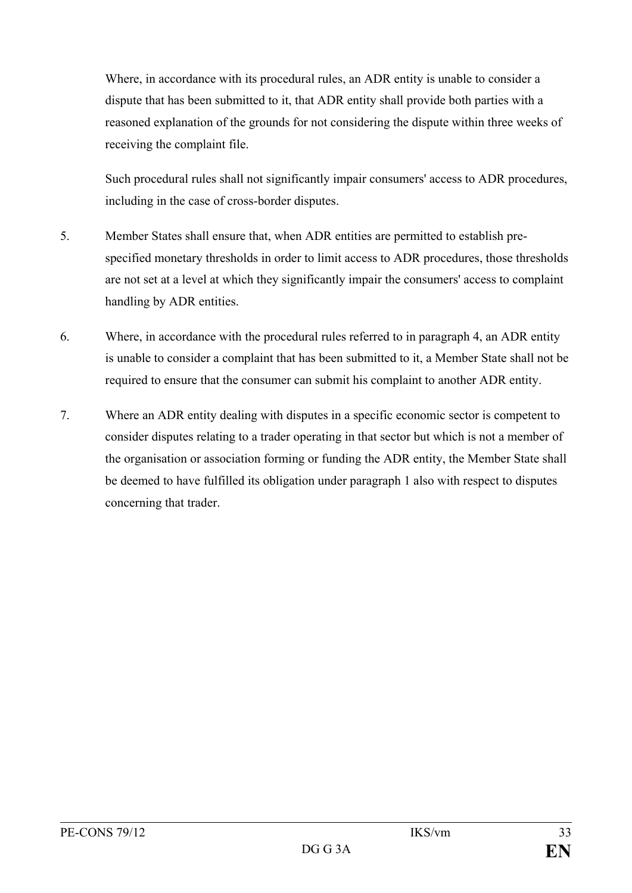Where, in accordance with its procedural rules, an ADR entity is unable to consider a dispute that has been submitted to it, that ADR entity shall provide both parties with a reasoned explanation of the grounds for not considering the dispute within three weeks of receiving the complaint file.

Such procedural rules shall not significantly impair consumers' access to ADR procedures, including in the case of cross-border disputes.

5. Member States shall ensure that, when ADR entities are permitted to establish pre-specified monetary thresholds in order to limit access to ADR procedures, those thresholds are not set at a level at which they significantly impair the consumers' access to complaint handling by ADR entities.

6. Where, in accordance with the procedural rules referred to in paragraph 4, an ADR entity is unable to consider a complaint that has been submitted to it, a Member State shall not be required to ensure that the consumer can submit his complaint to another ADR entity.

7. Where an ADR entity dealing with disputes in a specific economic sector is competent to consider disputes relating to a trader operating in that sector but which is not a member of the organisation or association forming or funding the ADR entity, the Member State shall be deemed to have fulfilled its obligation under paragraph 1 also with respect to disputes concerning that trader.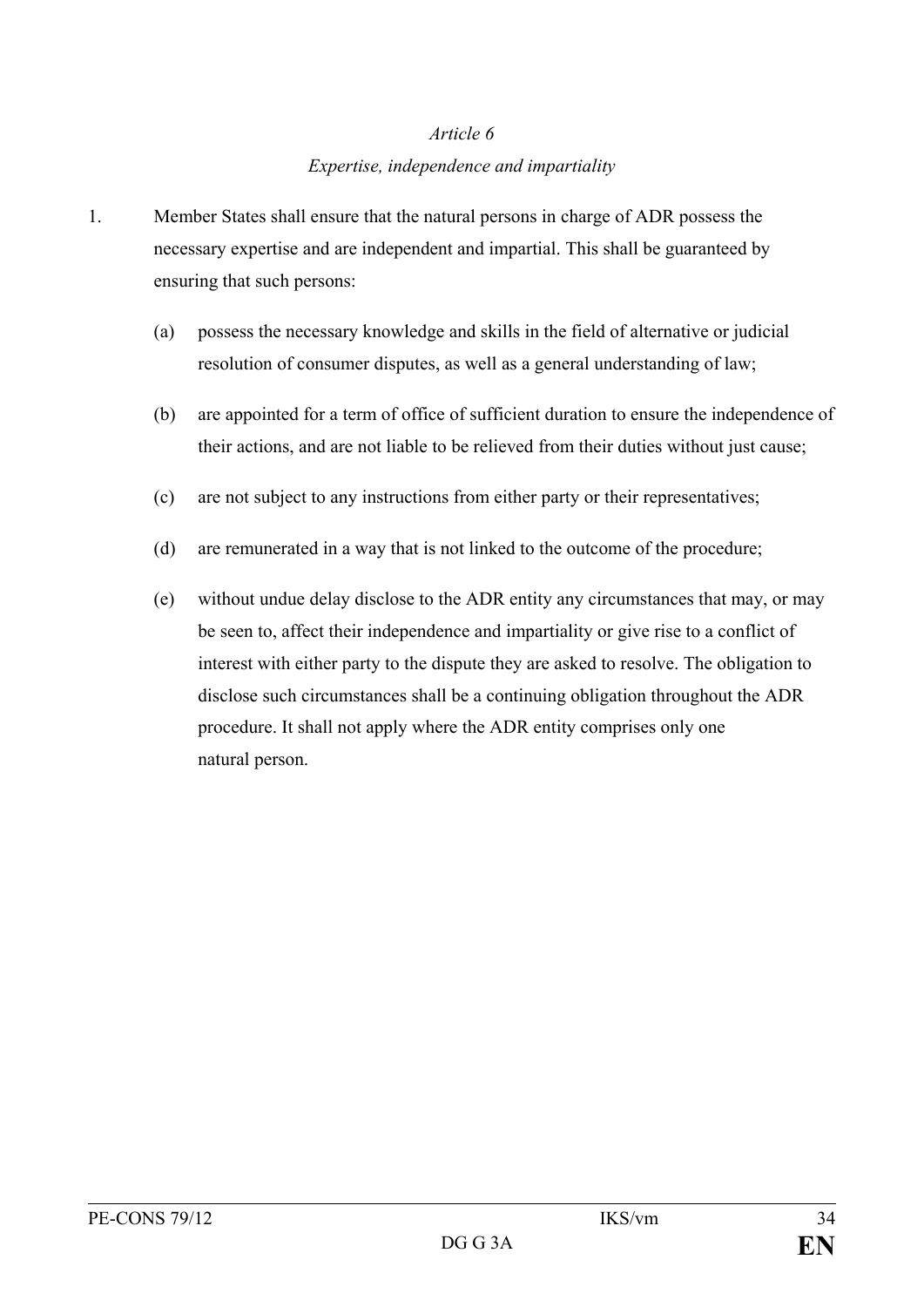*Article 6*

*Expertise, independence and impartiality*

1. Member States shall ensure that the natural persons in charge of ADR possess the necessary expertise and are independent and impartial. This shall be guaranteed by ensuring that such persons:

   (a) possess the necessary knowledge and skills in the field of alternative or judicial resolution of consumer disputes, as well as a general understanding of law;

   (b) are appointed for a term of office of sufficient duration to ensure the independence of their actions, and are not liable to be relieved from their duties without just cause;

   (c) are not subject to any instructions from either party or their representatives;

   (d) are remunerated in a way that is not linked to the outcome of the procedure;

   (e) without undue delay disclose to the ADR entity any circumstances that may, or may be seen to, affect their independence and impartiality or give rise to a conflict of interest with either party to the dispute they are asked to resolve. The obligation to disclose such circumstances shall be a continuing obligation throughout the ADR procedure. It shall not apply where the ADR entity comprises only one natural person.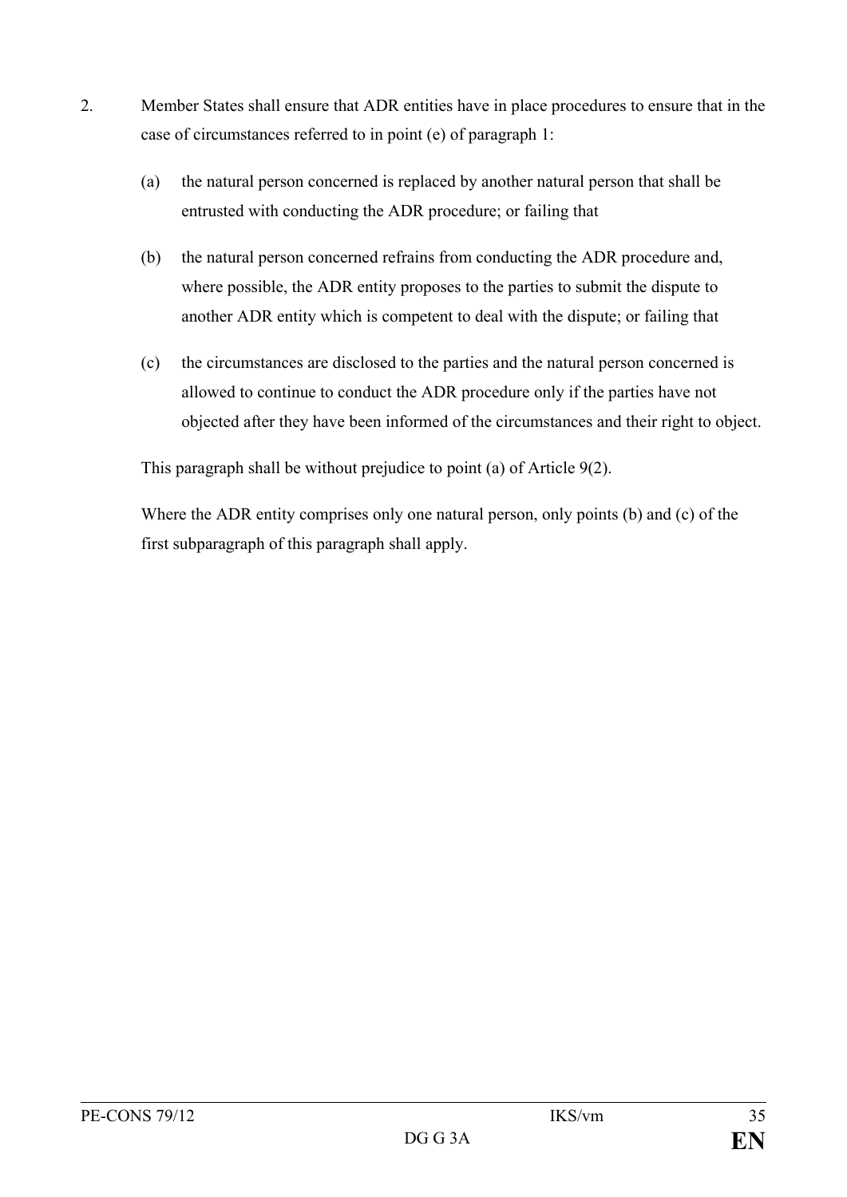2. Member States shall ensure that ADR entities have in place procedures to ensure that in the case of circumstances referred to in point (e) of paragraph 1:

   (a) the natural person concerned is replaced by another natural person that shall be entrusted with conducting the ADR procedure; or failing that

   (b) the natural person concerned refrains from conducting the ADR procedure and, where possible, the ADR entity proposes to the parties to submit the dispute to another ADR entity which is competent to deal with the dispute; or failing that

   (c) the circumstances are disclosed to the parties and the natural person concerned is allowed to continue to conduct the ADR procedure only if the parties have not objected after they have been informed of the circumstances and their right to object.

   This paragraph shall be without prejudice to point (a) of Article 9(2).

   Where the ADR entity comprises only one natural person, only points (b) and (c) of the first subparagraph of this paragraph shall apply.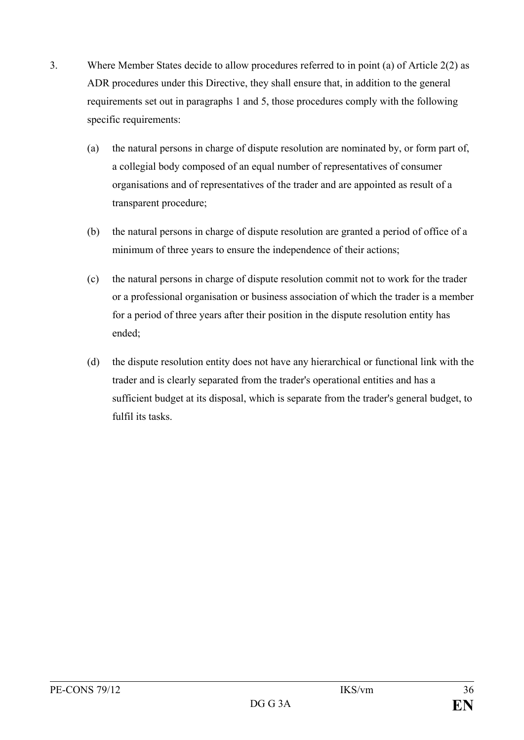3. Where Member States decide to allow procedures referred to in point (a) of Article 2(2) as ADR procedures under this Directive, they shall ensure that, in addition to the general requirements set out in paragraphs 1 and 5, those procedures comply with the following specific requirements:

   (a) the natural persons in charge of dispute resolution are nominated by, or form part of, a collegial body composed of an equal number of representatives of consumer organisations and of representatives of the trader and are appointed as result of a transparent procedure;

   (b) the natural persons in charge of dispute resolution are granted a period of office of a minimum of three years to ensure the independence of their actions;

   (c) the natural persons in charge of dispute resolution commit not to work for the trader or a professional organisation or business association of which the trader is a member for a period of three years after their position in the dispute resolution entity has ended;

   (d) the dispute resolution entity does not have any hierarchical or functional link with the trader and is clearly separated from the trader's operational entities and has a sufficient budget at its disposal, which is separate from the trader's general budget, to fulfil its tasks.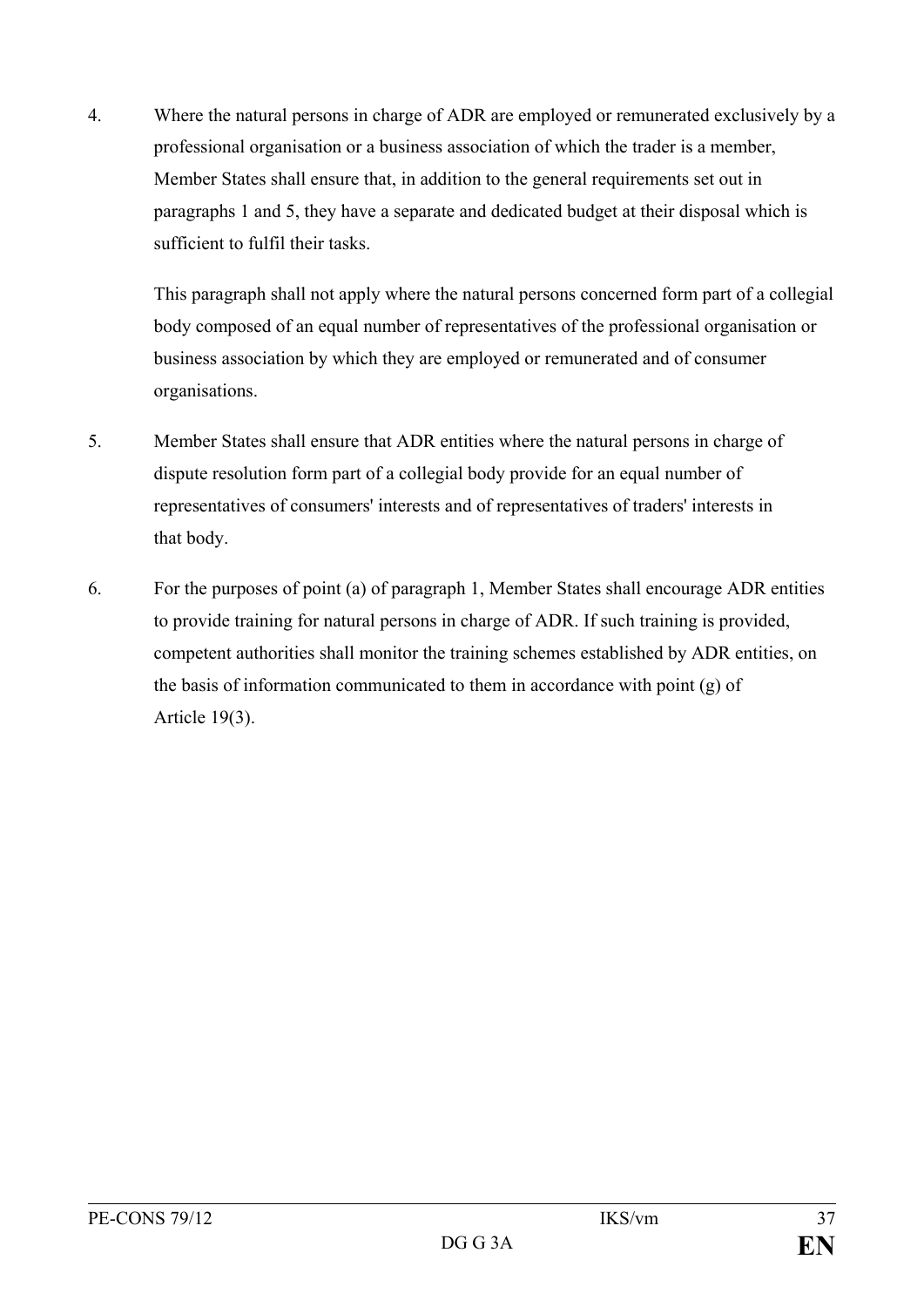4. Where the natural persons in charge of ADR are employed or remunerated exclusively by a professional organisation or a business association of which the trader is a member, Member States shall ensure that, in addition to the general requirements set out in paragraphs 1 and 5, they have a separate and dedicated budget at their disposal which is sufficient to fulfil their tasks.

   This paragraph shall not apply where the natural persons concerned form part of a collegial body composed of an equal number of representatives of the professional organisation or business association by which they are employed or remunerated and of consumer organisations.

5. Member States shall ensure that ADR entities where the natural persons in charge of dispute resolution form part of a collegial body provide for an equal number of representatives of consumers' interests and of representatives of traders' interests in that body.

6. For the purposes of point (a) of paragraph 1, Member States shall encourage ADR entities to provide training for natural persons in charge of ADR. If such training is provided, competent authorities shall monitor the training schemes established by ADR entities, on the basis of information communicated to them in accordance with point (g) of Article 19(3).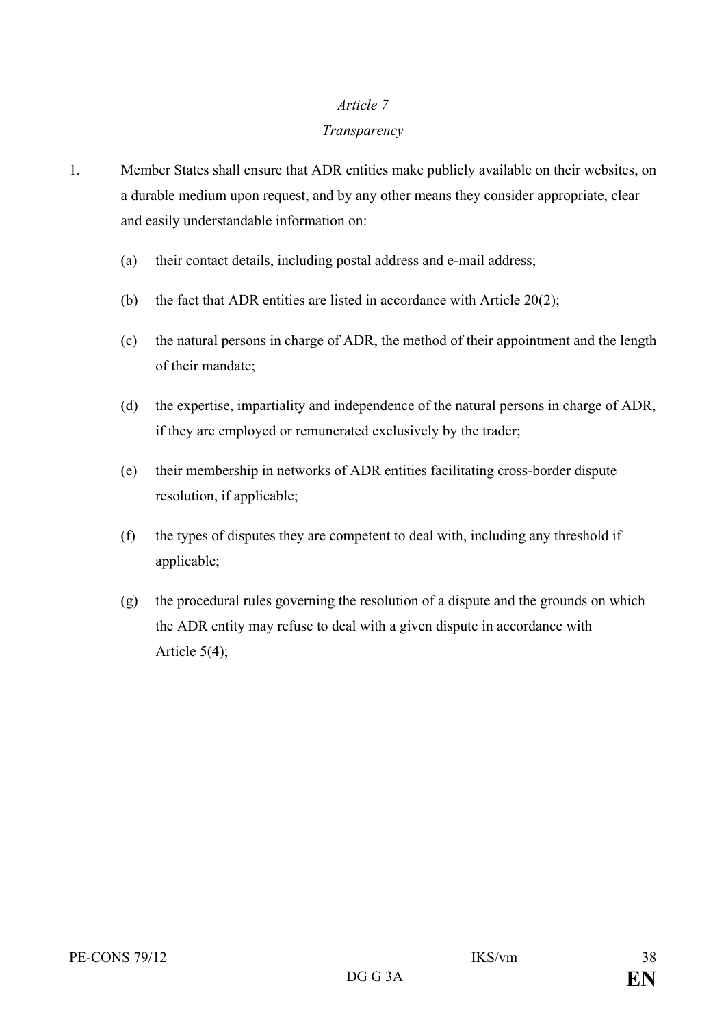*Article 7*

*Transparency*

1. Member States shall ensure that ADR entities make publicly available on their websites, on a durable medium upon request, and by any other means they consider appropriate, clear and easily understandable information on:

   (a) their contact details, including postal address and e-mail address;

   (b) the fact that ADR entities are listed in accordance with Article 20(2);

   (c) the natural persons in charge of ADR, the method of their appointment and the length of their mandate;

   (d) the expertise, impartiality and independence of the natural persons in charge of ADR, if they are employed or remunerated exclusively by the trader;

   (e) their membership in networks of ADR entities facilitating cross-border dispute resolution, if applicable;

   (f) the types of disputes they are competent to deal with, including any threshold if applicable;

   (g) the procedural rules governing the resolution of a dispute and the grounds on which the ADR entity may refuse to deal with a given dispute in accordance with Article 5(4);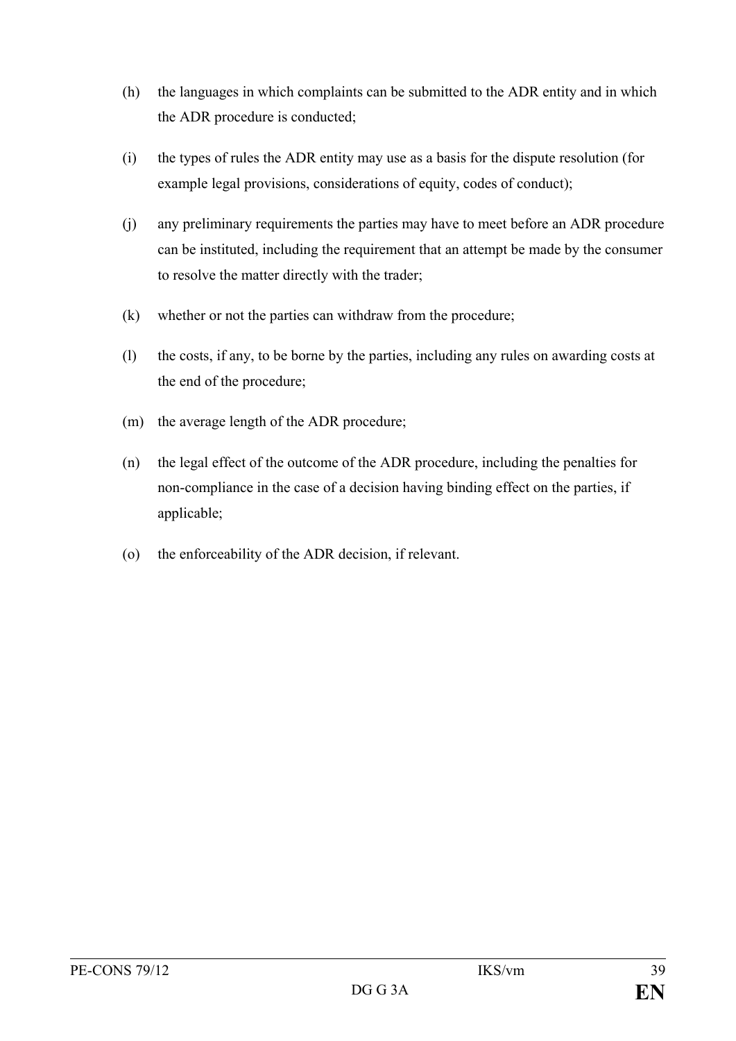(h) the languages in which complaints can be submitted to the ADR entity and in which the ADR procedure is conducted;

(i) the types of rules the ADR entity may use as a basis for the dispute resolution (for example legal provisions, considerations of equity, codes of conduct);

(j) any preliminary requirements the parties may have to meet before an ADR procedure can be instituted, including the requirement that an attempt be made by the consumer to resolve the matter directly with the trader;

(k) whether or not the parties can withdraw from the procedure;

(l) the costs, if any, to be borne by the parties, including any rules on awarding costs at the end of the procedure;

(m) the average length of the ADR procedure;

(n) the legal effect of the outcome of the ADR procedure, including the penalties for non-compliance in the case of a decision having binding effect on the parties, if applicable;

(o) the enforceability of the ADR decision, if relevant.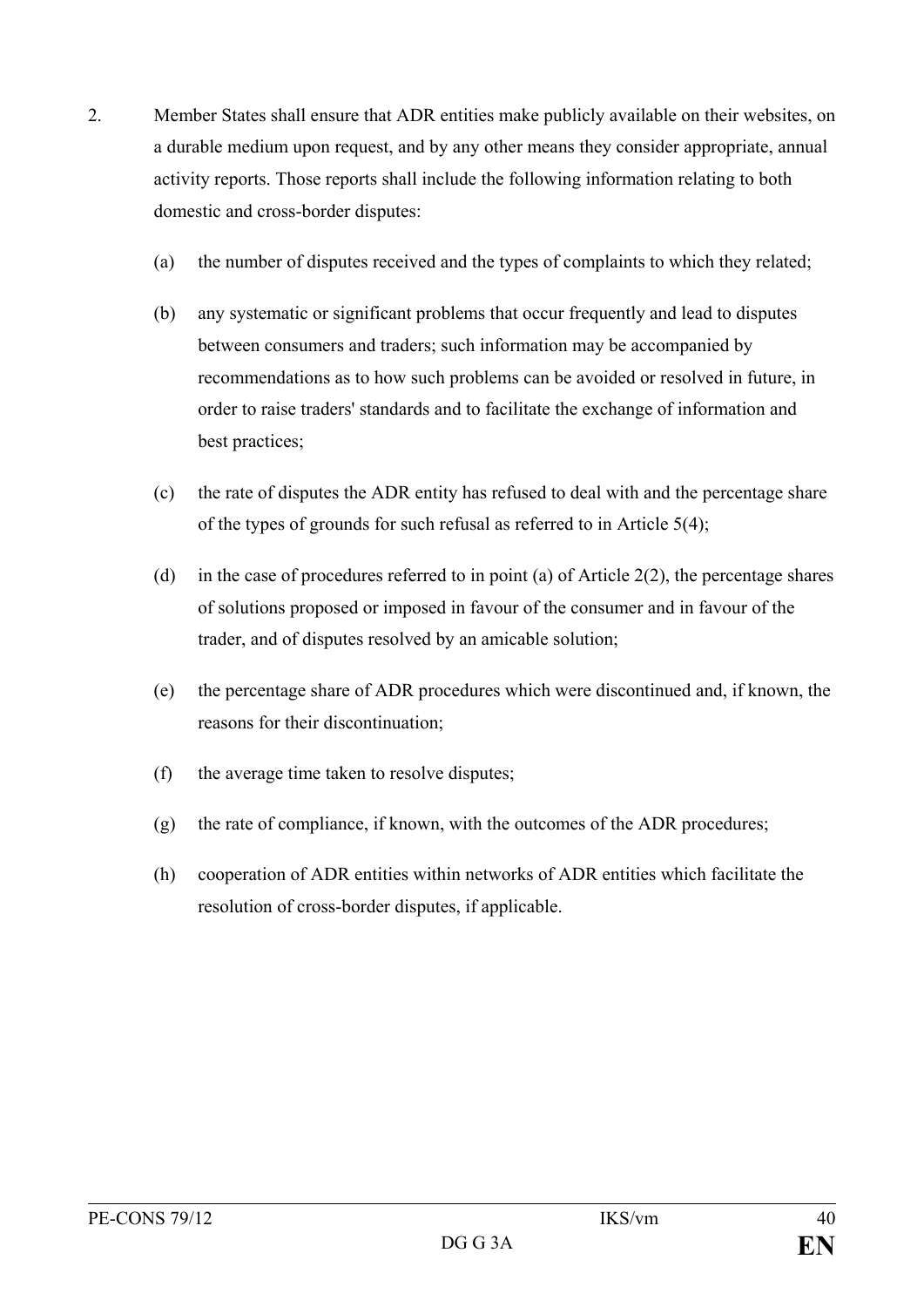2. Member States shall ensure that ADR entities make publicly available on their websites, on a durable medium upon request, and by any other means they consider appropriate, annual activity reports. Those reports shall include the following information relating to both domestic and cross-border disputes:

   (a) the number of disputes received and the types of complaints to which they related;

   (b) any systematic or significant problems that occur frequently and lead to disputes between consumers and traders; such information may be accompanied by recommendations as to how such problems can be avoided or resolved in future, in order to raise traders' standards and to facilitate the exchange of information and best practices;

   (c) the rate of disputes the ADR entity has refused to deal with and the percentage share of the types of grounds for such refusal as referred to in Article 5(4);

   (d) in the case of procedures referred to in point (a) of Article 2(2), the percentage shares of solutions proposed or imposed in favour of the consumer and in favour of the trader, and of disputes resolved by an amicable solution;

   (e) the percentage share of ADR procedures which were discontinued and, if known, the reasons for their discontinuation;

   (f) the average time taken to resolve disputes;

   (g) the rate of compliance, if known, with the outcomes of the ADR procedures;

   (h) cooperation of ADR entities within networks of ADR entities which facilitate the resolution of cross-border disputes, if applicable.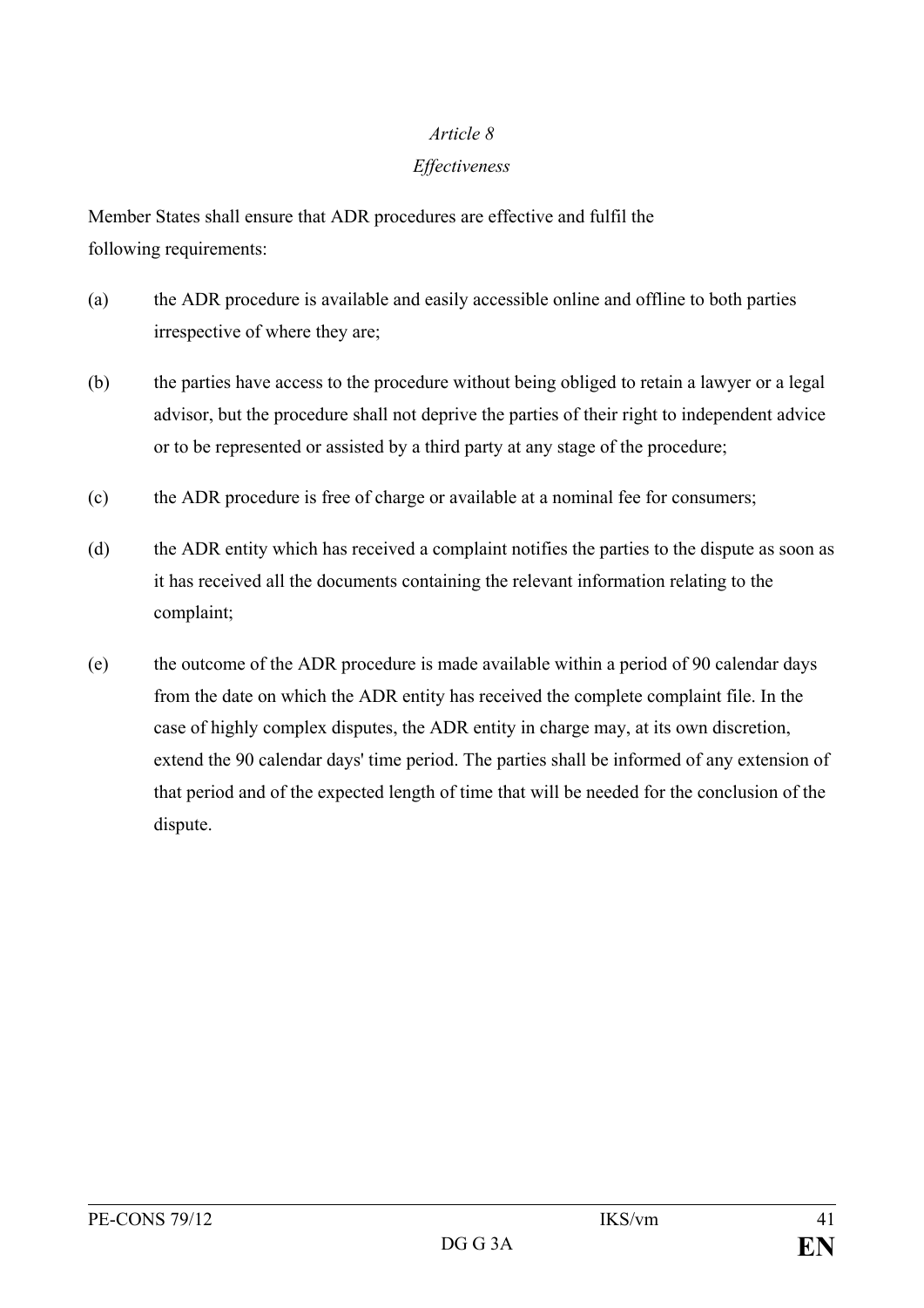*Article 8*

*Effectiveness*

Member States shall ensure that ADR procedures are effective and fulfil the following requirements:

(a) the ADR procedure is available and easily accessible online and offline to both parties irrespective of where they are;

(b) the parties have access to the procedure without being obliged to retain a lawyer or a legal advisor, but the procedure shall not deprive the parties of their right to independent advice or to be represented or assisted by a third party at any stage of the procedure;

(c) the ADR procedure is free of charge or available at a nominal fee for consumers;

(d) the ADR entity which has received a complaint notifies the parties to the dispute as soon as it has received all the documents containing the relevant information relating to the complaint;

(e) the outcome of the ADR procedure is made available within a period of 90 calendar days from the date on which the ADR entity has received the complete complaint file. In the case of highly complex disputes, the ADR entity in charge may, at its own discretion, extend the 90 calendar days' time period. The parties shall be informed of any extension of that period and of the expected length of time that will be needed for the conclusion of the dispute.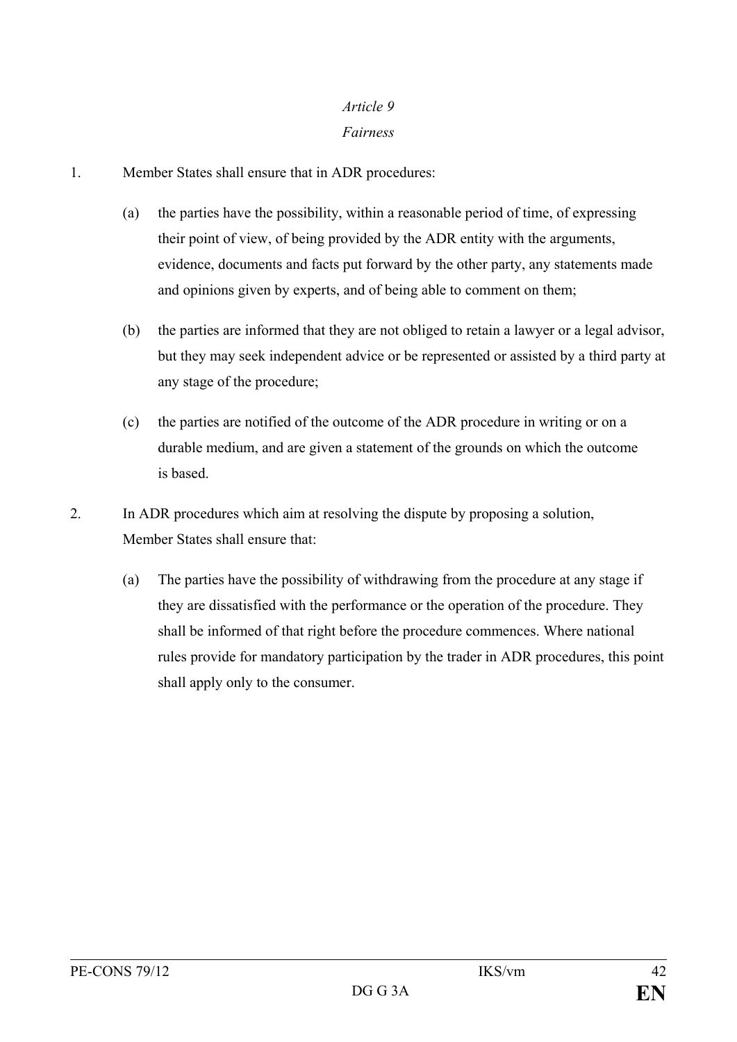*Article 9*

*Fairness*

1. Member States shall ensure that in ADR procedures:

   (a) the parties have the possibility, within a reasonable period of time, of expressing their point of view, of being provided by the ADR entity with the arguments, evidence, documents and facts put forward by the other party, any statements made and opinions given by experts, and of being able to comment on them;

   (b) the parties are informed that they are not obliged to retain a lawyer or a legal advisor, but they may seek independent advice or be represented or assisted by a third party at any stage of the procedure;

   (c) the parties are notified of the outcome of the ADR procedure in writing or on a durable medium, and are given a statement of the grounds on which the outcome is based.

2. In ADR procedures which aim at resolving the dispute by proposing a solution, Member States shall ensure that:

   (a) The parties have the possibility of withdrawing from the procedure at any stage if they are dissatisfied with the performance or the operation of the procedure. They shall be informed of that right before the procedure commences. Where national rules provide for mandatory participation by the trader in ADR procedures, this point shall apply only to the consumer.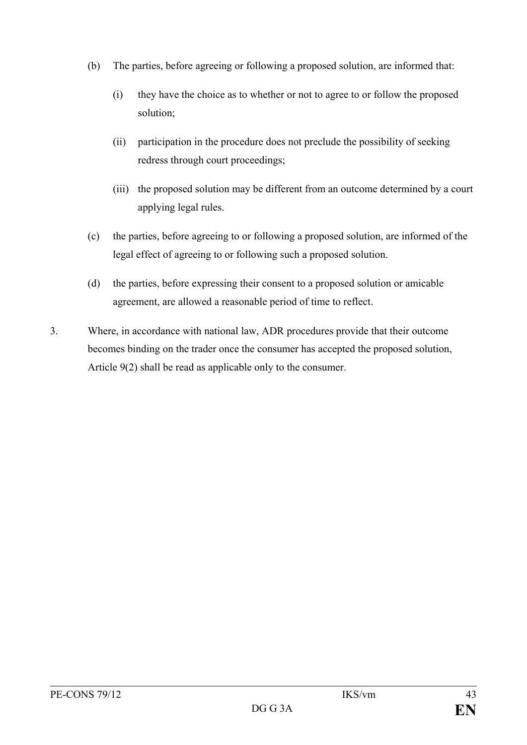(b) The parties, before agreeing or following a proposed solution, are informed that:

   (i) they have the choice as to whether or not to agree to or follow the proposed solution;

   (ii) participation in the procedure does not preclude the possibility of seeking redress through court proceedings;

   (iii) the proposed solution may be different from an outcome determined by a court applying legal rules.

(c) the parties, before agreeing to or following a proposed solution, are informed of the legal effect of agreeing to or following such a proposed solution.

(d) the parties, before expressing their consent to a proposed solution or amicable agreement, are allowed a reasonable period of time to reflect.

3. Where, in accordance with national law, ADR procedures provide that their outcome becomes binding on the trader once the consumer has accepted the proposed solution, Article 9(2) shall be read as applicable only to the consumer.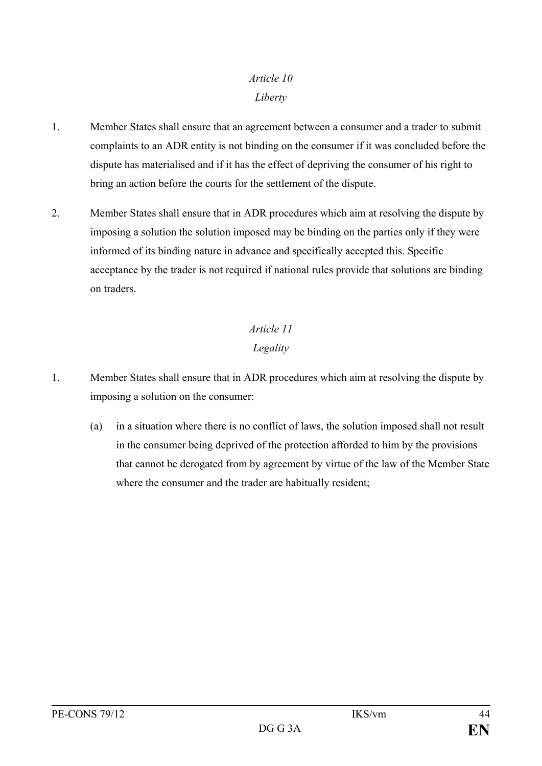*Article 10*

*Liberty*

1. Member States shall ensure that an agreement between a consumer and a trader to submit complaints to an ADR entity is not binding on the consumer if it was concluded before the dispute has materialised and if it has the effect of depriving the consumer of his right to bring an action before the courts for the settlement of the dispute.

2. Member States shall ensure that in ADR procedures which aim at resolving the dispute by imposing a solution the solution imposed may be binding on the parties only if they were informed of its binding nature in advance and specifically accepted this. Specific acceptance by the trader is not required if national rules provide that solutions are binding on traders.

*Article 11*

*Legality*

1. Member States shall ensure that in ADR procedures which aim at resolving the dispute by imposing a solution on the consumer:

   (a) in a situation where there is no conflict of laws, the solution imposed shall not result in the consumer being deprived of the protection afforded to him by the provisions that cannot be derogated from by agreement by virtue of the law of the Member State where the consumer and the trader are habitually resident;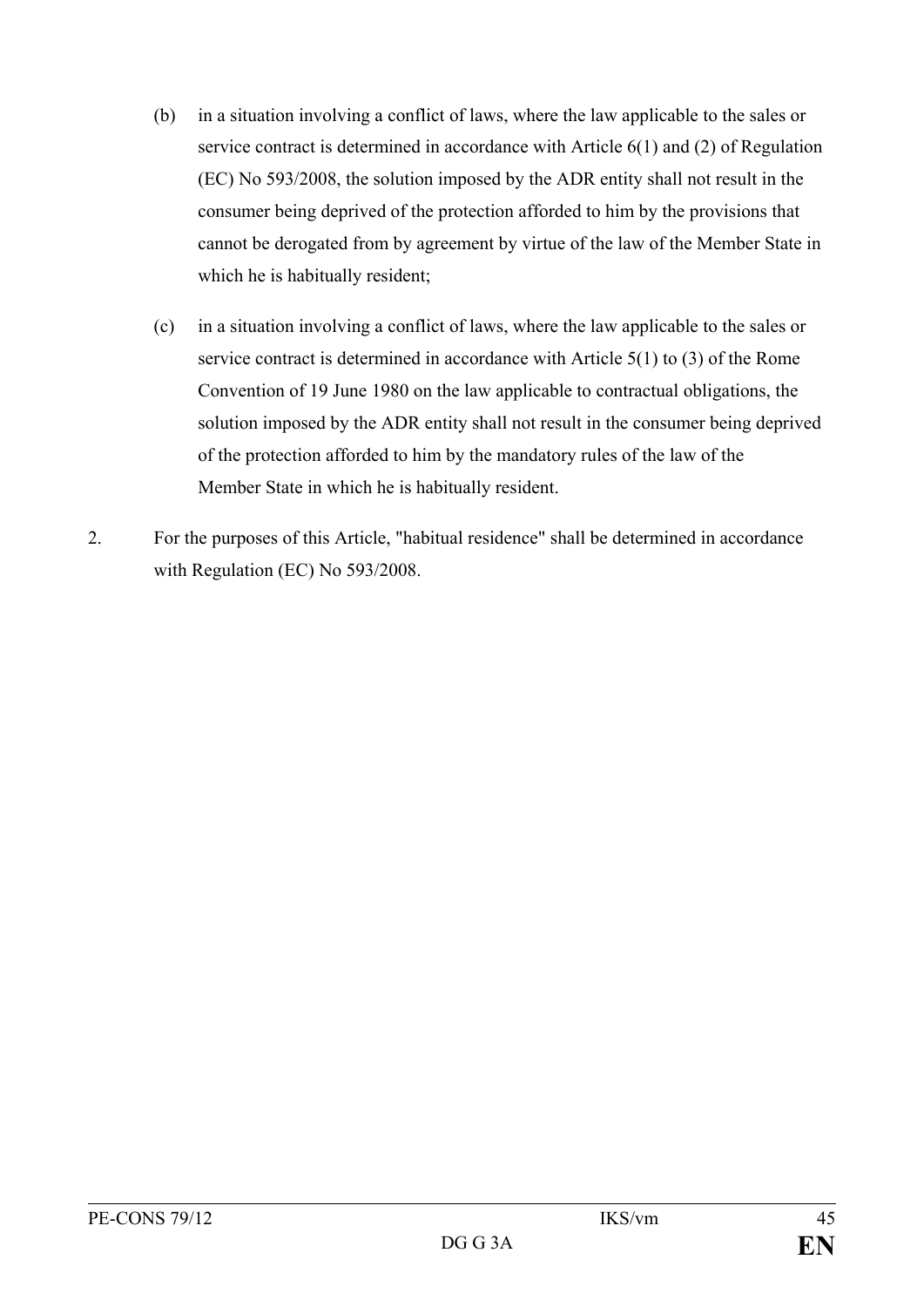(b) in a situation involving a conflict of laws, where the law applicable to the sales or service contract is determined in accordance with Article 6(1) and (2) of Regulation (EC) No 593/2008, the solution imposed by the ADR entity shall not result in the consumer being deprived of the protection afforded to him by the provisions that cannot be derogated from by agreement by virtue of the law of the Member State in which he is habitually resident;

(c) in a situation involving a conflict of laws, where the law applicable to the sales or service contract is determined in accordance with Article 5(1) to (3) of the Rome Convention of 19 June 1980 on the law applicable to contractual obligations, the solution imposed by the ADR entity shall not result in the consumer being deprived of the protection afforded to him by the mandatory rules of the law of the Member State in which he is habitually resident.

2. For the purposes of this Article, "habitual residence" shall be determined in accordance with Regulation (EC) No 593/2008.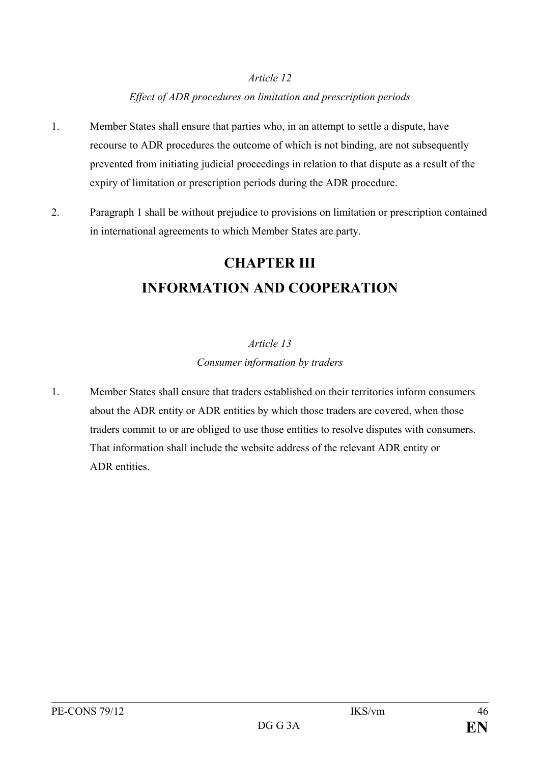*Article 12*

*Effect of ADR procedures on limitation and prescription periods*

1. Member States shall ensure that parties who, in an attempt to settle a dispute, have recourse to ADR procedures the outcome of which is not binding, are not subsequently prevented from initiating judicial proceedings in relation to that dispute as a result of the expiry of limitation or prescription periods during the ADR procedure.

2. Paragraph 1 shall be without prejudice to provisions on limitation or prescription contained in international agreements to which Member States are party.

# CHAPTER III
# INFORMATION AND COOPERATION

*Article 13*

*Consumer information by traders*

1. Member States shall ensure that traders established on their territories inform consumers about the ADR entity or ADR entities by which those traders are covered, when those traders commit to or are obliged to use those entities to resolve disputes with consumers. That information shall include the website address of the relevant ADR entity or ADR entities.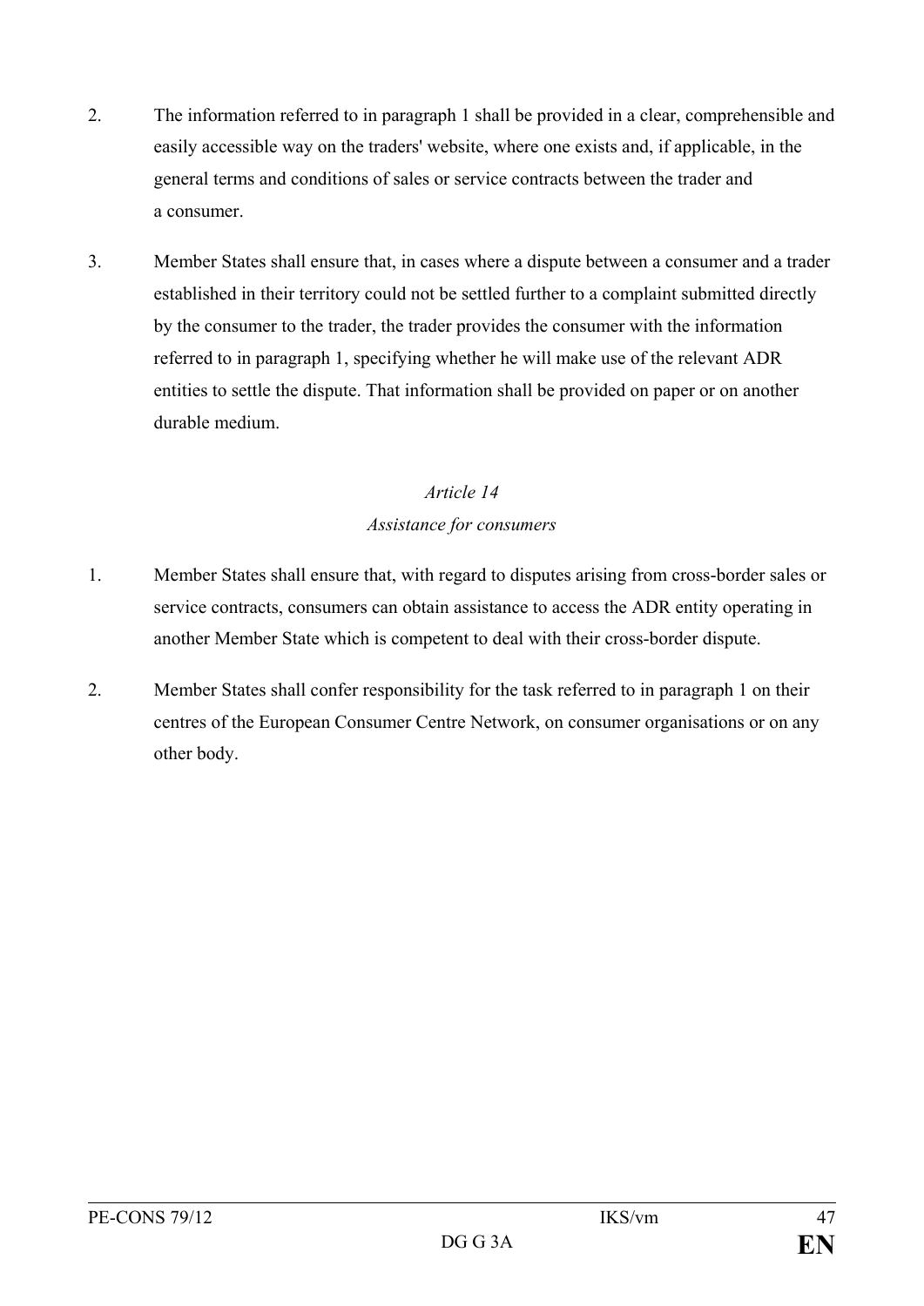2. The information referred to in paragraph 1 shall be provided in a clear, comprehensible and easily accessible way on the traders' website, where one exists and, if applicable, in the general terms and conditions of sales or service contracts between the trader and a consumer.

3. Member States shall ensure that, in cases where a dispute between a consumer and a trader established in their territory could not be settled further to a complaint submitted directly by the consumer to the trader, the trader provides the consumer with the information referred to in paragraph 1, specifying whether he will make use of the relevant ADR entities to settle the dispute. That information shall be provided on paper or on another durable medium.

*Article 14*

*Assistance for consumers*

1. Member States shall ensure that, with regard to disputes arising from cross-border sales or service contracts, consumers can obtain assistance to access the ADR entity operating in another Member State which is competent to deal with their cross-border dispute.

2. Member States shall confer responsibility for the task referred to in paragraph 1 on their centres of the European Consumer Centre Network, on consumer organisations or on any other body.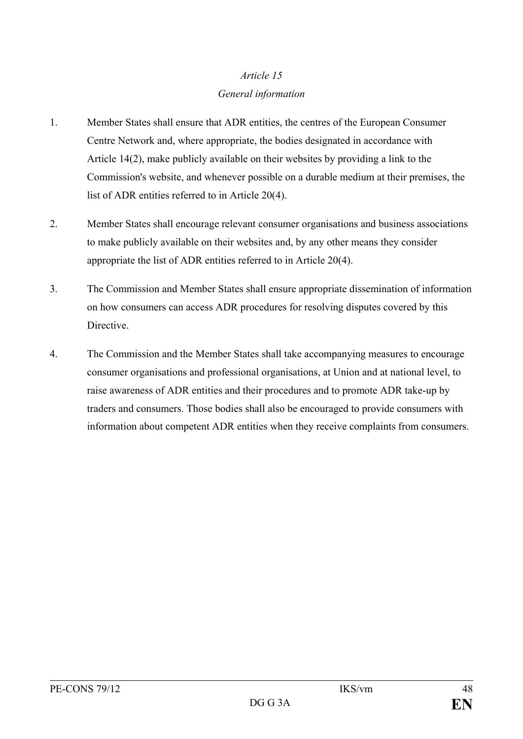*Article 15*

*General information*

1. Member States shall ensure that ADR entities, the centres of the European Consumer Centre Network and, where appropriate, the bodies designated in accordance with Article 14(2), make publicly available on their websites by providing a link to the Commission's website, and whenever possible on a durable medium at their premises, the list of ADR entities referred to in Article 20(4).

2. Member States shall encourage relevant consumer organisations and business associations to make publicly available on their websites and, by any other means they consider appropriate the list of ADR entities referred to in Article 20(4).

3. The Commission and Member States shall ensure appropriate dissemination of information on how consumers can access ADR procedures for resolving disputes covered by this Directive.

4. The Commission and the Member States shall take accompanying measures to encourage consumer organisations and professional organisations, at Union and at national level, to raise awareness of ADR entities and their procedures and to promote ADR take-up by traders and consumers. Those bodies shall also be encouraged to provide consumers with information about competent ADR entities when they receive complaints from consumers.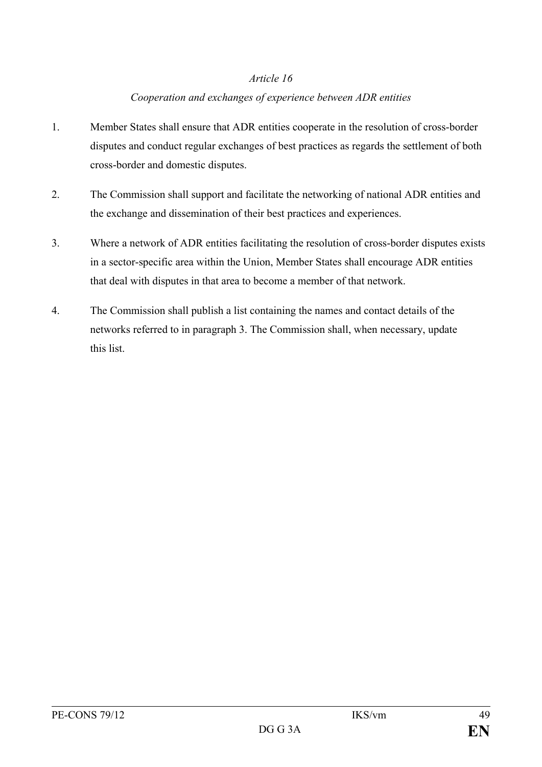*Article 16*

*Cooperation and exchanges of experience between ADR entities*

1. Member States shall ensure that ADR entities cooperate in the resolution of cross-border disputes and conduct regular exchanges of best practices as regards the settlement of both cross-border and domestic disputes.

2. The Commission shall support and facilitate the networking of national ADR entities and the exchange and dissemination of their best practices and experiences.

3. Where a network of ADR entities facilitating the resolution of cross-border disputes exists in a sector-specific area within the Union, Member States shall encourage ADR entities that deal with disputes in that area to become a member of that network.

4. The Commission shall publish a list containing the names and contact details of the networks referred to in paragraph 3. The Commission shall, when necessary, update this list.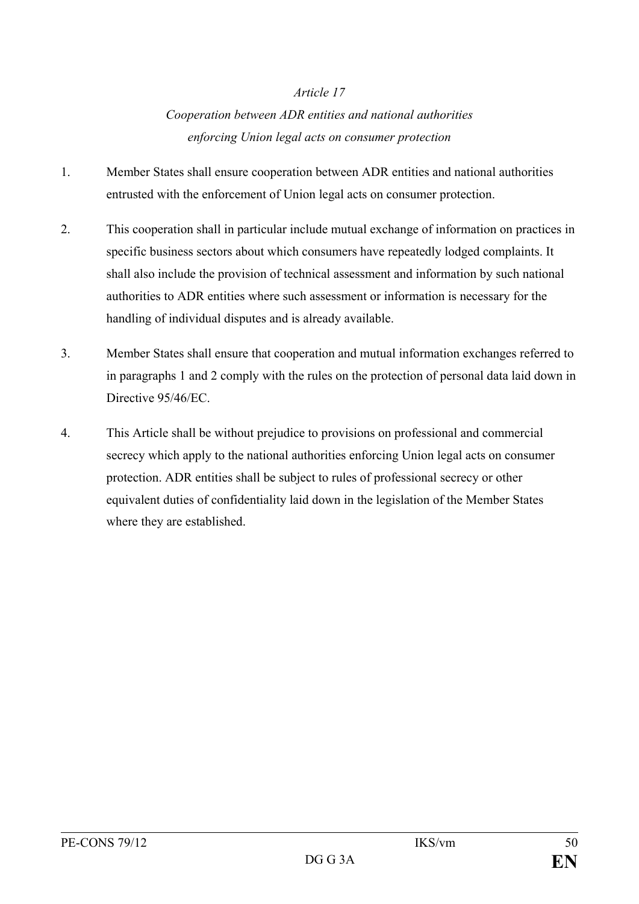*Article 17*

*Cooperation between ADR entities and national authorities enforcing Union legal acts on consumer protection*

1. Member States shall ensure cooperation between ADR entities and national authorities entrusted with the enforcement of Union legal acts on consumer protection.

2. This cooperation shall in particular include mutual exchange of information on practices in specific business sectors about which consumers have repeatedly lodged complaints. It shall also include the provision of technical assessment and information by such national authorities to ADR entities where such assessment or information is necessary for the handling of individual disputes and is already available.

3. Member States shall ensure that cooperation and mutual information exchanges referred to in paragraphs 1 and 2 comply with the rules on the protection of personal data laid down in Directive 95/46/EC.

4. This Article shall be without prejudice to provisions on professional and commercial secrecy which apply to the national authorities enforcing Union legal acts on consumer protection. ADR entities shall be subject to rules of professional secrecy or other equivalent duties of confidentiality laid down in the legislation of the Member States where they are established.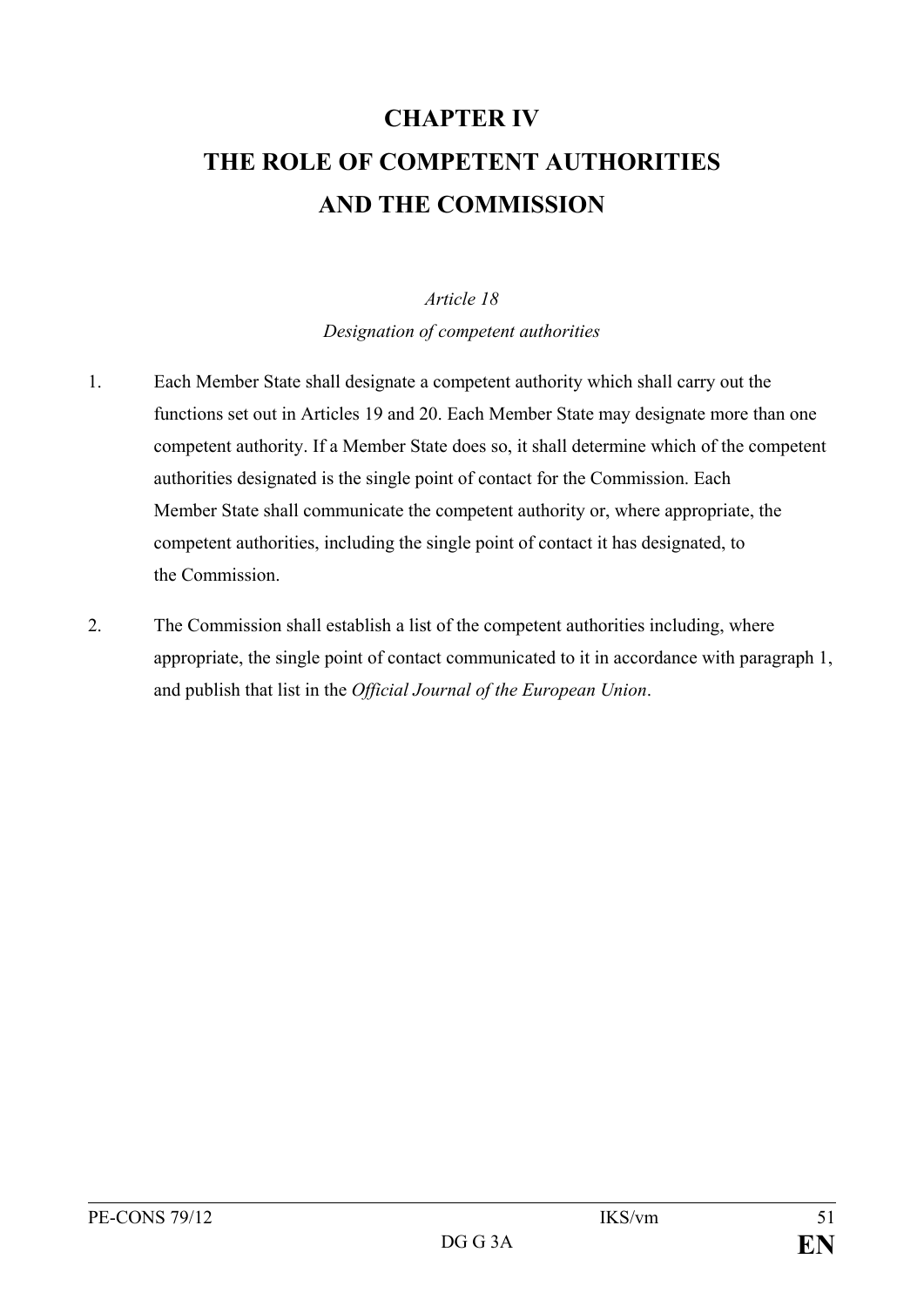# CHAPTER IV
# THE ROLE OF COMPETENT AUTHORITIES AND THE COMMISSION

*Article 18*

*Designation of competent authorities*

1. Each Member State shall designate a competent authority which shall carry out the functions set out in Articles 19 and 20. Each Member State may designate more than one competent authority. If a Member State does so, it shall determine which of the competent authorities designated is the single point of contact for the Commission. Each Member State shall communicate the competent authority or, where appropriate, the competent authorities, including the single point of contact it has designated, to the Commission.

2. The Commission shall establish a list of the competent authorities including, where appropriate, the single point of contact communicated to it in accordance with paragraph 1, and publish that list in the *Official Journal of the European Union*.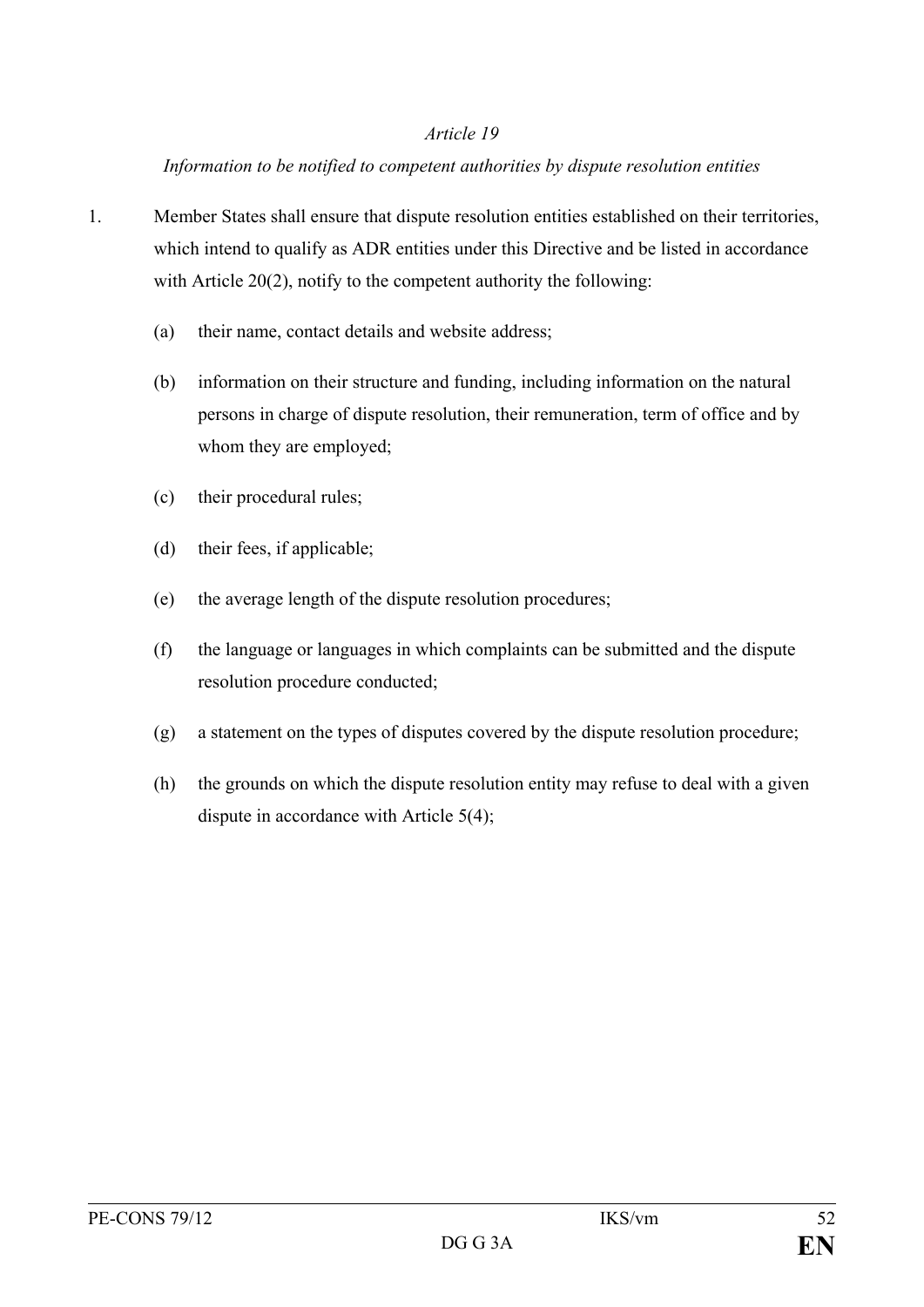*Article 19*

*Information to be notified to competent authorities by dispute resolution entities*

1. Member States shall ensure that dispute resolution entities established on their territories, which intend to qualify as ADR entities under this Directive and be listed in accordance with Article 20(2), notify to the competent authority the following:

   (a) their name, contact details and website address;

   (b) information on their structure and funding, including information on the natural persons in charge of dispute resolution, their remuneration, term of office and by whom they are employed;

   (c) their procedural rules;

   (d) their fees, if applicable;

   (e) the average length of the dispute resolution procedures;

   (f) the language or languages in which complaints can be submitted and the dispute resolution procedure conducted;

   (g) a statement on the types of disputes covered by the dispute resolution procedure;

   (h) the grounds on which the dispute resolution entity may refuse to deal with a given dispute in accordance with Article 5(4);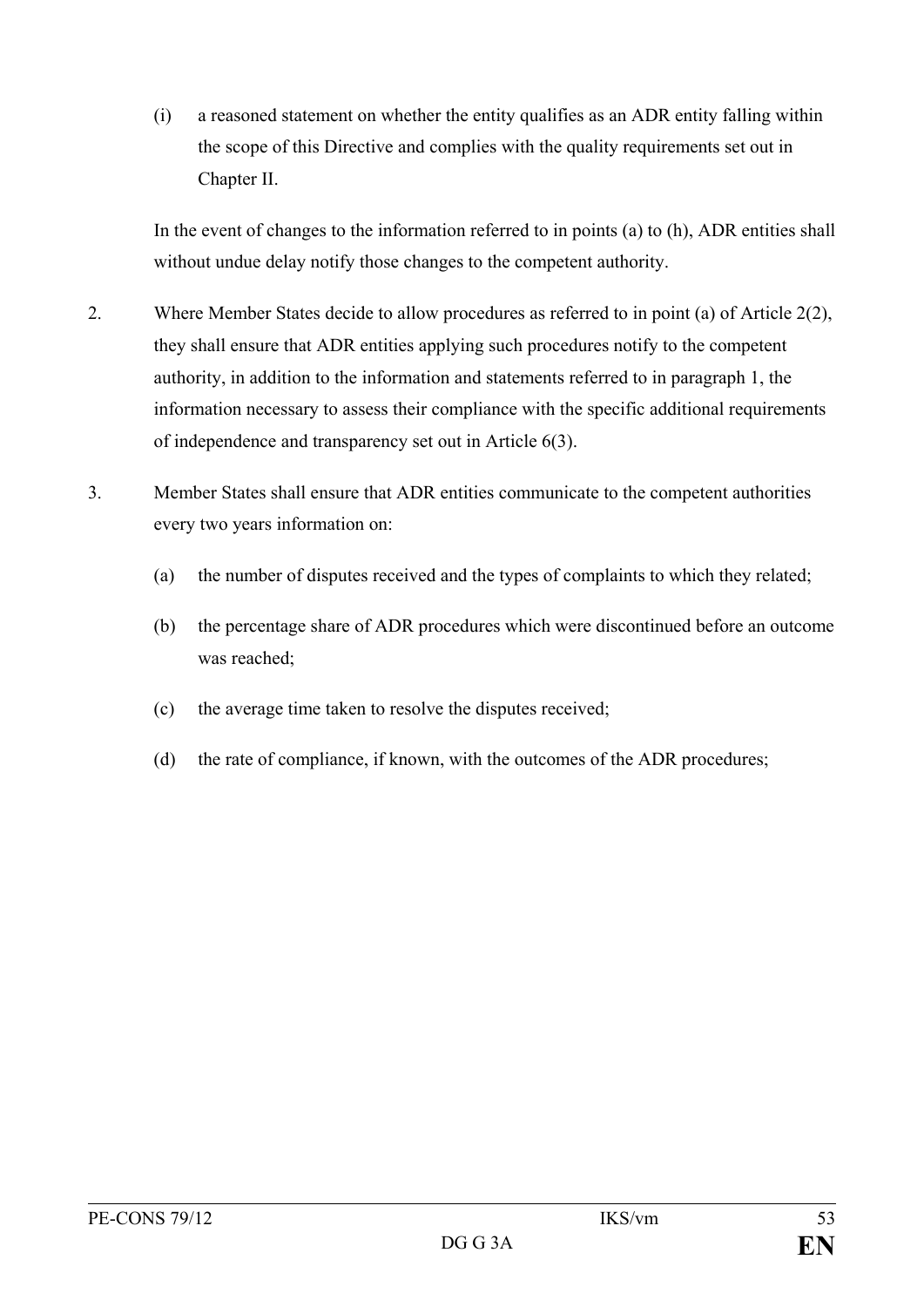(i) a reasoned statement on whether the entity qualifies as an ADR entity falling within the scope of this Directive and complies with the quality requirements set out in Chapter II.

In the event of changes to the information referred to in points (a) to (h), ADR entities shall without undue delay notify those changes to the competent authority.

2. Where Member States decide to allow procedures as referred to in point (a) of Article 2(2), they shall ensure that ADR entities applying such procedures notify to the competent authority, in addition to the information and statements referred to in paragraph 1, the information necessary to assess their compliance with the specific additional requirements of independence and transparency set out in Article 6(3).

3. Member States shall ensure that ADR entities communicate to the competent authorities every two years information on:

(a) the number of disputes received and the types of complaints to which they related;

(b) the percentage share of ADR procedures which were discontinued before an outcome was reached;

(c) the average time taken to resolve the disputes received;

(d) the rate of compliance, if known, with the outcomes of the ADR procedures;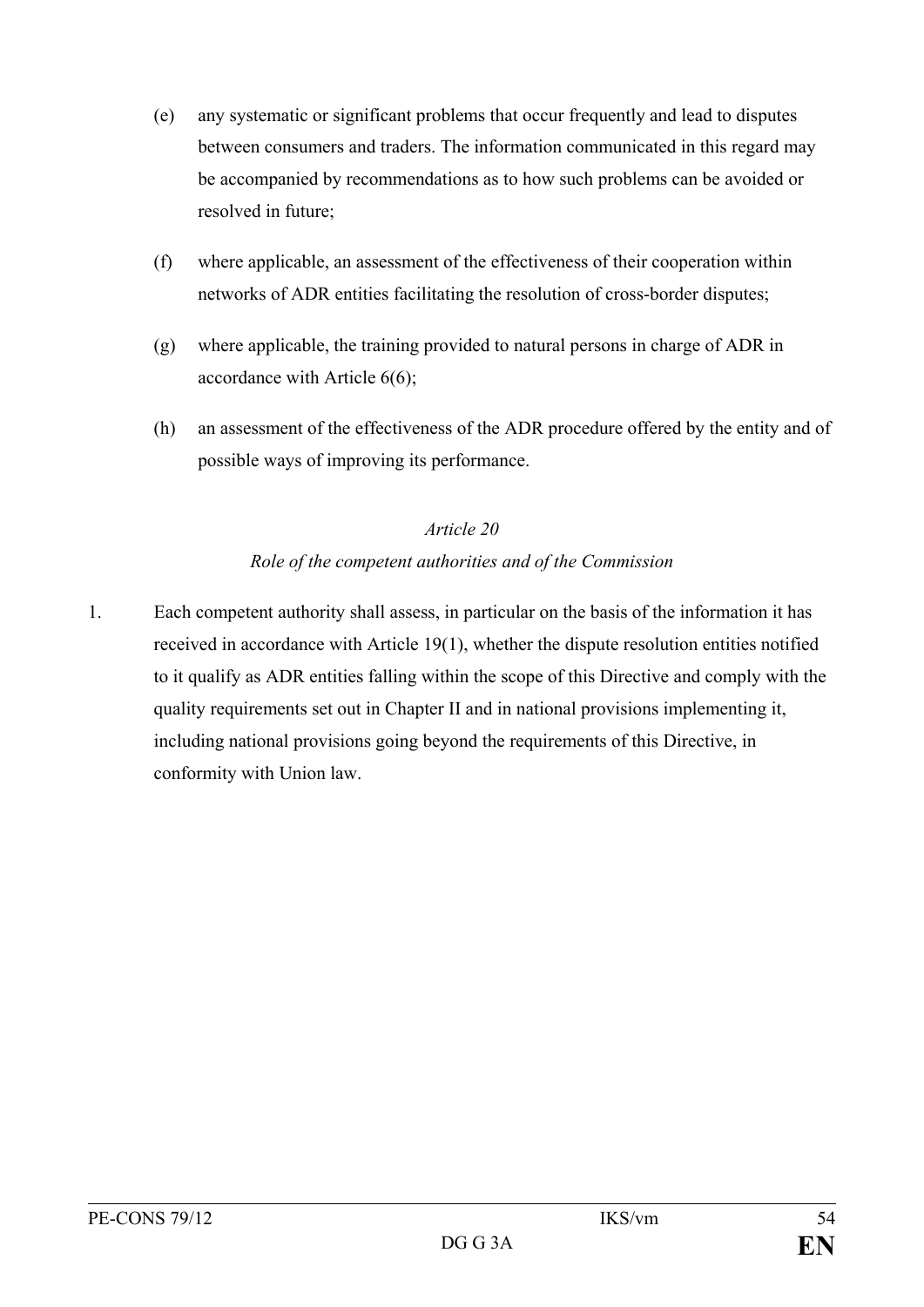(e) any systematic or significant problems that occur frequently and lead to disputes between consumers and traders. The information communicated in this regard may be accompanied by recommendations as to how such problems can be avoided or resolved in future;

(f) where applicable, an assessment of the effectiveness of their cooperation within networks of ADR entities facilitating the resolution of cross-border disputes;

(g) where applicable, the training provided to natural persons in charge of ADR in accordance with Article 6(6);

(h) an assessment of the effectiveness of the ADR procedure offered by the entity and of possible ways of improving its performance.

*Article 20*

*Role of the competent authorities and of the Commission*

1. Each competent authority shall assess, in particular on the basis of the information it has received in accordance with Article 19(1), whether the dispute resolution entities notified to it qualify as ADR entities falling within the scope of this Directive and comply with the quality requirements set out in Chapter II and in national provisions implementing it, including national provisions going beyond the requirements of this Directive, in conformity with Union law.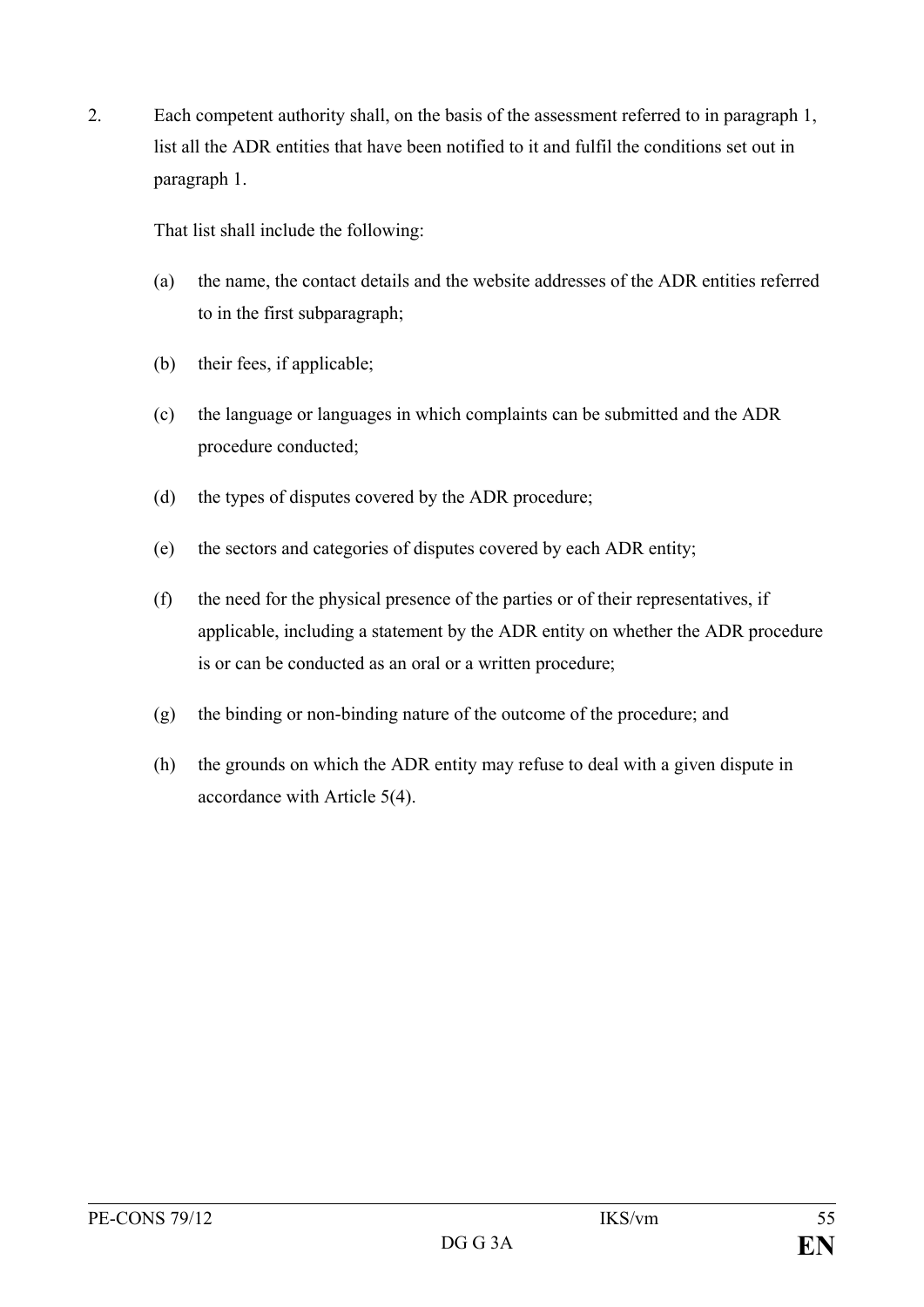2. Each competent authority shall, on the basis of the assessment referred to in paragraph 1, list all the ADR entities that have been notified to it and fulfil the conditions set out in paragraph 1.

   That list shall include the following:

   (a) the name, the contact details and the website addresses of the ADR entities referred to in the first subparagraph;

   (b) their fees, if applicable;

   (c) the language or languages in which complaints can be submitted and the ADR procedure conducted;

   (d) the types of disputes covered by the ADR procedure;

   (e) the sectors and categories of disputes covered by each ADR entity;

   (f) the need for the physical presence of the parties or of their representatives, if applicable, including a statement by the ADR entity on whether the ADR procedure is or can be conducted as an oral or a written procedure;

   (g) the binding or non-binding nature of the outcome of the procedure; and

   (h) the grounds on which the ADR entity may refuse to deal with a given dispute in accordance with Article 5(4).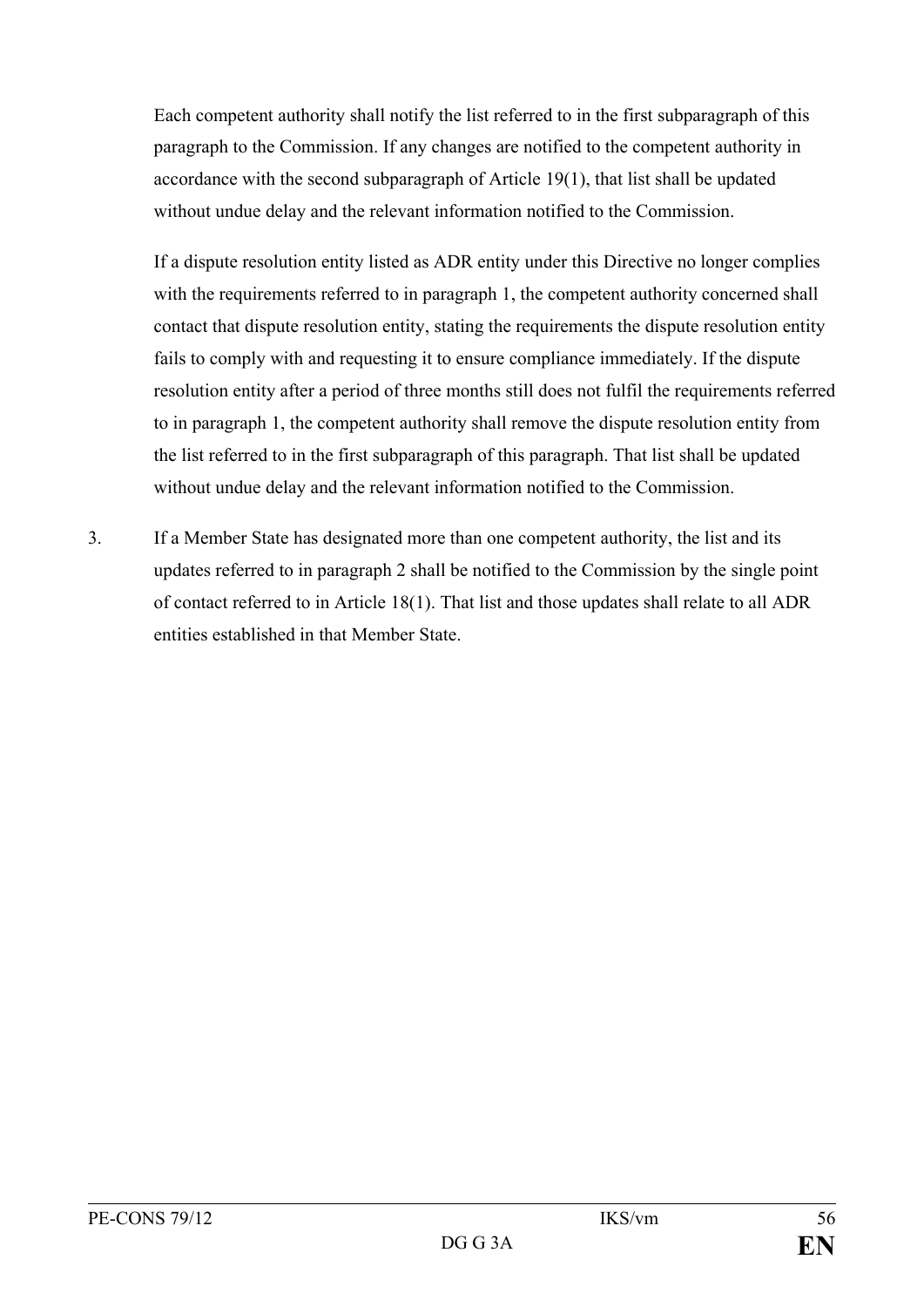Each competent authority shall notify the list referred to in the first subparagraph of this paragraph to the Commission. If any changes are notified to the competent authority in accordance with the second subparagraph of Article 19(1), that list shall be updated without undue delay and the relevant information notified to the Commission.

If a dispute resolution entity listed as ADR entity under this Directive no longer complies with the requirements referred to in paragraph 1, the competent authority concerned shall contact that dispute resolution entity, stating the requirements the dispute resolution entity fails to comply with and requesting it to ensure compliance immediately. If the dispute resolution entity after a period of three months still does not fulfil the requirements referred to in paragraph 1, the competent authority shall remove the dispute resolution entity from the list referred to in the first subparagraph of this paragraph. That list shall be updated without undue delay and the relevant information notified to the Commission.

3. If a Member State has designated more than one competent authority, the list and its updates referred to in paragraph 2 shall be notified to the Commission by the single point of contact referred to in Article 18(1). That list and those updates shall relate to all ADR entities established in that Member State.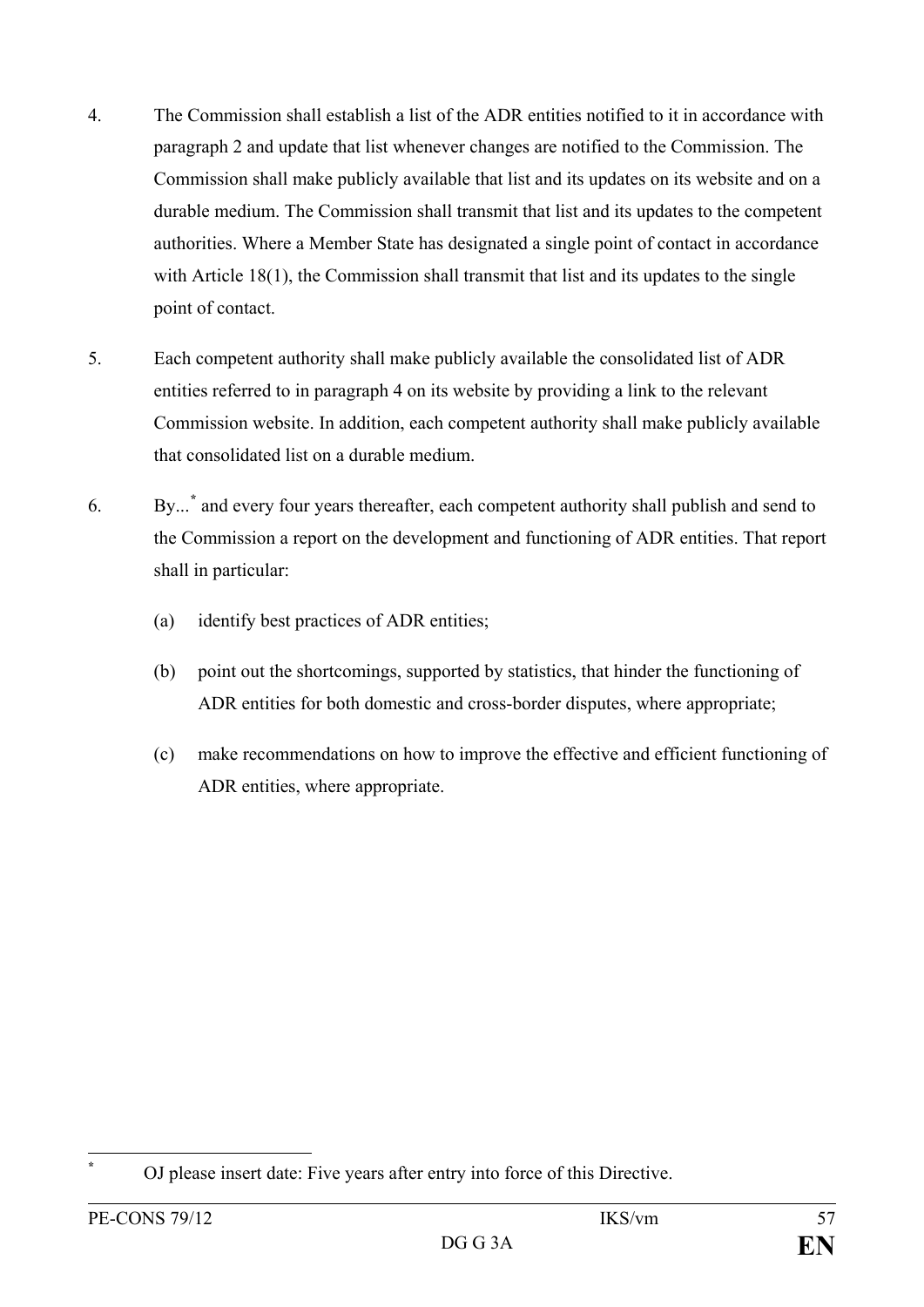4. The Commission shall establish a list of the ADR entities notified to it in accordance with paragraph 2 and update that list whenever changes are notified to the Commission. The Commission shall make publicly available that list and its updates on its website and on a durable medium. The Commission shall transmit that list and its updates to the competent authorities. Where a Member State has designated a single point of contact in accordance with Article 18(1), the Commission shall transmit that list and its updates to the single point of contact.

5. Each competent authority shall make publicly available the consolidated list of ADR entities referred to in paragraph 4 on its website by providing a link to the relevant Commission website. In addition, each competent authority shall make publicly available that consolidated list on a durable medium.

6. By...[*] and every four years thereafter, each competent authority shall publish and send to the Commission a report on the development and functioning of ADR entities. That report shall in particular:

   (a) identify best practices of ADR entities;

   (b) point out the shortcomings, supported by statistics, that hinder the functioning of ADR entities for both domestic and cross-border disputes, where appropriate;

   (c) make recommendations on how to improve the effective and efficient functioning of ADR entities, where appropriate.

---

[*] OJ please insert date: Five years after entry into force of this Directive.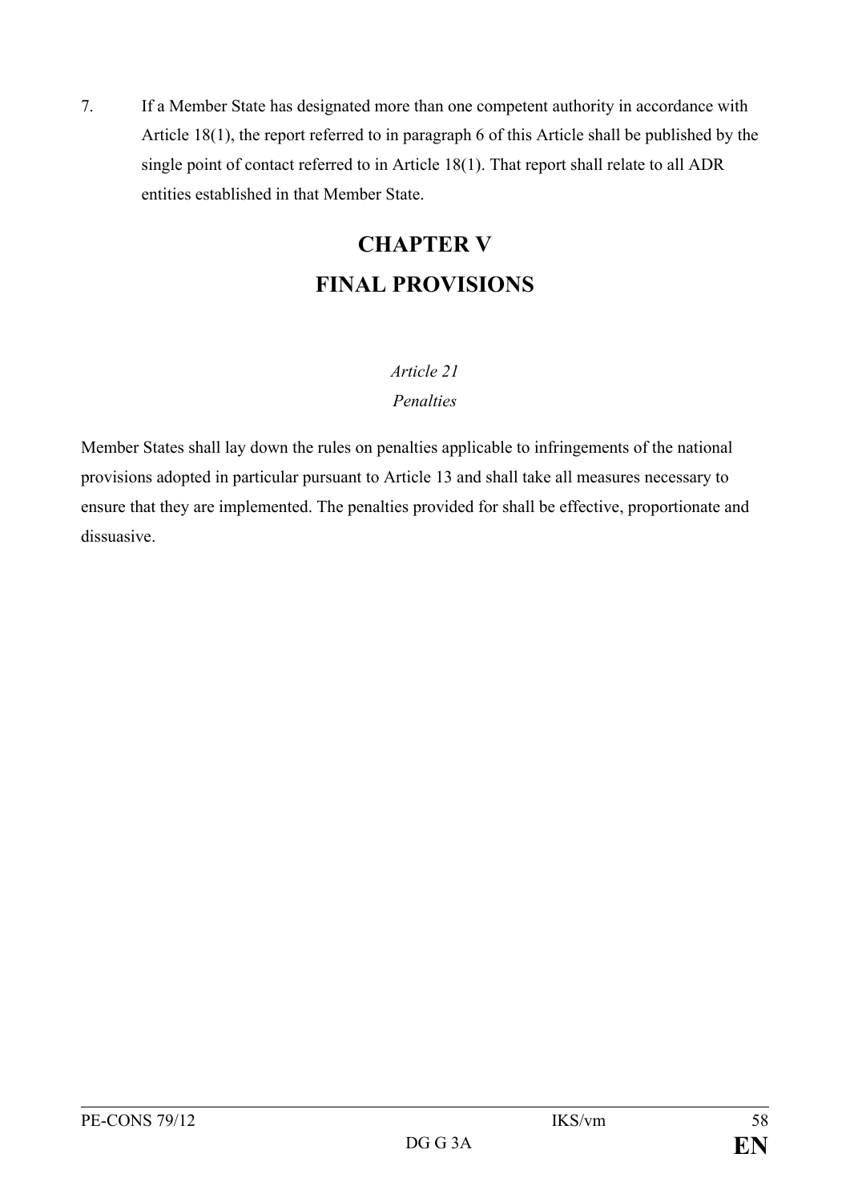7. If a Member State has designated more than one competent authority in accordance with Article 18(1), the report referred to in paragraph 6 of this Article shall be published by the single point of contact referred to in Article 18(1). That report shall relate to all ADR entities established in that Member State.

# CHAPTER V
# FINAL PROVISIONS

*Article 21*

*Penalties*

Member States shall lay down the rules on penalties applicable to infringements of the national provisions adopted in particular pursuant to Article 13 and shall take all measures necessary to ensure that they are implemented. The penalties provided for shall be effective, proportionate and dissuasive.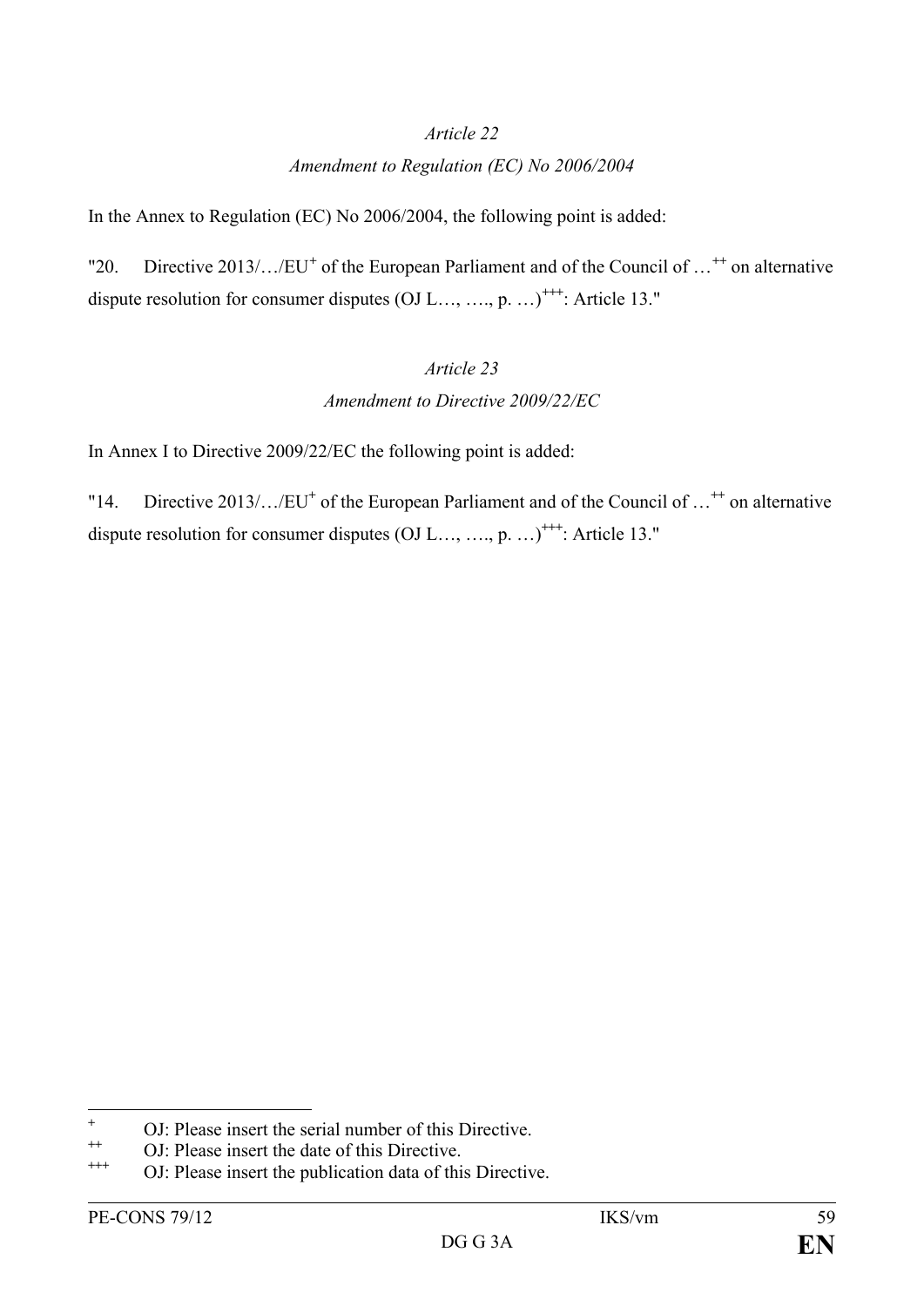*Article 22*

*Amendment to Regulation (EC) No 2006/2004*

In the Annex to Regulation (EC) No 2006/2004, the following point is added:

"20. Directive 2013/…/EU[+] of the European Parliament and of the Council of …[++] on alternative dispute resolution for consumer disputes (OJ L…, …., p. …)[+++]: Article 13."

*Article 23*

*Amendment to Directive 2009/22/EC*

In Annex I to Directive 2009/22/EC the following point is added:

"14. Directive 2013/…/EU[+] of the European Parliament and of the Council of …[++] on alternative dispute resolution for consumer disputes (OJ L…, …., p. …)[+++]: Article 13."

---

[+] OJ: Please insert the serial number of this Directive.

[++] OJ: Please insert the date of this Directive.

[+++] OJ: Please insert the publication data of this Directive.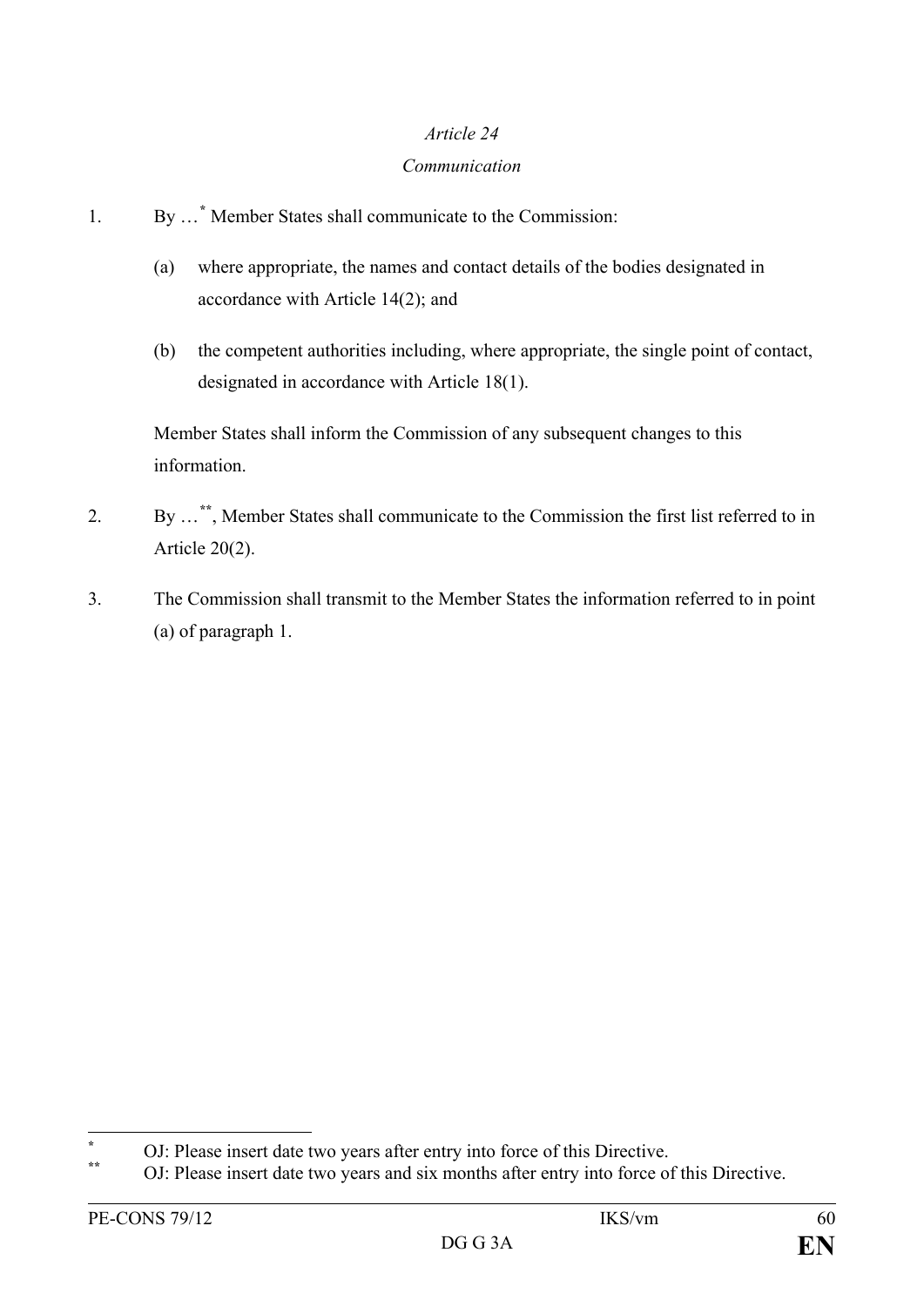*Article 24*

*Communication*

1. By …[*] Member States shall communicate to the Commission:

   (a) where appropriate, the names and contact details of the bodies designated in accordance with Article 14(2); and

   (b) the competent authorities including, where appropriate, the single point of contact, designated in accordance with Article 18(1).

   Member States shall inform the Commission of any subsequent changes to this information.

2. By …[**], Member States shall communicate to the Commission the first list referred to in Article 20(2).

3. The Commission shall transmit to the Member States the information referred to in point (a) of paragraph 1.

---

[*] OJ: Please insert date two years after entry into force of this Directive.

[**] OJ: Please insert date two years and six months after entry into force of this Directive.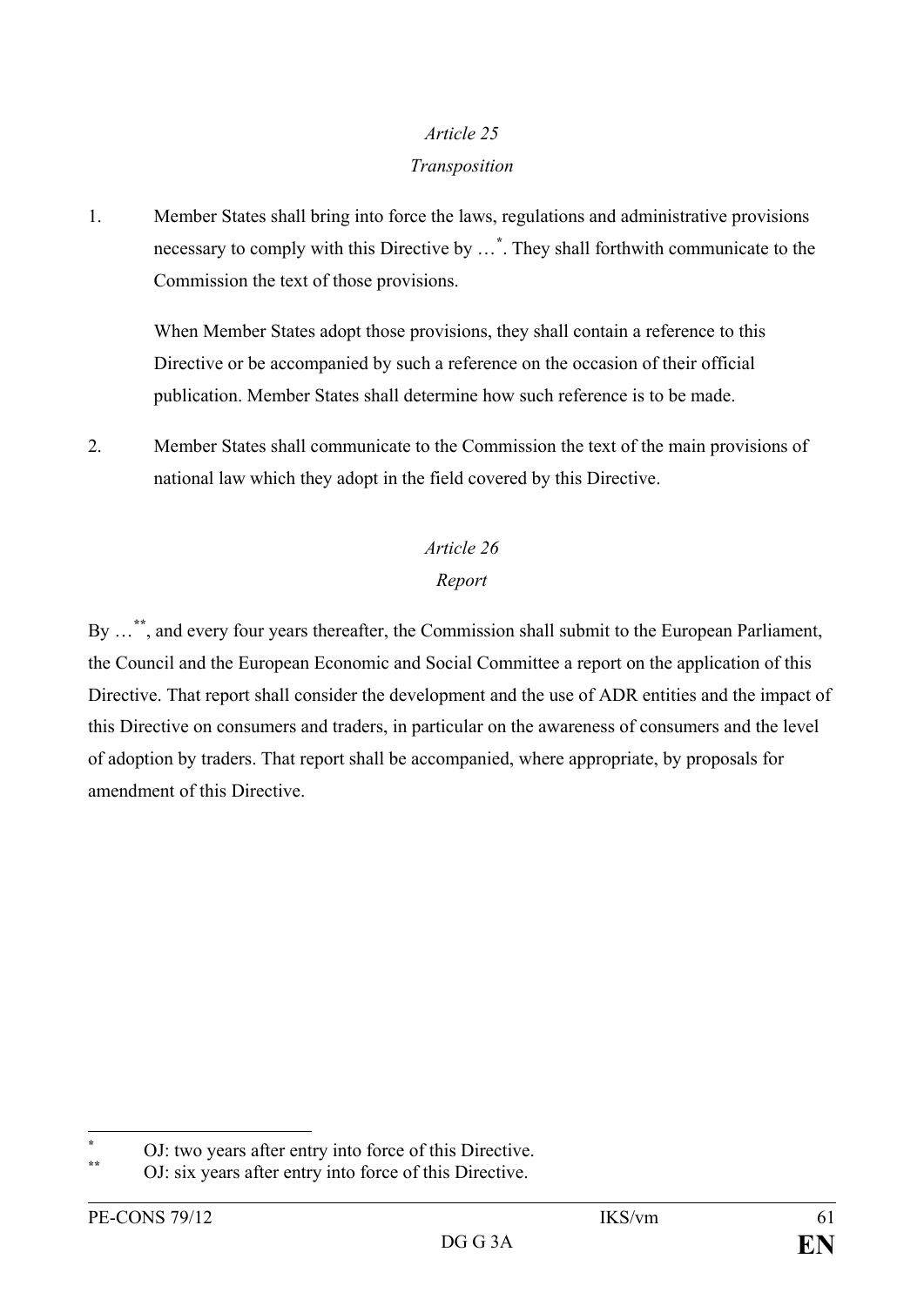*Article 25*

*Transposition*

1. Member States shall bring into force the laws, regulations and administrative provisions necessary to comply with this Directive by …[*]. They shall forthwith communicate to the Commission the text of those provisions.

   When Member States adopt those provisions, they shall contain a reference to this Directive or be accompanied by such a reference on the occasion of their official publication. Member States shall determine how such reference is to be made.

2. Member States shall communicate to the Commission the text of the main provisions of national law which they adopt in the field covered by this Directive.

*Article 26*

*Report*

By …[**], and every four years thereafter, the Commission shall submit to the European Parliament, the Council and the European Economic and Social Committee a report on the application of this Directive. That report shall consider the development and the use of ADR entities and the impact of this Directive on consumers and traders, in particular on the awareness of consumers and the level of adoption by traders. That report shall be accompanied, where appropriate, by proposals for amendment of this Directive.

---

[*] OJ: two years after entry into force of this Directive.

[**] OJ: six years after entry into force of this Directive.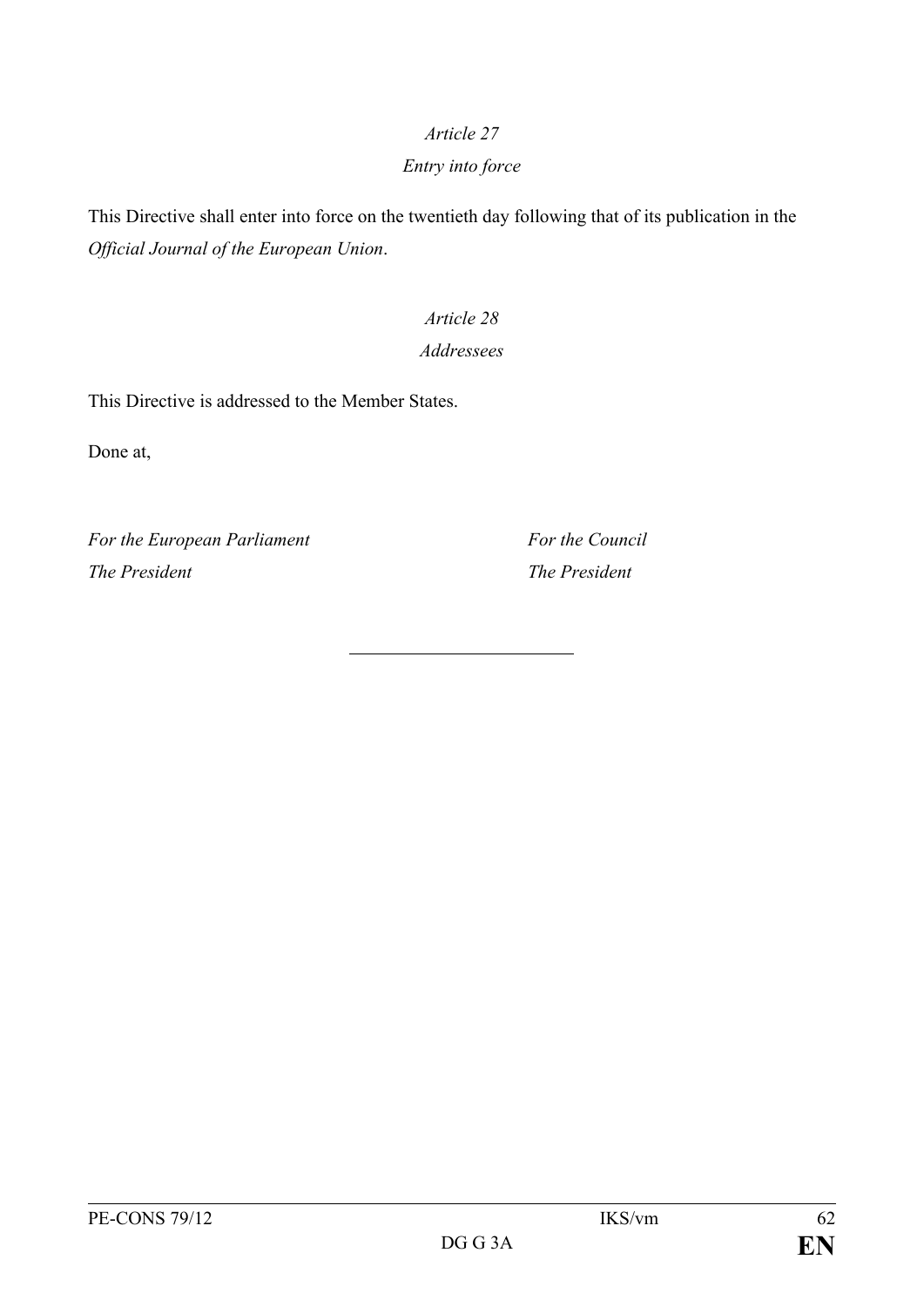*Article 27*

*Entry into force*

This Directive shall enter into force on the twentieth day following that of its publication in the *Official Journal of the European Union*.

*Article 28*

*Addressees*

This Directive is addressed to the Member States.

Done at,

*For the European Parliament*
*The President*

*For the Council*
*The President*